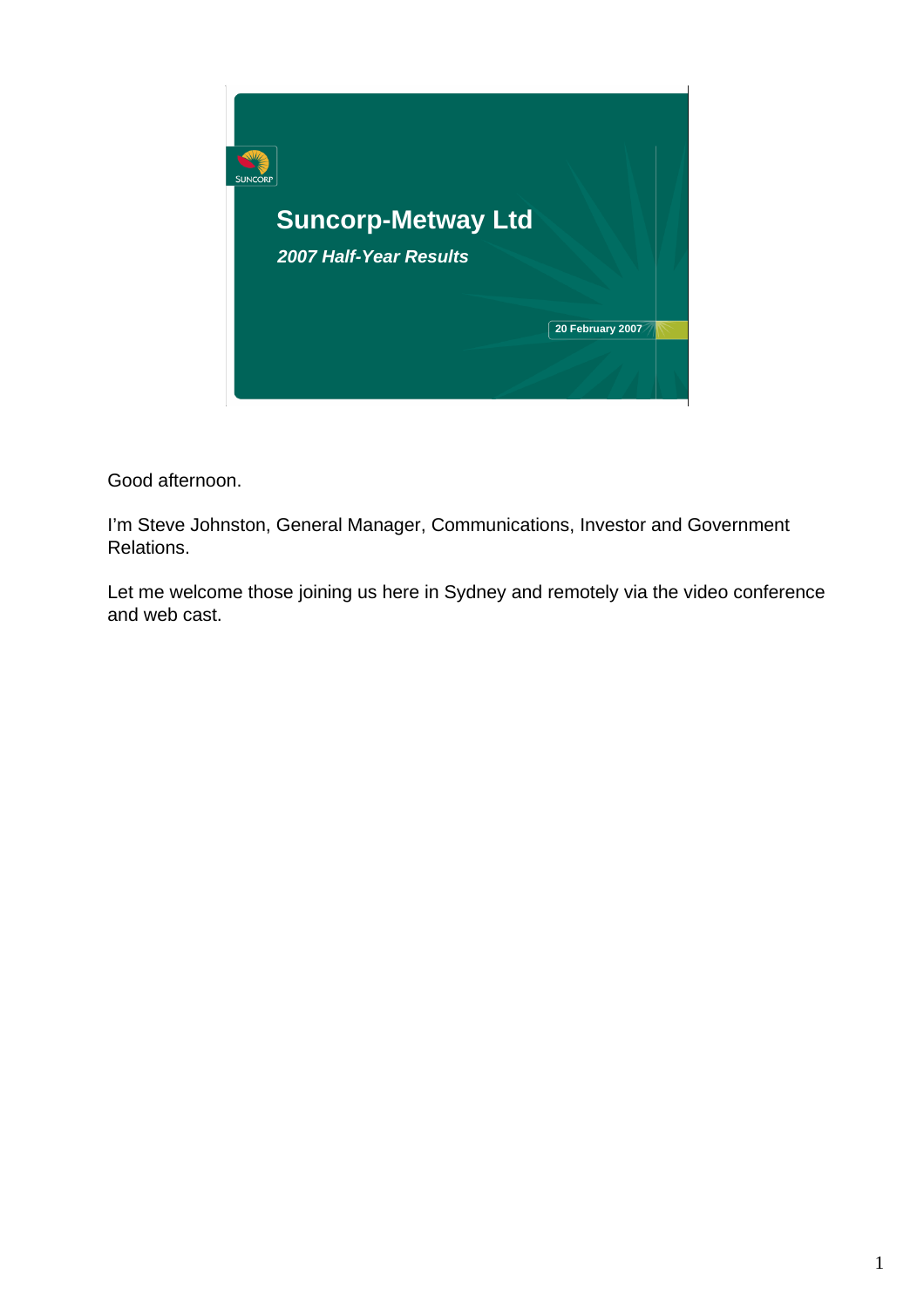# Suncorp-Metway Ltd

*2007 Half-Year Results*

20 February 2007

Good afternoon.

I'm Steve Johnston, General Manager, Communications, Investor and Government Relations.

Let me welcome those joining us here in Sydney and remotely via the video conference and web cast.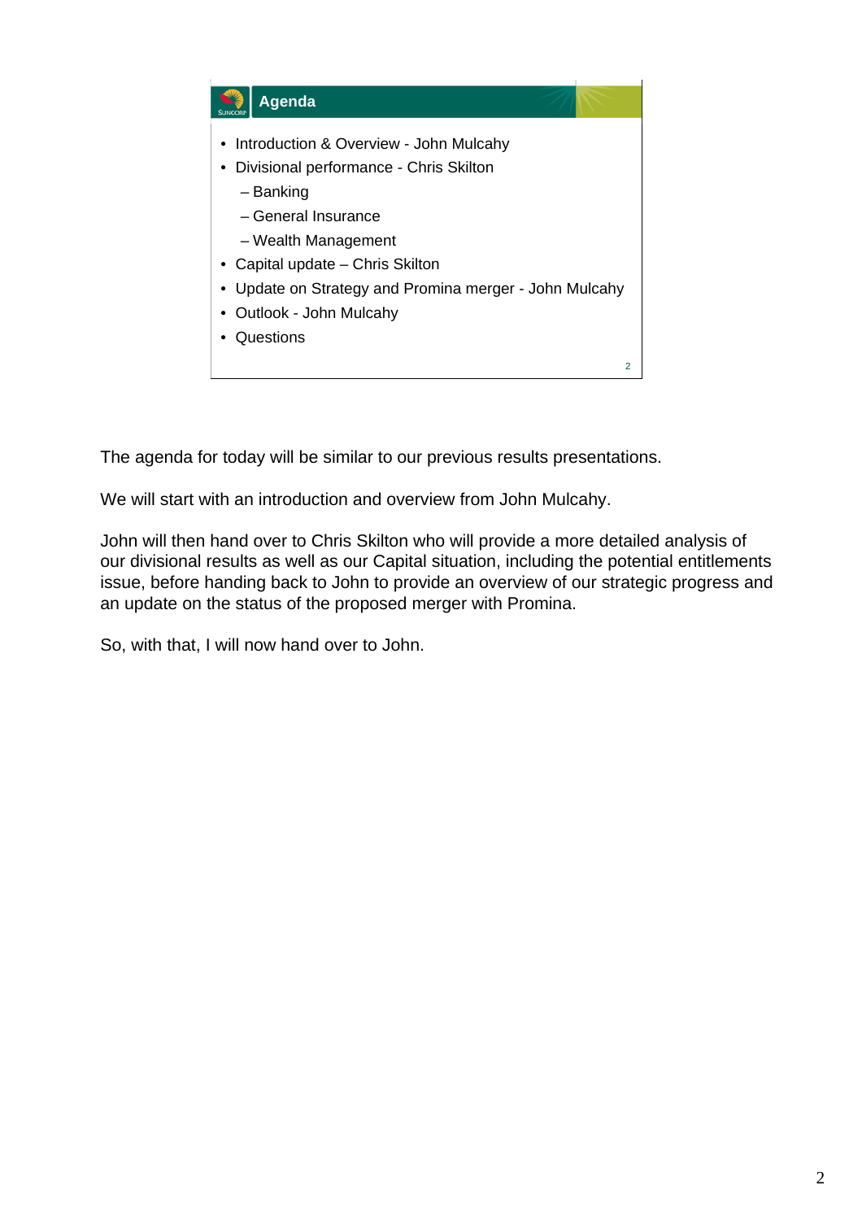## Agenda

- Introduction & Overview - John Mulcahy
- Divisional performance - Chris Skilton
  - Banking
  - General Insurance
  - Wealth Management
- Capital update – Chris Skilton
- Update on Strategy and Promina merger - John Mulcahy
- Outlook - John Mulcahy
- Questions

The agenda for today will be similar to our previous results presentations.

We will start with an introduction and overview from John Mulcahy.

John will then hand over to Chris Skilton who will provide a more detailed analysis of our divisional results as well as our Capital situation, including the potential entitlements issue, before handing back to John to provide an overview of our strategic progress and an update on the status of the proposed merger with Promina.

So, with that, I will now hand over to John.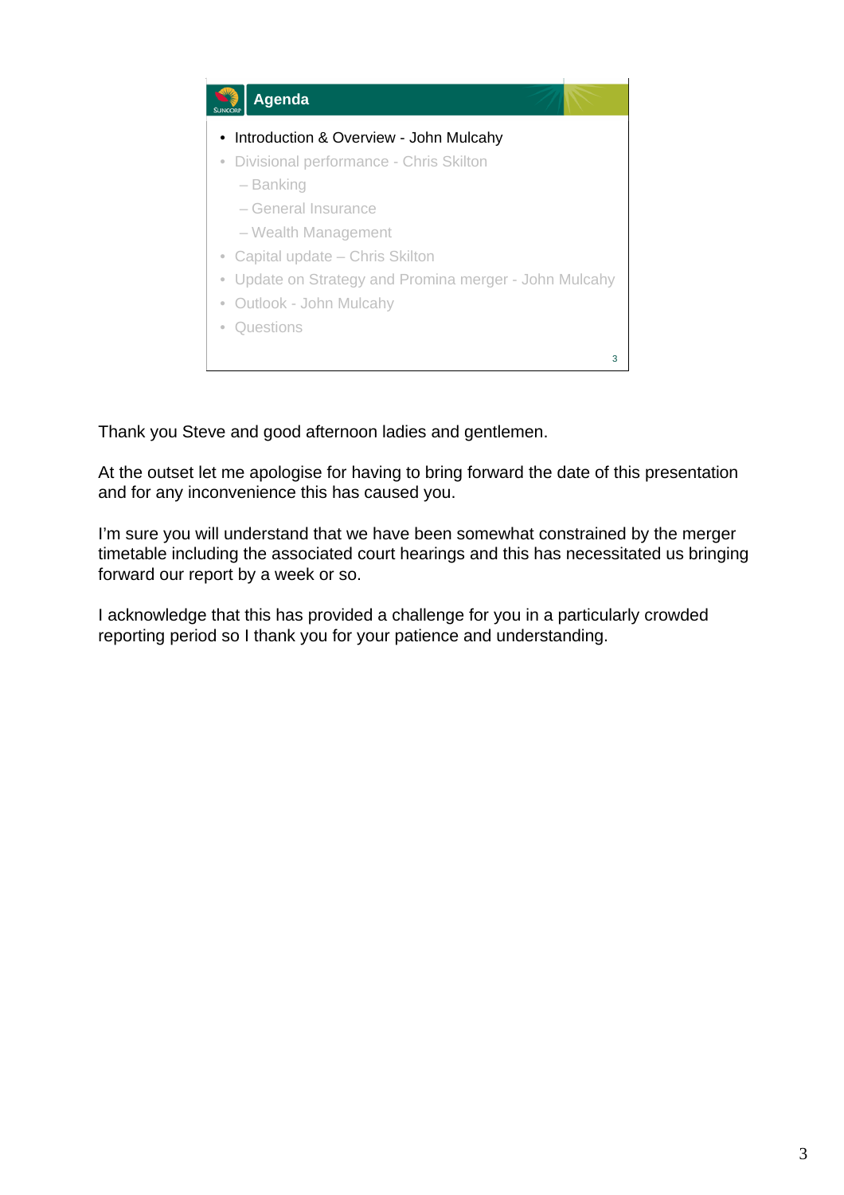## Agenda

- Introduction & Overview - John Mulcahy
- Divisional performance - Chris Skilton
  - – Banking
  - – General Insurance
  - – Wealth Management
- Capital update – Chris Skilton
- Update on Strategy and Promina merger - John Mulcahy
- Outlook - John Mulcahy
- Questions

Thank you Steve and good afternoon ladies and gentlemen.

At the outset let me apologise for having to bring forward the date of this presentation and for any inconvenience this has caused you.

I'm sure you will understand that we have been somewhat constrained by the merger timetable including the associated court hearings and this has necessitated us bringing forward our report by a week or so.

I acknowledge that this has provided a challenge for you in a particularly crowded reporting period so I thank you for your patience and understanding.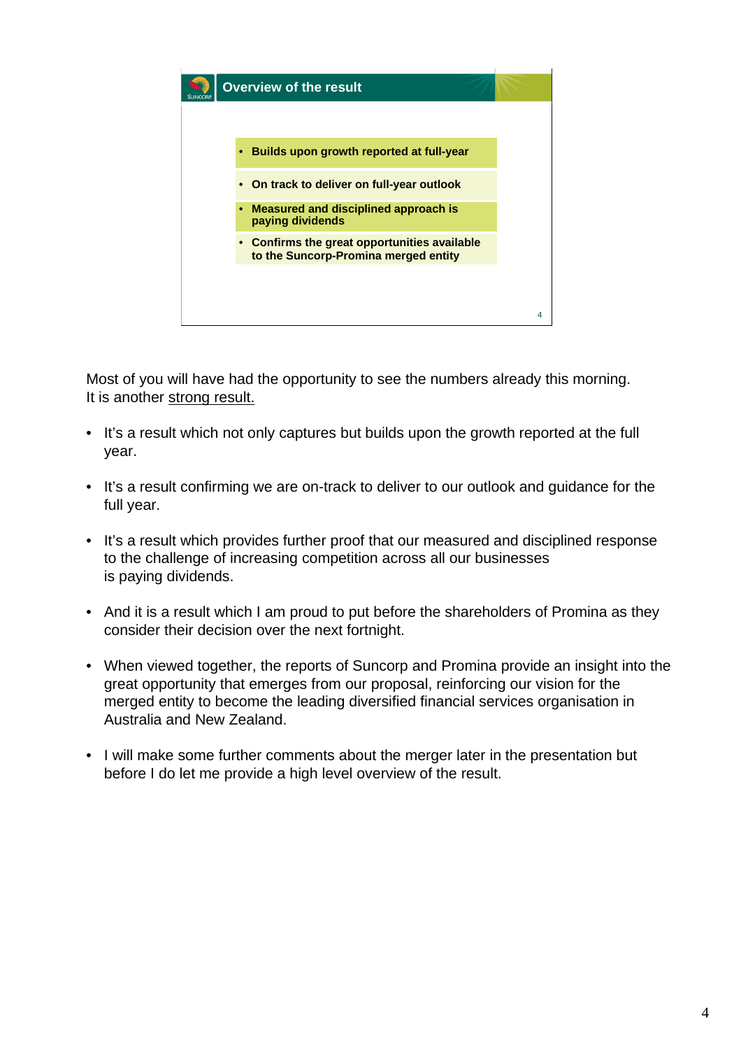## Overview of the result

- **Builds upon growth reported at full-year**
- **On track to deliver on full-year outlook**
- **Measured and disciplined approach is paying dividends**
- **Confirms the great opportunities available to the Suncorp-Promina merged entity**

Most of you will have had the opportunity to see the numbers already this morning. It is another strong result.

- It's a result which not only captures but builds upon the growth reported at the full year.
- It's a result confirming we are on-track to deliver to our outlook and guidance for the full year.
- It's a result which provides further proof that our measured and disciplined response to the challenge of increasing competition across all our businesses is paying dividends.
- And it is a result which I am proud to put before the shareholders of Promina as they consider their decision over the next fortnight.
- When viewed together, the reports of Suncorp and Promina provide an insight into the great opportunity that emerges from our proposal, reinforcing our vision for the merged entity to become the leading diversified financial services organisation in Australia and New Zealand.
- I will make some further comments about the merger later in the presentation but before I do let me provide a high level overview of the result.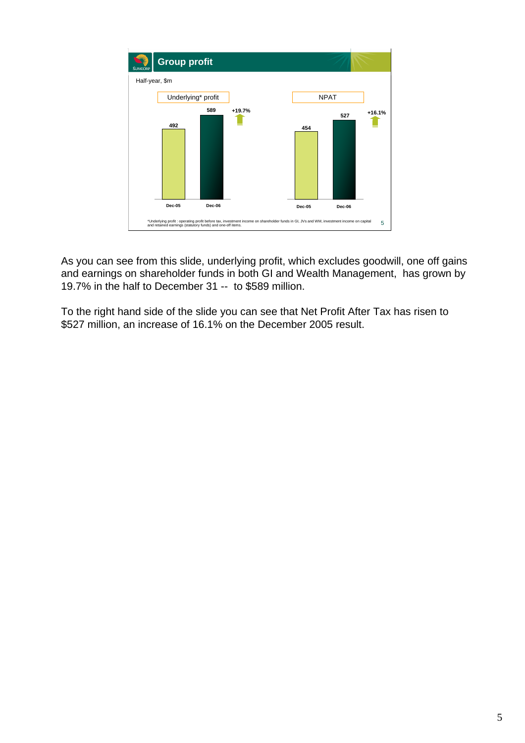## Group profit

Half-year, $m

| | Underlying* profit | NPAT |
|---|---|---|
| Dec-05 | 492 | 454 |
| Dec-06 | 589 | 527 |
| Change | +19.7% | +16.1% |

*Underlying profit : operating profit before tax, investment income on shareholder funds in GI, JVs and WM, investment income on capital and retained earnings (statutory funds) and one-off items.

As you can see from this slide, underlying profit, which excludes goodwill, one off gains and earnings on shareholder funds in both GI and Wealth Management, has grown by 19.7% in the half to December 31 -- to $589 million.

To the right hand side of the slide you can see that Net Profit After Tax has risen to $527 million, an increase of 16.1% on the December 2005 result.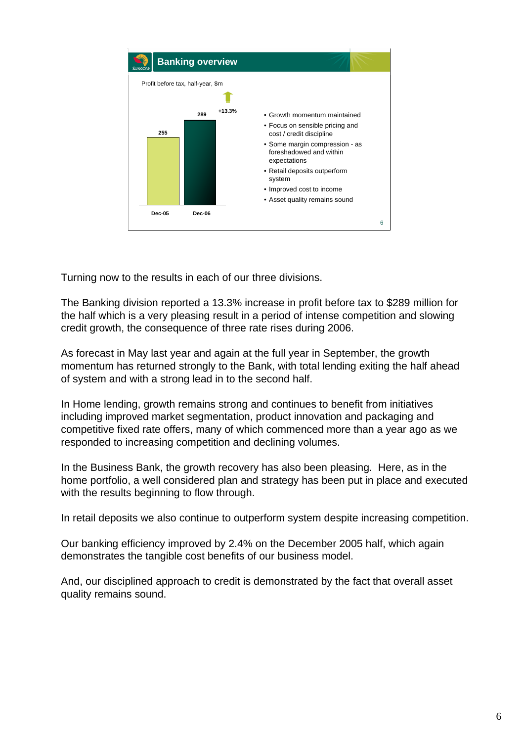## Banking overview

Profit before tax, half-year, $m

| Dec-05 | Dec-06 |
|---|---|
| 255 | 289 |

+13.3%

- Growth momentum maintained
- Focus on sensible pricing and cost / credit discipline
- Some margin compression - as foreshadowed and within expectations
- Retail deposits outperform system
- Improved cost to income
- Asset quality remains sound

Turning now to the results in each of our three divisions.

The Banking division reported a 13.3% increase in profit before tax to $289 million for the half which is a very pleasing result in a period of intense competition and slowing credit growth, the consequence of three rate rises during 2006.

As forecast in May last year and again at the full year in September, the growth momentum has returned strongly to the Bank, with total lending exiting the half ahead of system and with a strong lead in to the second half.

In Home lending, growth remains strong and continues to benefit from initiatives including improved market segmentation, product innovation and packaging and competitive fixed rate offers, many of which commenced more than a year ago as we responded to increasing competition and declining volumes.

In the Business Bank, the growth recovery has also been pleasing. Here, as in the home portfolio, a well considered plan and strategy has been put in place and executed with the results beginning to flow through.

In retail deposits we also continue to outperform system despite increasing competition.

Our banking efficiency improved by 2.4% on the December 2005 half, which again demonstrates the tangible cost benefits of our business model.

And, our disciplined approach to credit is demonstrated by the fact that overall asset quality remains sound.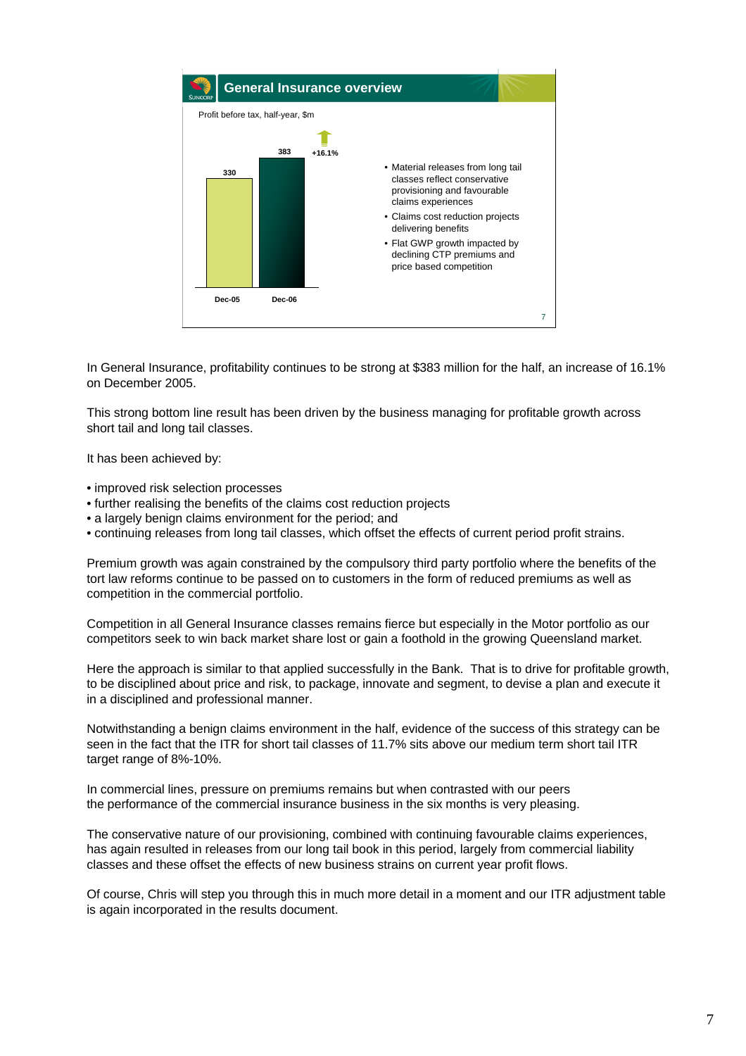## General Insurance overview

Profit before tax, half-year, $m

| | Dec-05 | Dec-06 |
|---|---|---|
| Profit before tax | 330 | 383 |

+16.1%

- Material releases from long tail classes reflect conservative provisioning and favourable claims experiences
- Claims cost reduction projects delivering benefits
- Flat GWP growth impacted by declining CTP premiums and price based competition

In General Insurance, profitability continues to be strong at $383 million for the half, an increase of 16.1% on December 2005.

This strong bottom line result has been driven by the business managing for profitable growth across short tail and long tail classes.

It has been achieved by:

- improved risk selection processes
- further realising the benefits of the claims cost reduction projects
- a largely benign claims environment for the period; and
- continuing releases from long tail classes, which offset the effects of current period profit strains.

Premium growth was again constrained by the compulsory third party portfolio where the benefits of the tort law reforms continue to be passed on to customers in the form of reduced premiums as well as competition in the commercial portfolio.

Competition in all General Insurance classes remains fierce but especially in the Motor portfolio as our competitors seek to win back market share lost or gain a foothold in the growing Queensland market.

Here the approach is similar to that applied successfully in the Bank. That is to drive for profitable growth, to be disciplined about price and risk, to package, innovate and segment, to devise a plan and execute it in a disciplined and professional manner.

Notwithstanding a benign claims environment in the half, evidence of the success of this strategy can be seen in the fact that the ITR for short tail classes of 11.7% sits above our medium term short tail ITR target range of 8%-10%.

In commercial lines, pressure on premiums remains but when contrasted with our peers the performance of the commercial insurance business in the six months is very pleasing.

The conservative nature of our provisioning, combined with continuing favourable claims experiences, has again resulted in releases from our long tail book in this period, largely from commercial liability classes and these offset the effects of new business strains on current year profit flows.

Of course, Chris will step you through this in much more detail in a moment and our ITR adjustment table is again incorporated in the results document.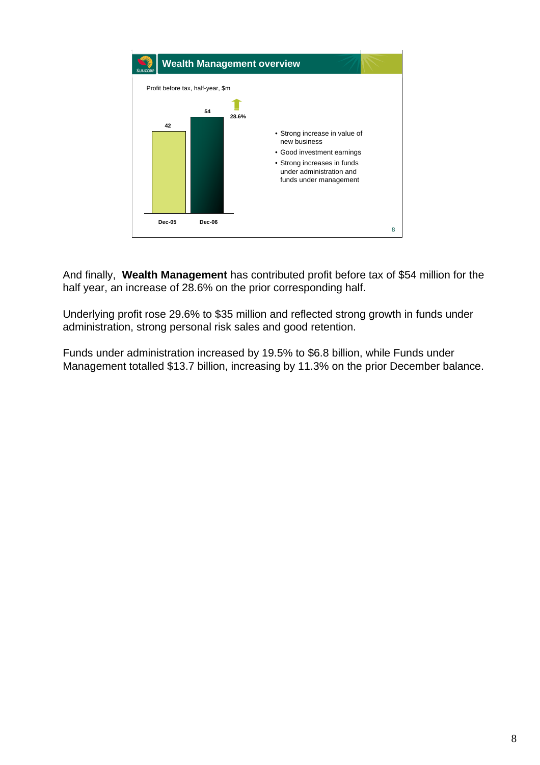## Wealth Management overview

Profit before tax, half-year, $m

| Dec-05 | Dec-06 |
| --- | --- |
| 42 | 54 |

28.6%

- Strong increase in value of new business
- Good investment earnings
- Strong increases in funds under administration and funds under management

And finally, **Wealth Management** has contributed profit before tax of $54 million for the half year, an increase of 28.6% on the prior corresponding half.

Underlying profit rose 29.6% to $35 million and reflected strong growth in funds under administration, strong personal risk sales and good retention.

Funds under administration increased by 19.5% to $6.8 billion, while Funds under Management totalled $13.7 billion, increasing by 11.3% on the prior December balance.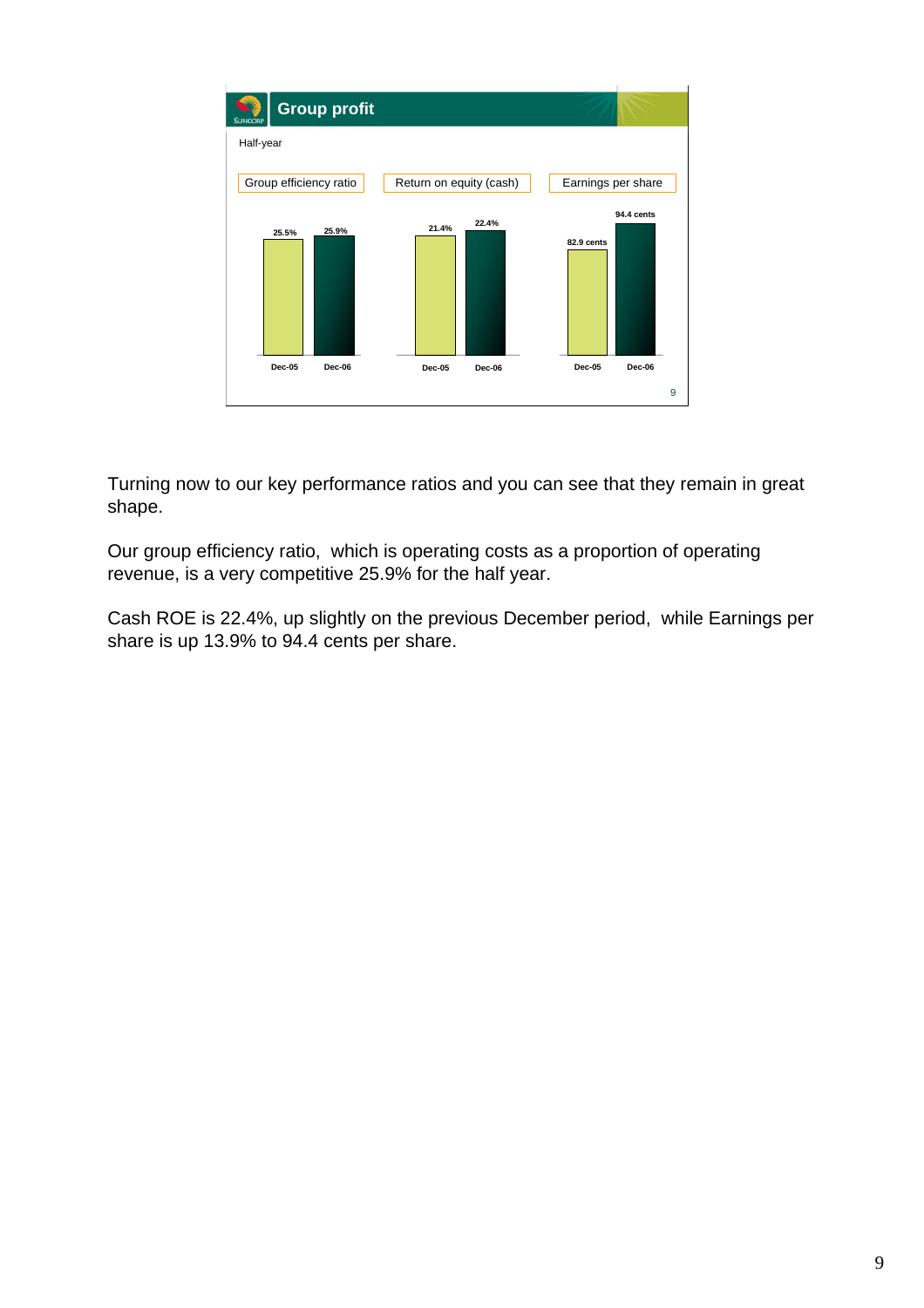## Group profit

Half-year

| | Dec-05 | Dec-06 |
|---|---|---|
| Group efficiency ratio | 25.5% | 25.9% |
| Return on equity (cash) | 21.4% | 22.4% |
| Earnings per share | 82.9 cents | 94.4 cents |

Turning now to our key performance ratios and you can see that they remain in great shape.

Our group efficiency ratio, which is operating costs as a proportion of operating revenue, is a very competitive 25.9% for the half year.

Cash ROE is 22.4%, up slightly on the previous December period, while Earnings per share is up 13.9% to 94.4 cents per share.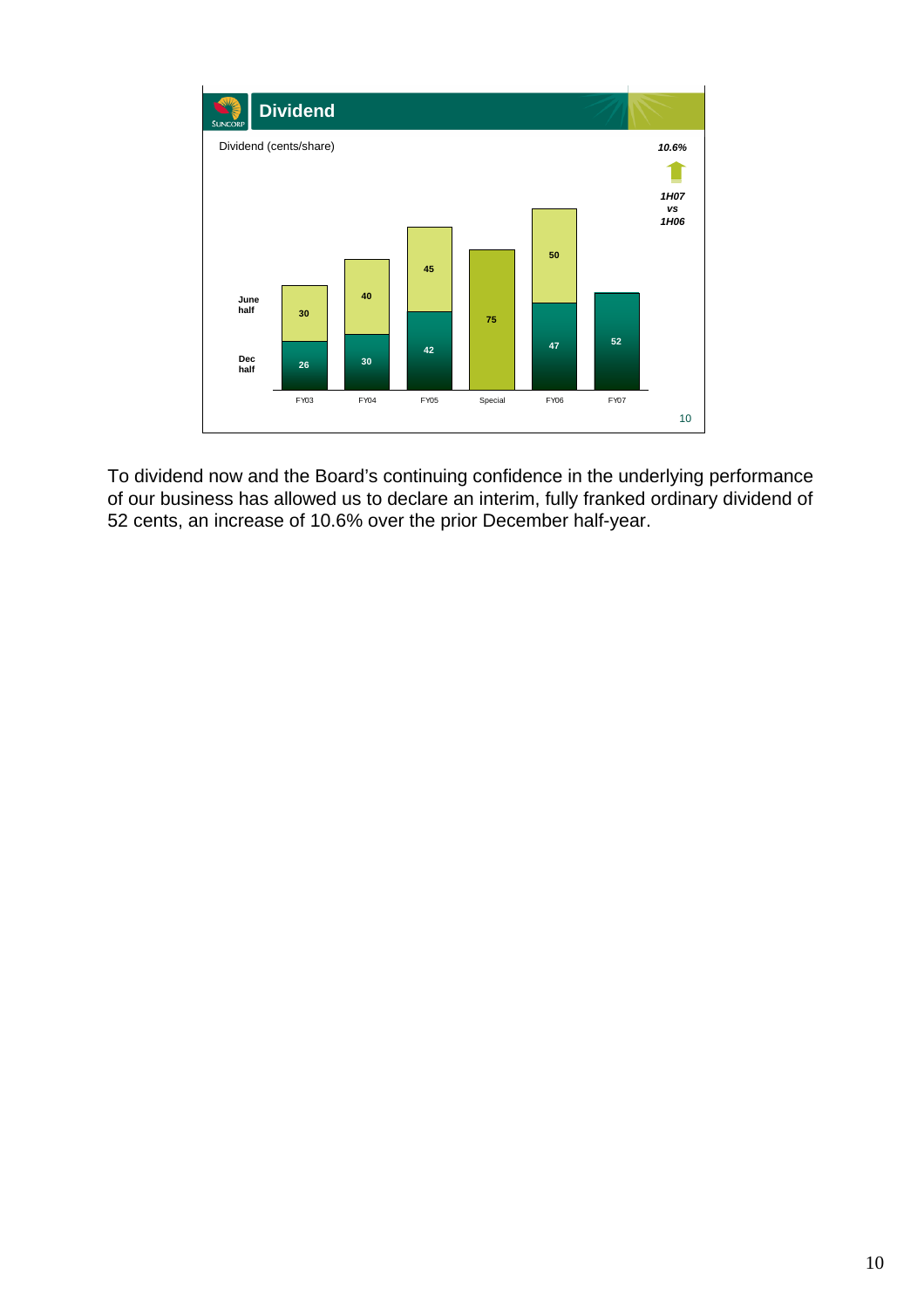## Dividend

Dividend (cents/share)

| | FY03 | FY04 | FY05 | Special | FY06 | FY07 |
|---|---|---|---|---|---|---|
| June half | 30 | 40 | 45 | | 50 | |
| Dec half | 26 | 30 | 42 | | 47 | 52 |
| Special | | | | 75 | | |

*10.6%* ↑ *1H07 vs 1H06*

To dividend now and the Board's continuing confidence in the underlying performance of our business has allowed us to declare an interim, fully franked ordinary dividend of 52 cents, an increase of 10.6% over the prior December half-year.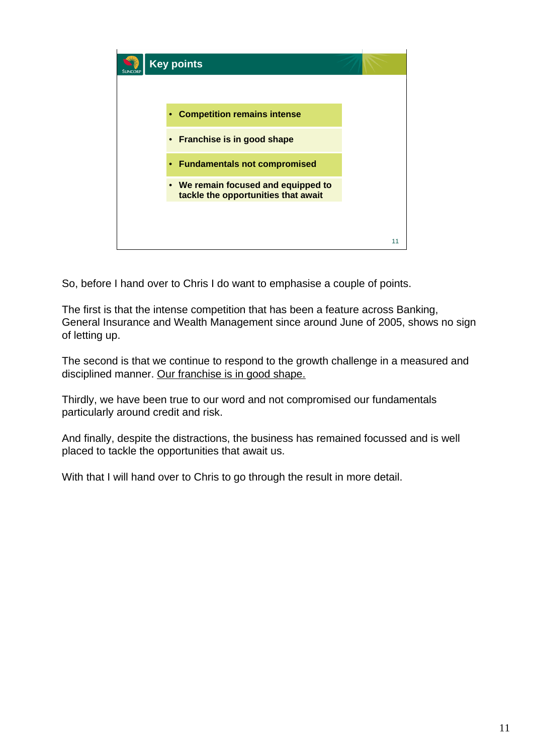## Key points

- **Competition remains intense**
- **Franchise is in good shape**
- **Fundamentals not compromised**
- **We remain focused and equipped to tackle the opportunities that await**

So, before I hand over to Chris I do want to emphasise a couple of points.

The first is that the intense competition that has been a feature across Banking, General Insurance and Wealth Management since around June of 2005, shows no sign of letting up.

The second is that we continue to respond to the growth challenge in a measured and disciplined manner. <u>Our franchise is in good shape.</u>

Thirdly, we have been true to our word and not compromised our fundamentals particularly around credit and risk.

And finally, despite the distractions, the business has remained focussed and is well placed to tackle the opportunities that await us.

With that I will hand over to Chris to go through the result in more detail.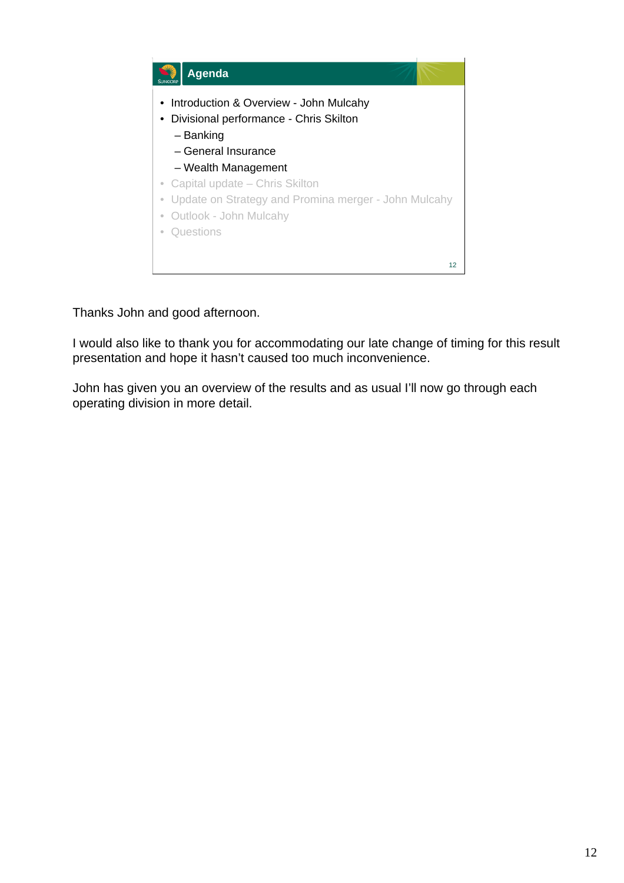## Agenda

- Introduction & Overview - John Mulcahy
- Divisional performance - Chris Skilton
  - – Banking
  - – General Insurance
  - – Wealth Management
- Capital update – Chris Skilton
- Update on Strategy and Promina merger - John Mulcahy
- Outlook - John Mulcahy
- Questions

Thanks John and good afternoon.

I would also like to thank you for accommodating our late change of timing for this result presentation and hope it hasn't caused too much inconvenience.

John has given you an overview of the results and as usual I'll now go through each operating division in more detail.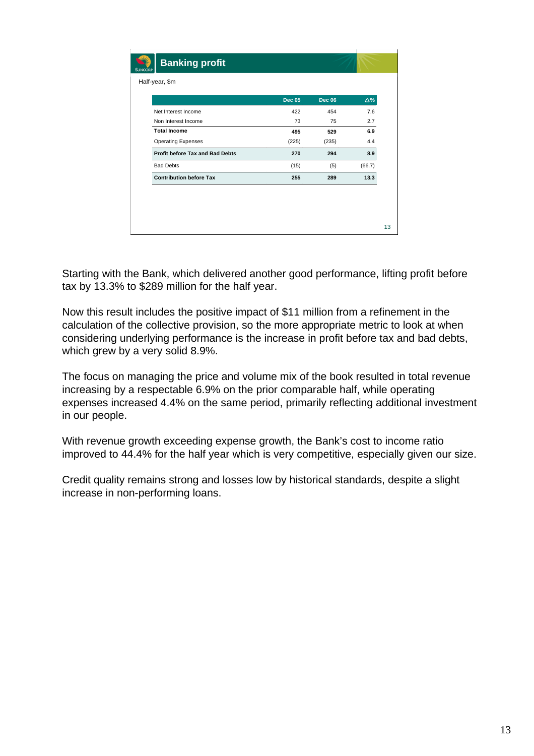## Banking profit

Half-year, $m

| | Dec 05 | Dec 06 | Δ% |
|---|---|---|---|
| Net Interest Income | 422 | 454 | 7.6 |
| Non Interest Income | 73 | 75 | 2.7 |
| **Total Income** | **495** | **529** | **6.9** |
| Operating Expenses | (225) | (235) | 4.4 |
| **Profit before Tax and Bad Debts** | **270** | **294** | **8.9** |
| Bad Debts | (15) | (5) | (66.7) |
| **Contribution before Tax** | **255** | **289** | **13.3** |

Starting with the Bank, which delivered another good performance, lifting profit before tax by 13.3% to $289 million for the half year.

Now this result includes the positive impact of $11 million from a refinement in the calculation of the collective provision, so the more appropriate metric to look at when considering underlying performance is the increase in profit before tax and bad debts, which grew by a very solid 8.9%.

The focus on managing the price and volume mix of the book resulted in total revenue increasing by a respectable 6.9% on the prior comparable half, while operating expenses increased 4.4% on the same period, primarily reflecting additional investment in our people.

With revenue growth exceeding expense growth, the Bank's cost to income ratio improved to 44.4% for the half year which is very competitive, especially given our size.

Credit quality remains strong and losses low by historical standards, despite a slight increase in non-performing loans.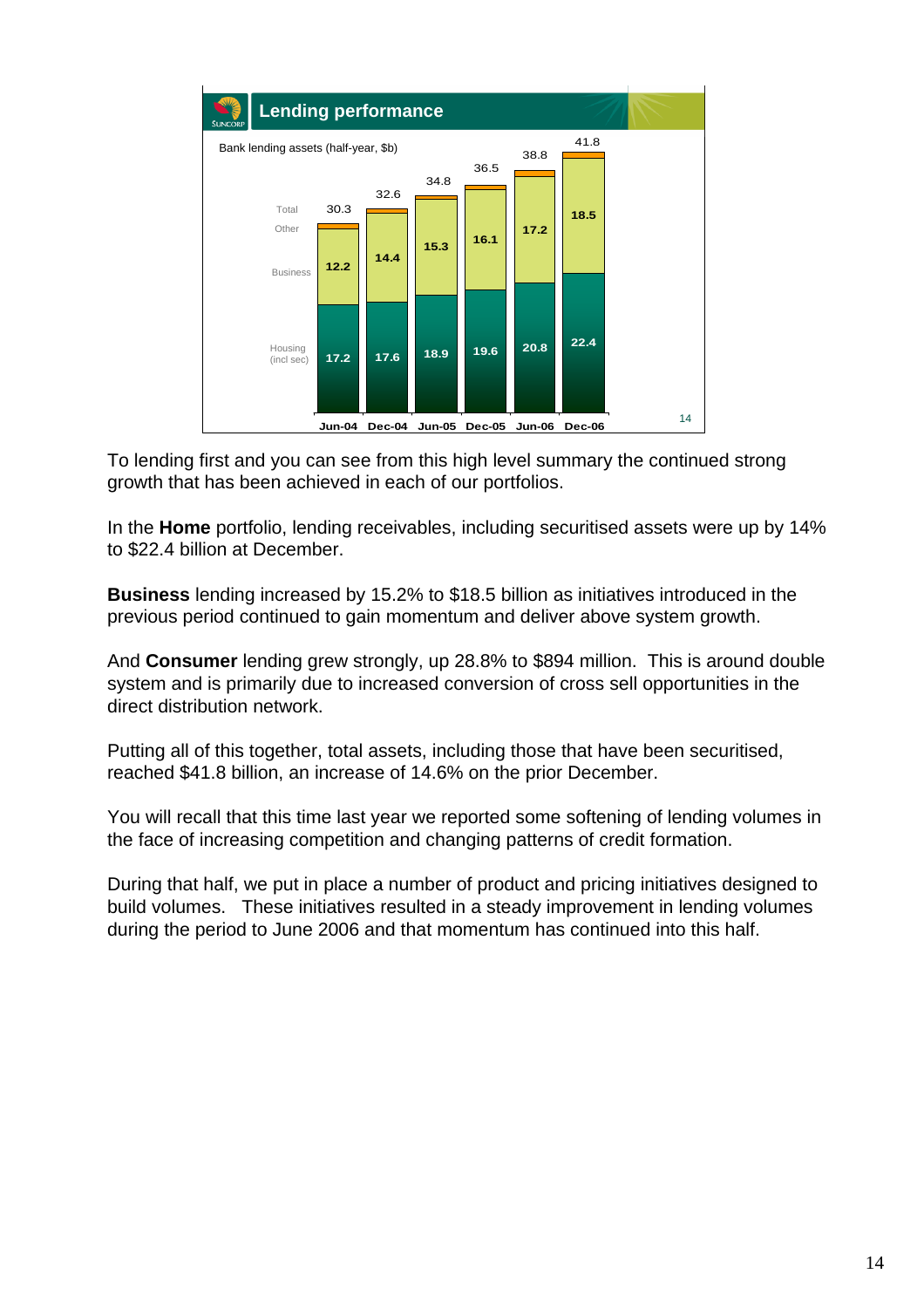## Lending performance

Bank lending assets (half-year, $b)

| | Jun-04 | Dec-04 | Jun-05 | Dec-05 | Jun-06 | Dec-06 |
|---|---|---|---|---|---|---|
| Total | 30.3 | 32.6 | 34.8 | 36.5 | 38.8 | 41.8 |
| Business | 12.2 | 14.4 | 15.3 | 16.1 | 17.2 | 18.5 |
| Housing (incl sec) | 17.2 | 17.6 | 18.9 | 19.6 | 20.8 | 22.4 |

To lending first and you can see from this high level summary the continued strong growth that has been achieved in each of our portfolios.

In the **Home** portfolio, lending receivables, including securitised assets were up by 14% to $22.4 billion at December.

**Business** lending increased by 15.2% to $18.5 billion as initiatives introduced in the previous period continued to gain momentum and deliver above system growth.

And **Consumer** lending grew strongly, up 28.8% to $894 million. This is around double system and is primarily due to increased conversion of cross sell opportunities in the direct distribution network.

Putting all of this together, total assets, including those that have been securitised, reached $41.8 billion, an increase of 14.6% on the prior December.

You will recall that this time last year we reported some softening of lending volumes in the face of increasing competition and changing patterns of credit formation.

During that half, we put in place a number of product and pricing initiatives designed to build volumes. These initiatives resulted in a steady improvement in lending volumes during the period to June 2006 and that momentum has continued into this half.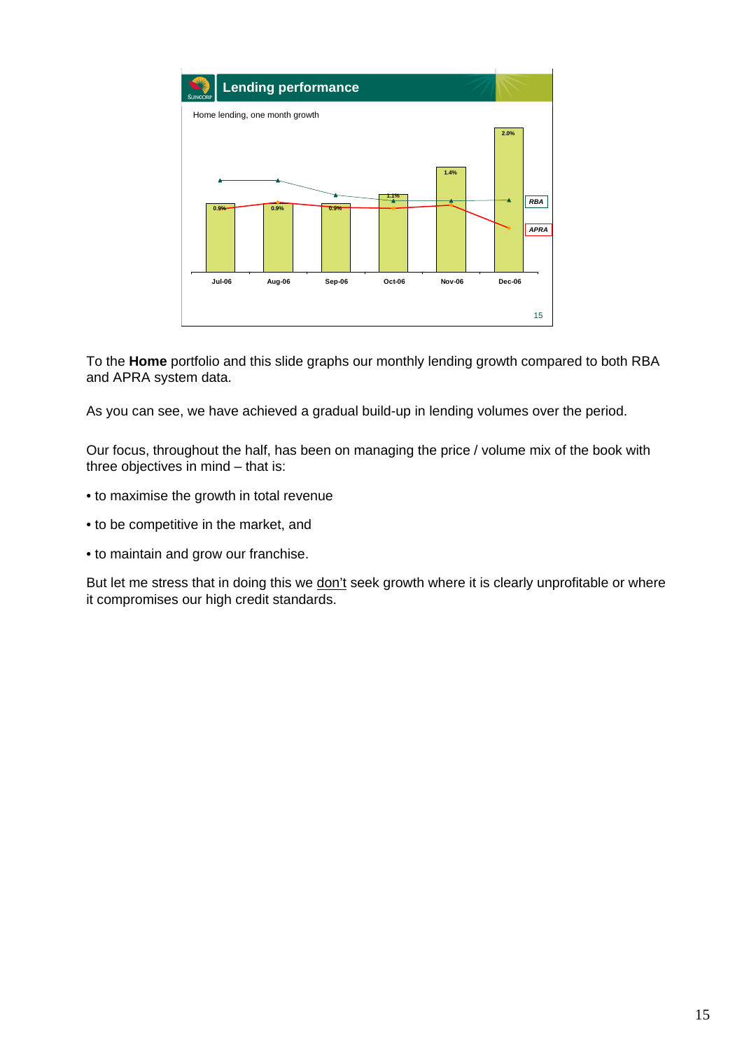## Lending performance

Home lending, one month growth

| | Jul-06 | Aug-06 | Sep-06 | Oct-06 | Nov-06 | Dec-06 |
|---|---|---|---|---|---|---|
| Growth | 0.9% | 0.9% | 0.9% | 1.1% | 1.4% | 2.0% |

Legend: RBA, APRA

To the **Home** portfolio and this slide graphs our monthly lending growth compared to both RBA and APRA system data.

As you can see, we have achieved a gradual build-up in lending volumes over the period.

Our focus, throughout the half, has been on managing the price / volume mix of the book with three objectives in mind – that is:

- to maximise the growth in total revenue
- to be competitive in the market, and
- to maintain and grow our franchise.

But let me stress that in doing this we don't seek growth where it is clearly unprofitable or where it compromises our high credit standards.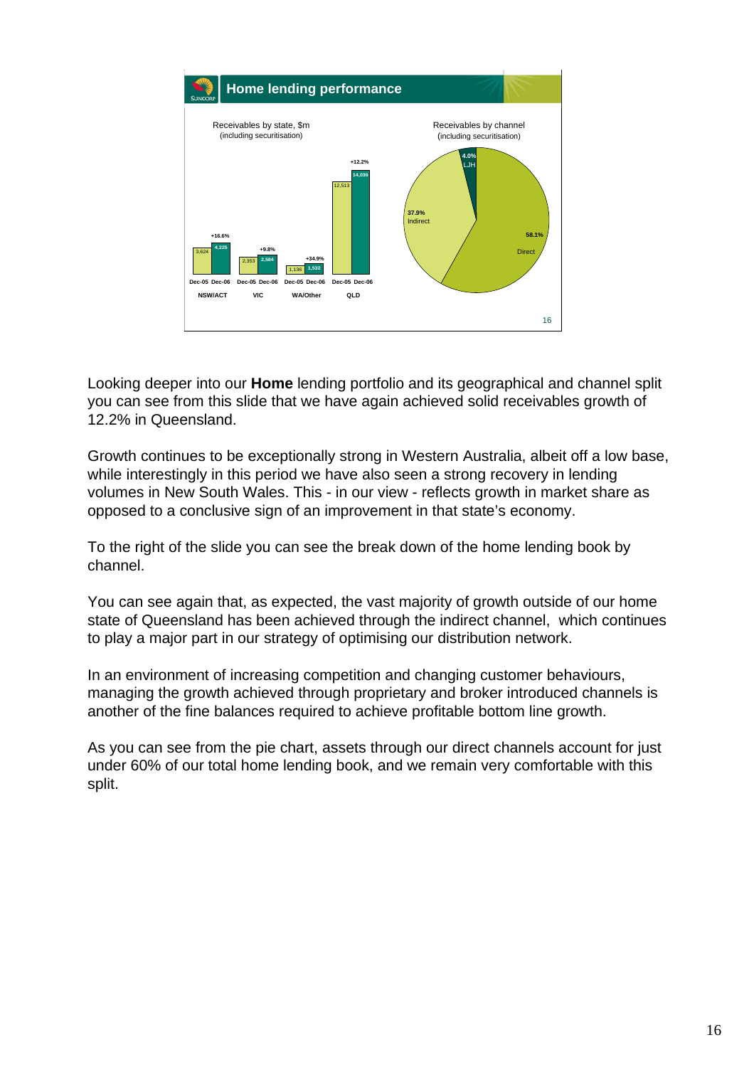## Home lending performance

Receivables by state, $m (including securitisation)

| | Dec-05 | Dec-06 | Growth |
|---|---|---|---|
| NSW/ACT | 3,624 | 4,225 | +16.6% |
| VIC | 2,353 | 2,584 | +9.8% |
| WA/Other | 1,136 | 1,532 | +34.9% |
| QLD | 12,513 | 14,036 | +12.2% |

Receivables by channel (including securitisation)

| Channel | Share |
|---|---|
| Direct | 58.1% |
| Indirect | 37.9% |
| LJH | 4.0% |

Looking deeper into our **Home** lending portfolio and its geographical and channel split you can see from this slide that we have again achieved solid receivables growth of 12.2% in Queensland.

Growth continues to be exceptionally strong in Western Australia, albeit off a low base, while interestingly in this period we have also seen a strong recovery in lending volumes in New South Wales. This - in our view - reflects growth in market share as opposed to a conclusive sign of an improvement in that state's economy.

To the right of the slide you can see the break down of the home lending book by channel.

You can see again that, as expected, the vast majority of growth outside of our home state of Queensland has been achieved through the indirect channel, which continues to play a major part in our strategy of optimising our distribution network.

In an environment of increasing competition and changing customer behaviours, managing the growth achieved through proprietary and broker introduced channels is another of the fine balances required to achieve profitable bottom line growth.

As you can see from the pie chart, assets through our direct channels account for just under 60% of our total home lending book, and we remain very comfortable with this split.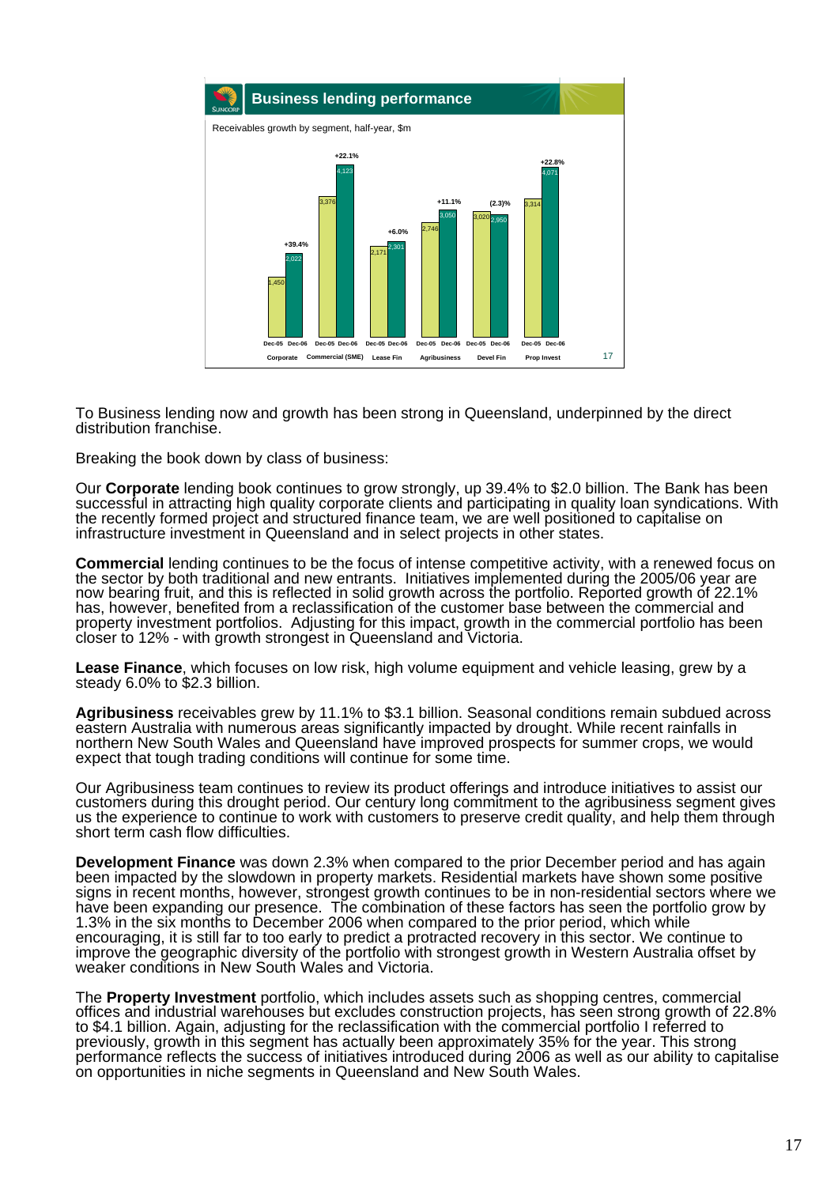## Business lending performance

Receivables growth by segment, half-year, $m

| Segment | Dec-05 | Dec-06 | Growth |
|---|---|---|---|
| Corporate | 1,450 | 2,022 | +39.4% |
| Commercial (SME) | 3,376 | 4,123 | +22.1% |
| Lease Fin | 2,171 | 2,301 | +6.0% |
| Agribusiness | 2,746 | 3,050 | +11.1% |
| Devel Fin | 3,020 | 2,950 | (2.3)% |
| Prop Invest | 3,314 | 4,071 | +22.8% |

To Business lending now and growth has been strong in Queensland, underpinned by the direct distribution franchise.

Breaking the book down by class of business:

Our **Corporate** lending book continues to grow strongly, up 39.4% to $2.0 billion. The Bank has been successful in attracting high quality corporate clients and participating in quality loan syndications. With the recently formed project and structured finance team, we are well positioned to capitalise on infrastructure investment in Queensland and in select projects in other states.

**Commercial** lending continues to be the focus of intense competitive activity, with a renewed focus on the sector by both traditional and new entrants. Initiatives implemented during the 2005/06 year are now bearing fruit, and this is reflected in solid growth across the portfolio. Reported growth of 22.1% has, however, benefited from a reclassification of the customer base between the commercial and property investment portfolios. Adjusting for this impact, growth in the commercial portfolio has been closer to 12% - with growth strongest in Queensland and Victoria.

**Lease Finance**, which focuses on low risk, high volume equipment and vehicle leasing, grew by a steady 6.0% to $2.3 billion.

**Agribusiness** receivables grew by 11.1% to $3.1 billion. Seasonal conditions remain subdued across eastern Australia with numerous areas significantly impacted by drought. While recent rainfalls in northern New South Wales and Queensland have improved prospects for summer crops, we would expect that tough trading conditions will continue for some time.

Our Agribusiness team continues to review its product offerings and introduce initiatives to assist our customers during this drought period. Our century long commitment to the agribusiness segment gives us the experience to continue to work with customers to preserve credit quality, and help them through short term cash flow difficulties.

**Development Finance** was down 2.3% when compared to the prior December period and has again been impacted by the slowdown in property markets. Residential markets have shown some positive signs in recent months, however, strongest growth continues to be in non-residential sectors where we have been expanding our presence. The combination of these factors has seen the portfolio grow by 1.3% in the six months to December 2006 when compared to the prior period, which while encouraging, it is still far to too early to predict a protracted recovery in this sector. We continue to improve the geographic diversity of the portfolio with strongest growth in Western Australia offset by weaker conditions in New South Wales and Victoria.

The **Property Investment** portfolio, which includes assets such as shopping centres, commercial offices and industrial warehouses but excludes construction projects, has seen strong growth of 22.8% to $4.1 billion. Again, adjusting for the reclassification with the commercial portfolio I referred to previously, growth in this segment has actually been approximately 35% for the year. This strong performance reflects the success of initiatives introduced during 2006 as well as our ability to capitalise on opportunities in niche segments in Queensland and New South Wales.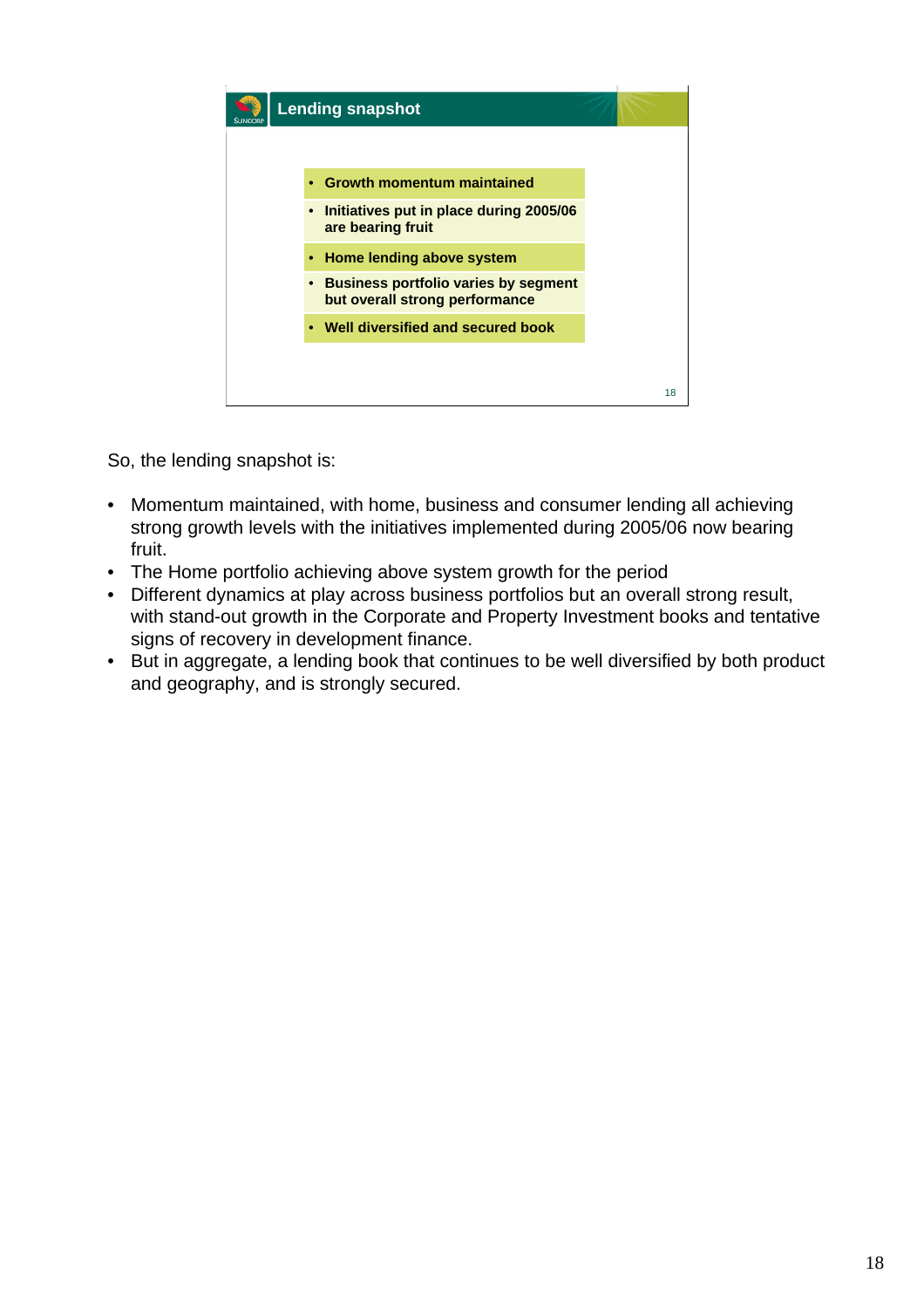## Lending snapshot

- **Growth momentum maintained**
- **Initiatives put in place during 2005/06 are bearing fruit**
- **Home lending above system**
- **Business portfolio varies by segment but overall strong performance**
- **Well diversified and secured book**

So, the lending snapshot is:

- Momentum maintained, with home, business and consumer lending all achieving strong growth levels with the initiatives implemented during 2005/06 now bearing fruit.
- The Home portfolio achieving above system growth for the period
- Different dynamics at play across business portfolios but an overall strong result, with stand-out growth in the Corporate and Property Investment books and tentative signs of recovery in development finance.
- But in aggregate, a lending book that continues to be well diversified by both product and geography, and is strongly secured.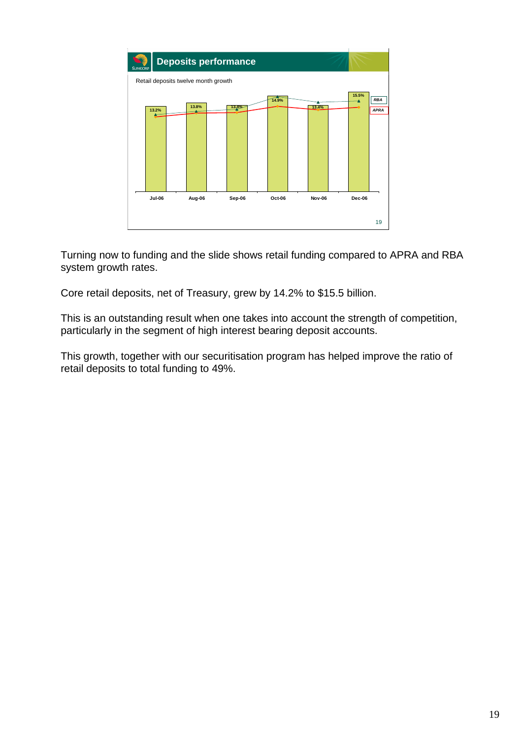## Deposits performance

Retail deposits twelve month growth

| | Jul-06 | Aug-06 | Sep-06 | Oct-06 | Nov-06 | Dec-06 |
|---|---|---|---|---|---|---|
| Suncorp | 13.2% | 13.8% | 13.4% | 14.9% | 13.4% | 15.5% |

Legend: RBA, APRA

Turning now to funding and the slide shows retail funding compared to APRA and RBA system growth rates.

Core retail deposits, net of Treasury, grew by 14.2% to $15.5 billion.

This is an outstanding result when one takes into account the strength of competition, particularly in the segment of high interest bearing deposit accounts.

This growth, together with our securitisation program has helped improve the ratio of retail deposits to total funding to 49%.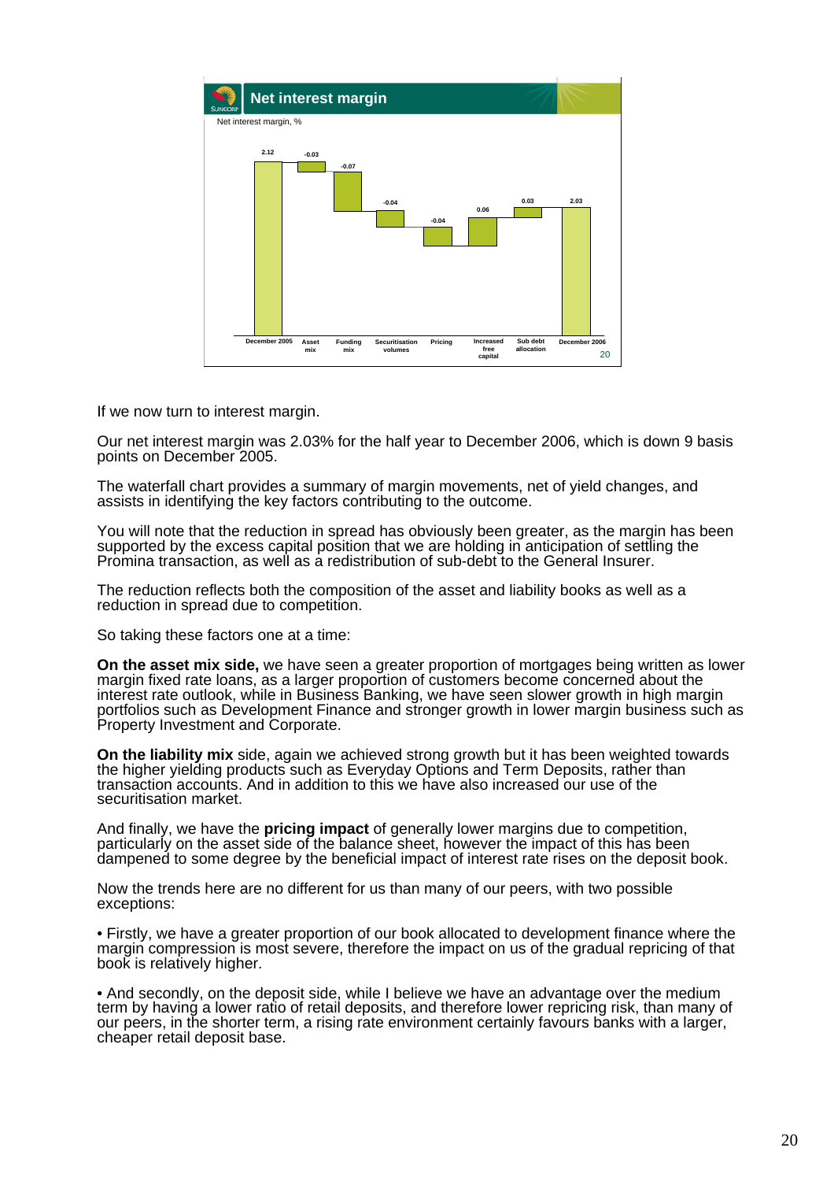## Net interest margin

Net interest margin, %

| December 2005 | Asset mix | Funding mix | Securitisation volumes | Pricing | Increased free capital | Sub debt allocation | December 2006 |
|---|---|---|---|---|---|---|---|
| 2.12 | -0.03 | -0.07 | -0.04 | -0.04 | 0.06 | 0.03 | 2.03 |

If we now turn to interest margin.

Our net interest margin was 2.03% for the half year to December 2006, which is down 9 basis points on December 2005.

The waterfall chart provides a summary of margin movements, net of yield changes, and assists in identifying the key factors contributing to the outcome.

You will note that the reduction in spread has obviously been greater, as the margin has been supported by the excess capital position that we are holding in anticipation of settling the Promina transaction, as well as a redistribution of sub-debt to the General Insurer.

The reduction reflects both the composition of the asset and liability books as well as a reduction in spread due to competition.

So taking these factors one at a time:

**On the asset mix side,** we have seen a greater proportion of mortgages being written as lower margin fixed rate loans, as a larger proportion of customers become concerned about the interest rate outlook, while in Business Banking, we have seen slower growth in high margin portfolios such as Development Finance and stronger growth in lower margin business such as Property Investment and Corporate.

**On the liability mix** side, again we achieved strong growth but it has been weighted towards the higher yielding products such as Everyday Options and Term Deposits, rather than transaction accounts. And in addition to this we have also increased our use of the securitisation market.

And finally, we have the **pricing impact** of generally lower margins due to competition, particularly on the asset side of the balance sheet, however the impact of this has been dampened to some degree by the beneficial impact of interest rate rises on the deposit book.

Now the trends here are no different for us than many of our peers, with two possible exceptions:

• Firstly, we have a greater proportion of our book allocated to development finance where the margin compression is most severe, therefore the impact on us of the gradual repricing of that book is relatively higher.

• And secondly, on the deposit side, while I believe we have an advantage over the medium term by having a lower ratio of retail deposits, and therefore lower repricing risk, than many of our peers, in the shorter term, a rising rate environment certainly favours banks with a larger, cheaper retail deposit base.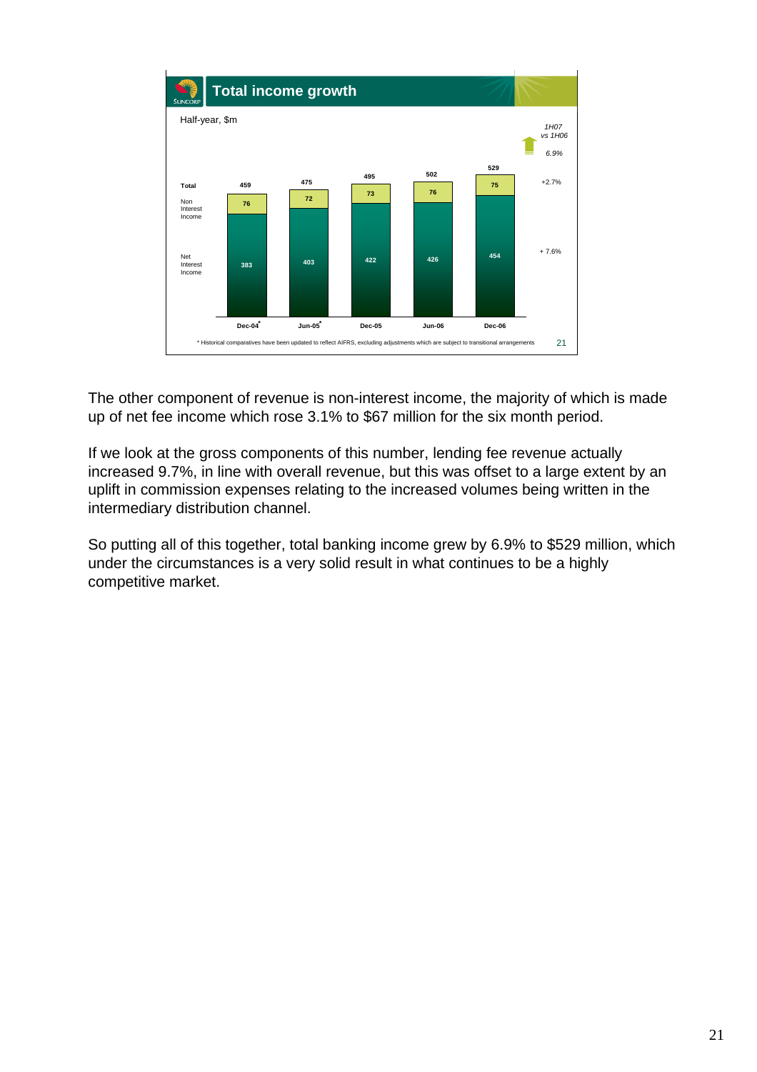## Total income growth

Half-year, $m

| | Dec-04* | Jun-05* | Dec-05 | Jun-06 | Dec-06 | 1H07 vs 1H06 |
|---|---|---|---|---|---|---|
| Total | 459 | 475 | 495 | 502 | 529 | 6.9% |
| Non Interest Income | 76 | 72 | 73 | 76 | 75 | +2.7% |
| Net Interest Income | 383 | 403 | 422 | 426 | 454 | + 7.6% |

\* Historical comparatives have been updated to reflect AIFRS, excluding adjustments which are subject to transitional arrangements

The other component of revenue is non-interest income, the majority of which is made up of net fee income which rose 3.1% to $67 million for the six month period.

If we look at the gross components of this number, lending fee revenue actually increased 9.7%, in line with overall revenue, but this was offset to a large extent by an uplift in commission expenses relating to the increased volumes being written in the intermediary distribution channel.

So putting all of this together, total banking income grew by 6.9% to $529 million, which under the circumstances is a very solid result in what continues to be a highly competitive market.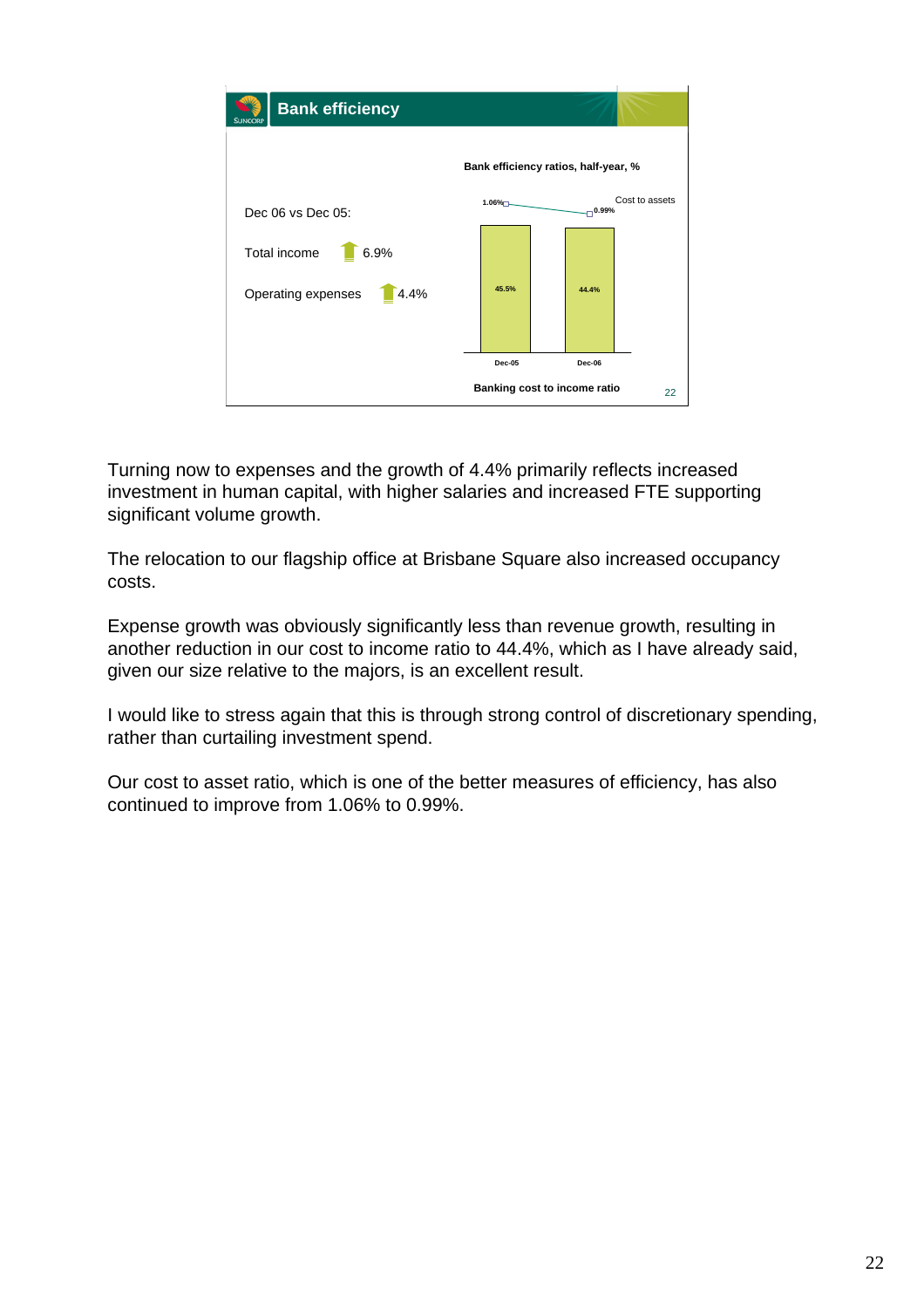## Bank efficiency

Dec 06 vs Dec 05:

Total income ↑ 6.9%

Operating expenses ↑ 4.4%

**Bank efficiency ratios, half-year, %**

| | Dec-05 | Dec-06 |
|---|---|---|
| Cost to assets | 1.06% | 0.99% |
| Banking cost to income ratio | 45.5% | 44.4% |

Turning now to expenses and the growth of 4.4% primarily reflects increased investment in human capital, with higher salaries and increased FTE supporting significant volume growth.

The relocation to our flagship office at Brisbane Square also increased occupancy costs.

Expense growth was obviously significantly less than revenue growth, resulting in another reduction in our cost to income ratio to 44.4%, which as I have already said, given our size relative to the majors, is an excellent result.

I would like to stress again that this is through strong control of discretionary spending, rather than curtailing investment spend.

Our cost to asset ratio, which is one of the better measures of efficiency, has also continued to improve from 1.06% to 0.99%.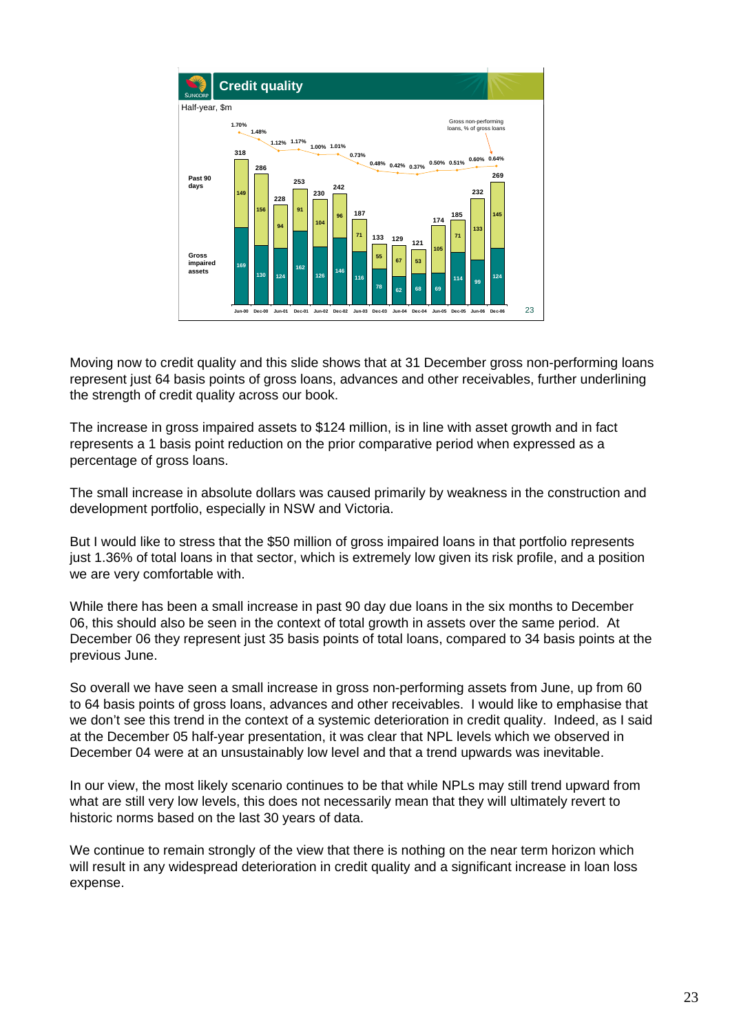## Credit quality

Half-year, $m

| | Jun-00 | Dec-00 | Jun-01 | Dec-01 | Jun-02 | Dec-02 | Jun-03 | Dec-03 | Jun-04 | Dec-04 | Jun-05 | Dec-05 | Jun-06 | Dec-06 |
|---|---|---|---|---|---|---|---|---|---|---|---|---|---|---|
| Past 90 days | 149 | 156 | 94 | 91 | 104 | 96 | 71 | 55 | 67 | 53 | 105 | 71 | 133 | 145 |
| Gross impaired assets | 169 | 130 | 124 | 162 | 126 | 146 | 116 | 78 | 62 | 68 | 69 | 114 | 99 | 124 |
| Total | 318 | 286 | 228 | 253 | 230 | 242 | 187 | 133 | 129 | 121 | 174 | 185 | 232 | 269 |
| Gross non-performing loans, % of gross loans | 1.70% | 1.48% | 1.12% | 1.17% | 1.00% | 1.01% | 0.73% | 0.48% | 0.42% | 0.37% | 0.50% | 0.51% | 0.60% | 0.64% |

Moving now to credit quality and this slide shows that at 31 December gross non-performing loans represent just 64 basis points of gross loans, advances and other receivables, further underlining the strength of credit quality across our book.

The increase in gross impaired assets to $124 million, is in line with asset growth and in fact represents a 1 basis point reduction on the prior comparative period when expressed as a percentage of gross loans.

The small increase in absolute dollars was caused primarily by weakness in the construction and development portfolio, especially in NSW and Victoria.

But I would like to stress that the $50 million of gross impaired loans in that portfolio represents just 1.36% of total loans in that sector, which is extremely low given its risk profile, and a position we are very comfortable with.

While there has been a small increase in past 90 day due loans in the six months to December 06, this should also be seen in the context of total growth in assets over the same period. At December 06 they represent just 35 basis points of total loans, compared to 34 basis points at the previous June.

So overall we have seen a small increase in gross non-performing assets from June, up from 60 to 64 basis points of gross loans, advances and other receivables. I would like to emphasise that we don't see this trend in the context of a systemic deterioration in credit quality. Indeed, as I said at the December 05 half-year presentation, it was clear that NPL levels which we observed in December 04 were at an unsustainably low level and that a trend upwards was inevitable.

In our view, the most likely scenario continues to be that while NPLs may still trend upward from what are still very low levels, this does not necessarily mean that they will ultimately revert to historic norms based on the last 30 years of data.

We continue to remain strongly of the view that there is nothing on the near term horizon which will result in any widespread deterioration in credit quality and a significant increase in loan loss expense.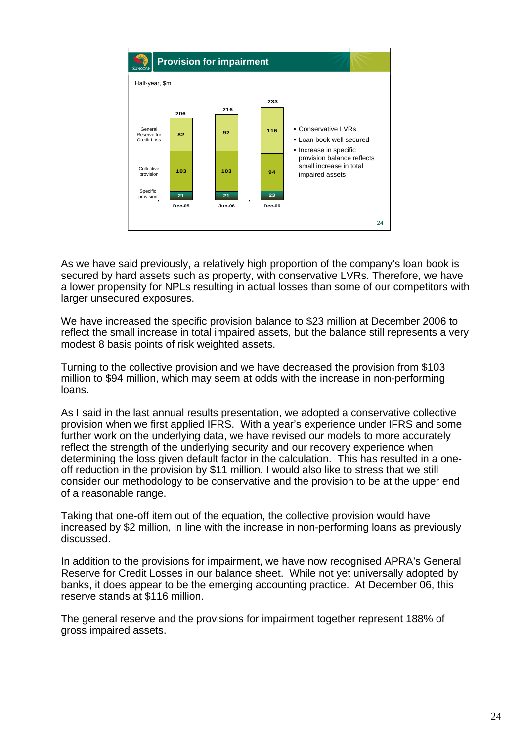## Provision for impairment

Half-year, $m

| | Dec-05 | Jun-06 | Dec-06 |
|---|---|---|---|
| General Reserve for Credit Loss | 82 | 92 | 116 |
| Collective provision | 103 | 103 | 94 |
| Specific provision | 21 | 21 | 23 |
| Total | 206 | 216 | 233 |

- Conservative LVRs
- Loan book well secured
- Increase in specific provision balance reflects small increase in total impaired assets

As we have said previously, a relatively high proportion of the company's loan book is secured by hard assets such as property, with conservative LVRs. Therefore, we have a lower propensity for NPLs resulting in actual losses than some of our competitors with larger unsecured exposures.

We have increased the specific provision balance to $23 million at December 2006 to reflect the small increase in total impaired assets, but the balance still represents a very modest 8 basis points of risk weighted assets.

Turning to the collective provision and we have decreased the provision from $103 million to $94 million, which may seem at odds with the increase in non-performing loans.

As I said in the last annual results presentation, we adopted a conservative collective provision when we first applied IFRS. With a year's experience under IFRS and some further work on the underlying data, we have revised our models to more accurately reflect the strength of the underlying security and our recovery experience when determining the loss given default factor in the calculation. This has resulted in a one-off reduction in the provision by $11 million. I would also like to stress that we still consider our methodology to be conservative and the provision to be at the upper end of a reasonable range.

Taking that one-off item out of the equation, the collective provision would have increased by $2 million, in line with the increase in non-performing loans as previously discussed.

In addition to the provisions for impairment, we have now recognised APRA's General Reserve for Credit Losses in our balance sheet. While not yet universally adopted by banks, it does appear to be the emerging accounting practice. At December 06, this reserve stands at $116 million.

The general reserve and the provisions for impairment together represent 188% of gross impaired assets.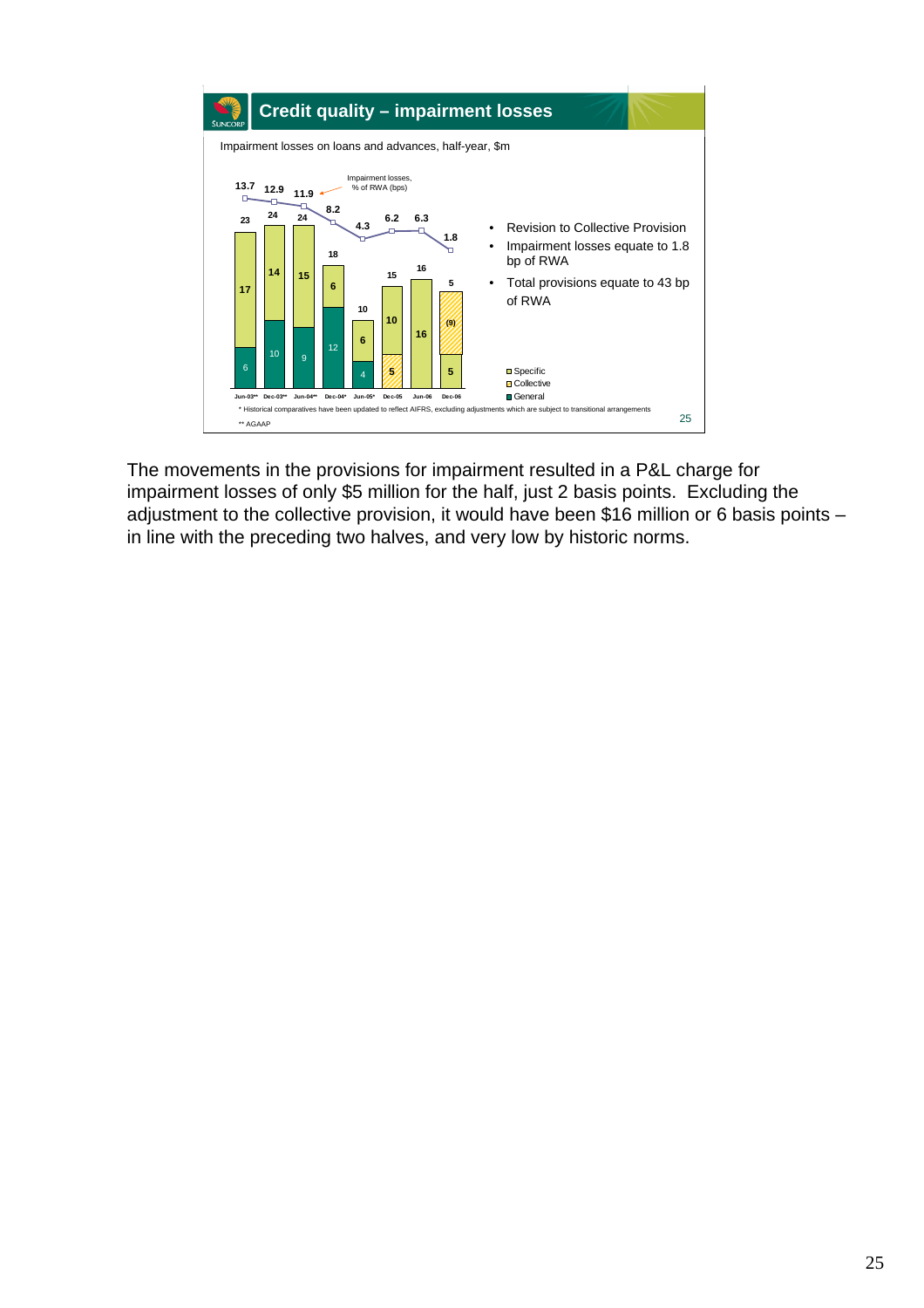## Credit quality – impairment losses

Impairment losses on loans and advances, half-year, $m

| | Jun-03** | Dec-03** | Jun-04** | Dec-04* | Jun-05* | Dec-05 | Jun-06 | Dec-06 |
|---|---|---|---|---|---|---|---|---|
| General | 6 | 10 | 9 | 12 | 4 | | | |
| Collective | | | | | | 5 | | (9) |
| Specific | 17 | 14 | 15 | 6 | 6 | 10 | 16 | 5 |
| Total | 23 | 24 | 24 | 18 | 10 | 15 | 16 | 5 |
| Impairment losses, % of RWA (bps) | 13.7 | 12.9 | 11.9 | 8.2 | 4.3 | 6.2 | 6.3 | 1.8 |

- Revision to Collective Provision
- Impairment losses equate to 1.8 bp of RWA
- Total provisions equate to 43 bp of RWA

\* Historical comparatives have been updated to reflect AIFRS, excluding adjustments which are subject to transitional arrangements

\*\* AGAAP

The movements in the provisions for impairment resulted in a P&L charge for impairment losses of only $5 million for the half, just 2 basis points. Excluding the adjustment to the collective provision, it would have been $16 million or 6 basis points – in line with the preceding two halves, and very low by historic norms.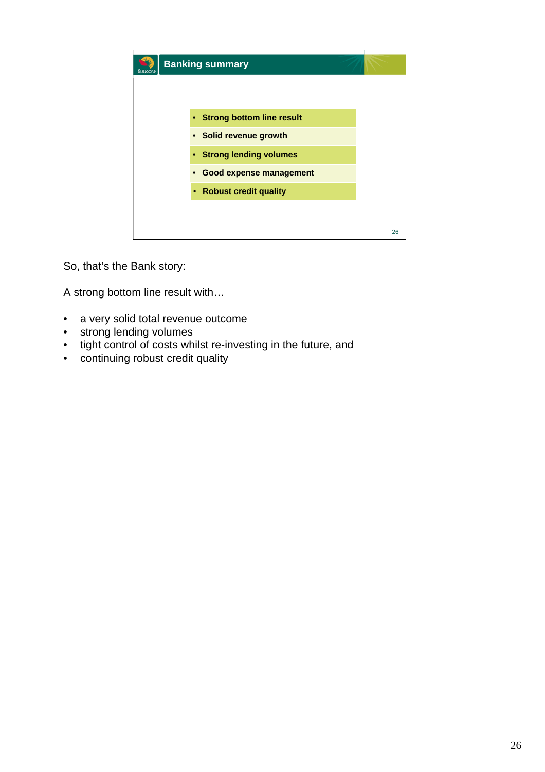## Banking summary

- **Strong bottom line result**
- **Solid revenue growth**
- **Strong lending volumes**
- **Good expense management**
- **Robust credit quality**

So, that's the Bank story:

A strong bottom line result with…

- a very solid total revenue outcome
- strong lending volumes
- tight control of costs whilst re-investing in the future, and
- continuing robust credit quality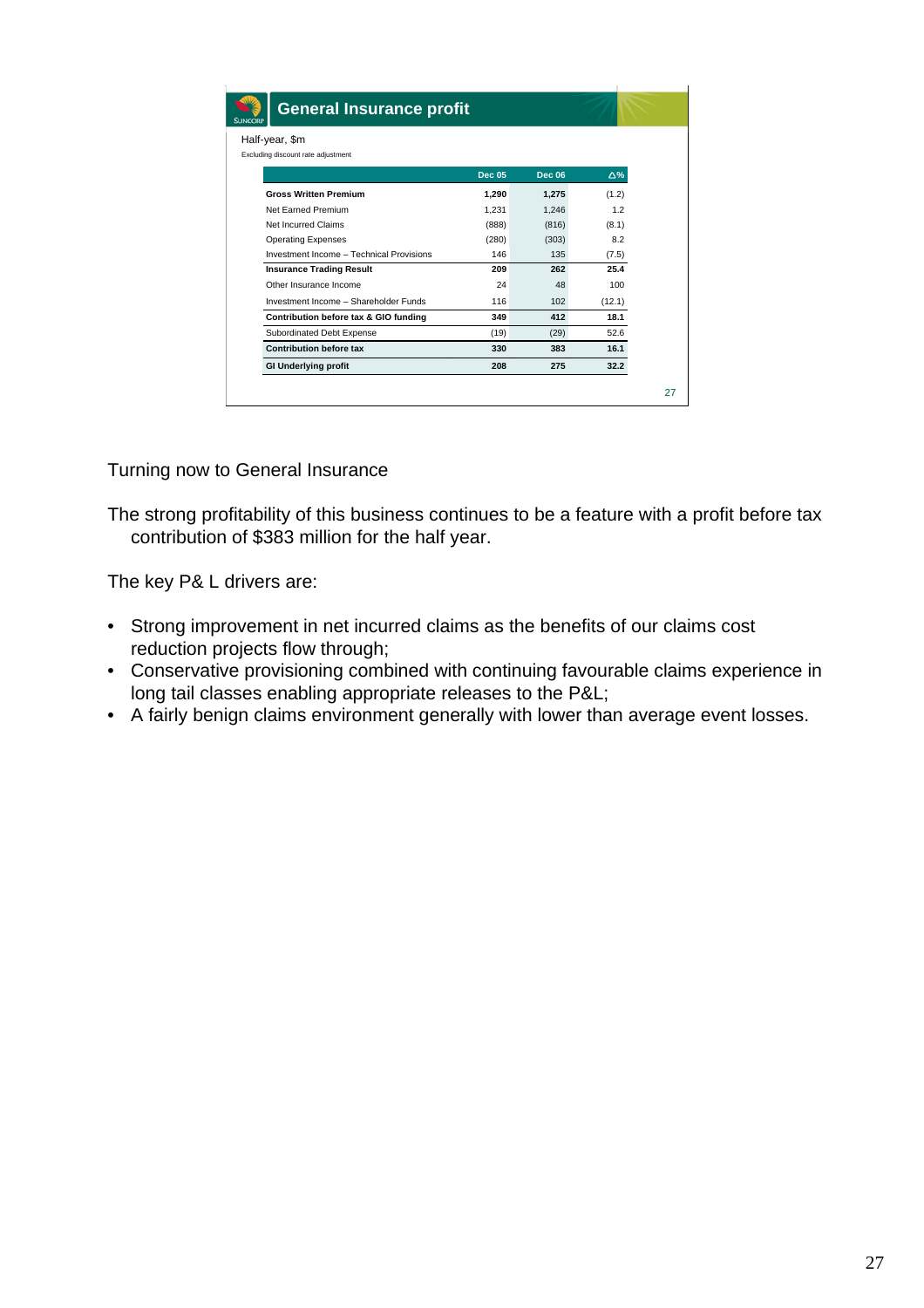## General Insurance profit

Half-year, $m

Excluding discount rate adjustment

| | Dec 05 | Dec 06 | Δ% |
|---|---|---|---|
| **Gross Written Premium** | **1,290** | **1,275** | (1.2) |
| Net Earned Premium | 1,231 | 1,246 | 1.2 |
| Net Incurred Claims | (888) | (816) | (8.1) |
| Operating Expenses | (280) | (303) | 8.2 |
| Investment Income – Technical Provisions | 146 | 135 | (7.5) |
| **Insurance Trading Result** | **209** | **262** | **25.4** |
| Other Insurance Income | 24 | 48 | 100 |
| Investment Income – Shareholder Funds | 116 | 102 | (12.1) |
| **Contribution before tax & GIO funding** | **349** | **412** | **18.1** |
| Subordinated Debt Expense | (19) | (29) | 52.6 |
| **Contribution before tax** | **330** | **383** | **16.1** |
| **GI Underlying profit** | **208** | **275** | **32.2** |

Turning now to General Insurance

The strong profitability of this business continues to be a feature with a profit before tax contribution of $383 million for the half year.

The key P& L drivers are:

- Strong improvement in net incurred claims as the benefits of our claims cost reduction projects flow through;
- Conservative provisioning combined with continuing favourable claims experience in long tail classes enabling appropriate releases to the P&L;
- A fairly benign claims environment generally with lower than average event losses.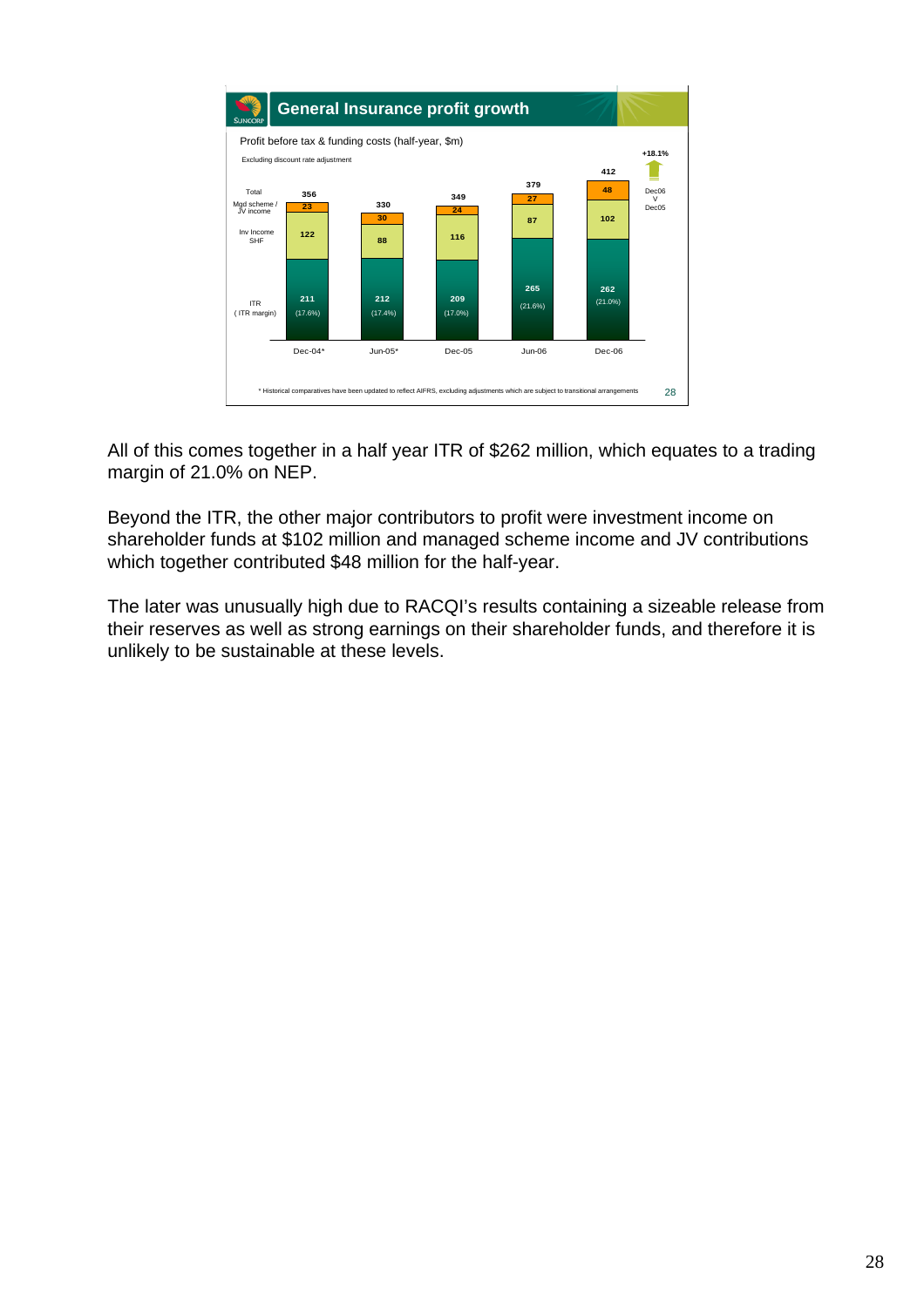## General Insurance profit growth

Profit before tax & funding costs (half-year, $m)

Excluding discount rate adjustment

| | Dec-04* | Jun-05* | Dec-05 | Jun-06 | Dec-06 |
|---|---|---|---|---|---|
| Total | 356 | 330 | 349 | 379 | 412 |
| Mgd scheme / JV income | 23 | 30 | 24 | 27 | 48 |
| Inv Income SHF | 122 | 88 | 116 | 87 | 102 |
| ITR | 211 | 212 | 209 | 265 | 262 |
| (ITR margin) | (17.6%) | (17.4%) | (17.0%) | (21.6%) | (21.0%) |

+18.1% Dec06 v Dec05

\* Historical comparatives have been updated to reflect AIFRS, excluding adjustments which are subject to transitional arrangements

All of this comes together in a half year ITR of $262 million, which equates to a trading margin of 21.0% on NEP.

Beyond the ITR, the other major contributors to profit were investment income on shareholder funds at $102 million and managed scheme income and JV contributions which together contributed $48 million for the half-year.

The later was unusually high due to RACQI's results containing a sizeable release from their reserves as well as strong earnings on their shareholder funds, and therefore it is unlikely to be sustainable at these levels.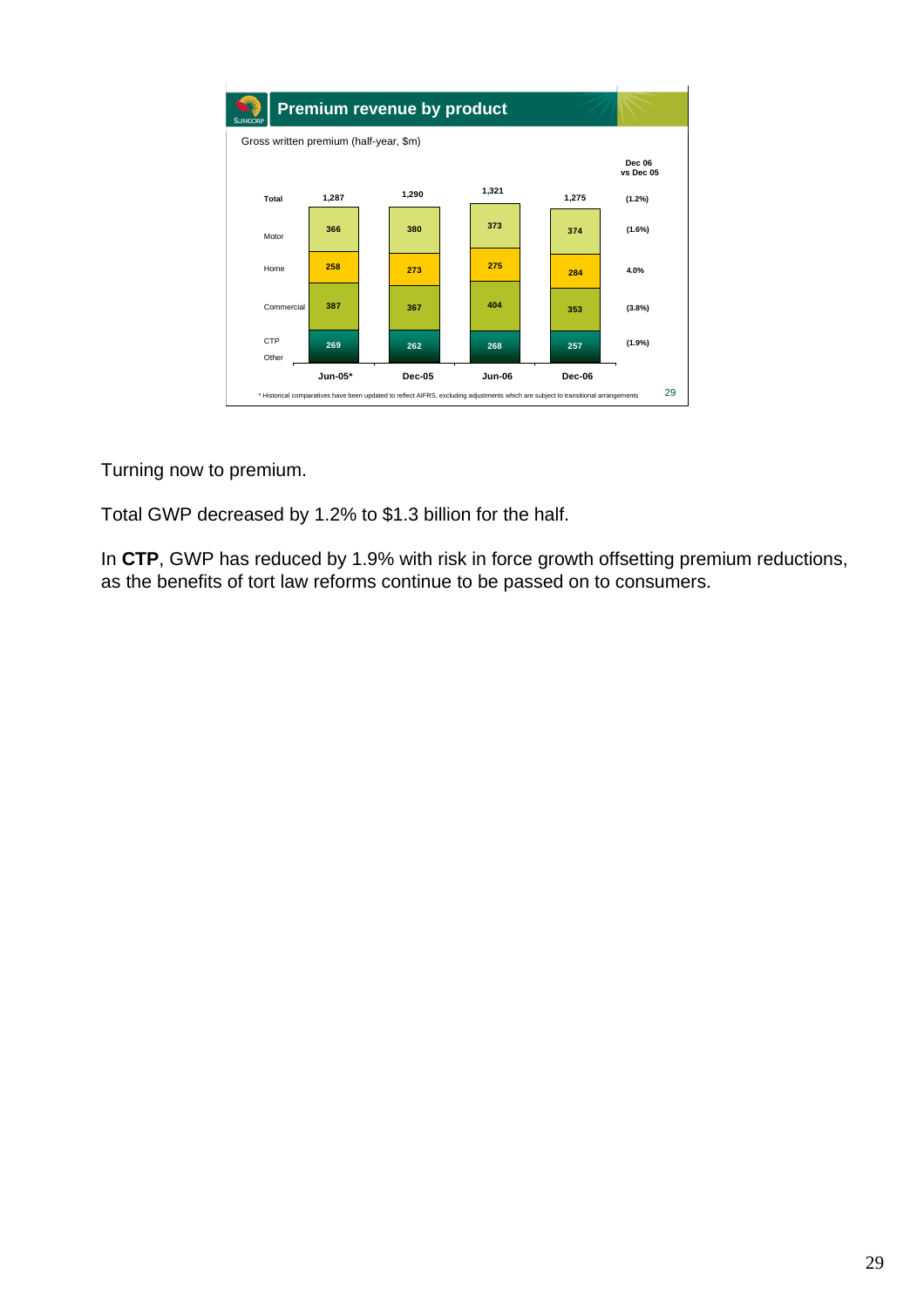## Premium revenue by product

Gross written premium (half-year, $m)

| | Jun-05* | Dec-05 | Jun-06 | Dec-06 | Dec 06 vs Dec 05 |
|---|---|---|---|---|---|
| **Total** | 1,287 | 1,290 | 1,321 | 1,275 | (1.2%) |
| Motor | 366 | 380 | 373 | 374 | (1.6%) |
| Home | 258 | 273 | 275 | 284 | 4.0% |
| Commercial | 387 | 367 | 404 | 353 | (3.8%) |
| CTP | 269 | 262 | 268 | 257 | (1.9%) |
| Other | | | | | |

\* Historical comparatives have been updated to reflect AIFRS, excluding adjustments which are subject to transitional arrangements

Turning now to premium.

Total GWP decreased by 1.2% to $1.3 billion for the half.

In **CTP**, GWP has reduced by 1.9% with risk in force growth offsetting premium reductions, as the benefits of tort law reforms continue to be passed on to consumers.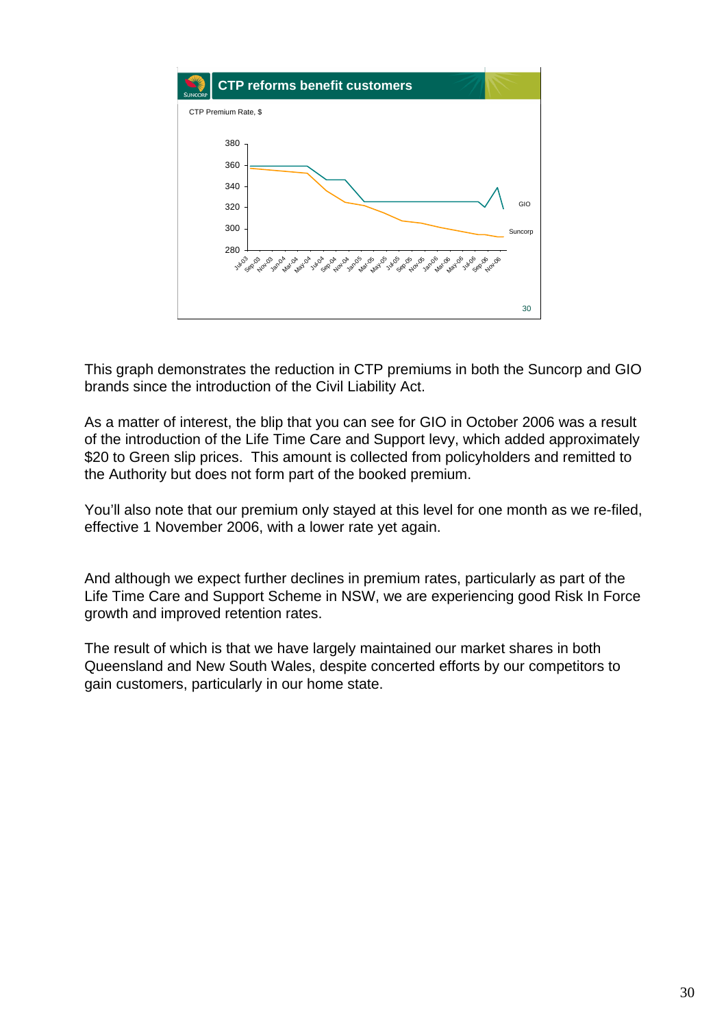## CTP reforms benefit customers

CTP Premium Rate, $

This graph demonstrates the reduction in CTP premiums in both the Suncorp and GIO brands since the introduction of the Civil Liability Act.

As a matter of interest, the blip that you can see for GIO in October 2006 was a result of the introduction of the Life Time Care and Support levy, which added approximately $20 to Green slip prices. This amount is collected from policyholders and remitted to the Authority but does not form part of the booked premium.

You'll also note that our premium only stayed at this level for one month as we re-filed, effective 1 November 2006, with a lower rate yet again.

And although we expect further declines in premium rates, particularly as part of the Life Time Care and Support Scheme in NSW, we are experiencing good Risk In Force growth and improved retention rates.

The result of which is that we have largely maintained our market shares in both Queensland and New South Wales, despite concerted efforts by our competitors to gain customers, particularly in our home state.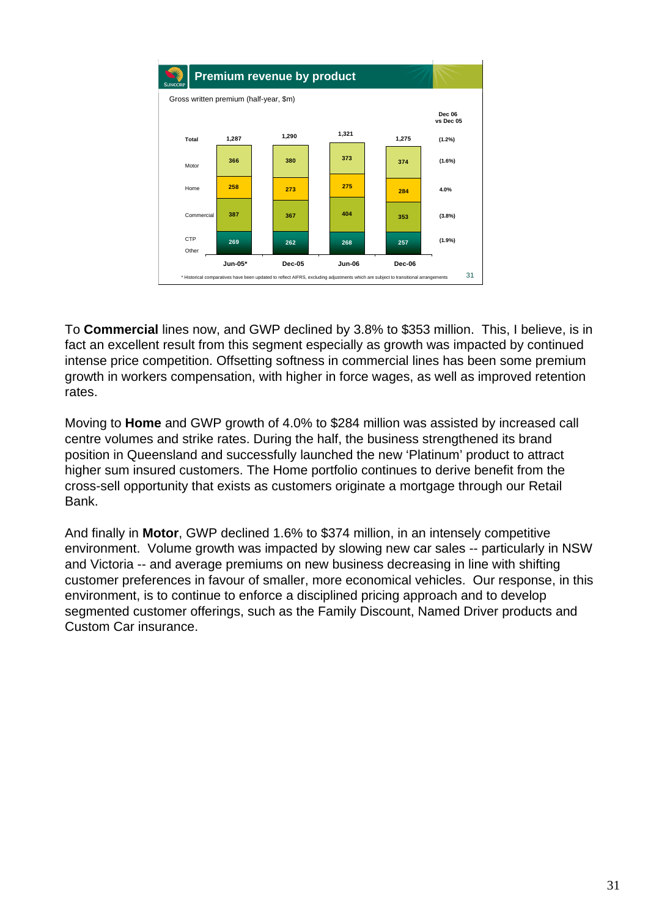## Premium revenue by product

Gross written premium (half-year, $m)

| | Jun-05* | Dec-05 | Jun-06 | Dec-06 | Dec 06 vs Dec 05 |
|---|---|---|---|---|---|
| Total | 1,287 | 1,290 | 1,321 | 1,275 | (1.2%) |
| Motor | 366 | 380 | 373 | 374 | (1.6%) |
| Home | 258 | 273 | 275 | 284 | 4.0% |
| Commercial | 387 | 367 | 404 | 353 | (3.8%) |
| CTP Other | 269 | 262 | 268 | 257 | (1.9%) |

\* Historical comparatives have been updated to reflect AIFRS, excluding adjustments which are subject to transitional arrangements

To **Commercial** lines now, and GWP declined by 3.8% to $353 million. This, I believe, is in fact an excellent result from this segment especially as growth was impacted by continued intense price competition. Offsetting softness in commercial lines has been some premium growth in workers compensation, with higher in force wages, as well as improved retention rates.

Moving to **Home** and GWP growth of 4.0% to $284 million was assisted by increased call centre volumes and strike rates. During the half, the business strengthened its brand position in Queensland and successfully launched the new 'Platinum' product to attract higher sum insured customers. The Home portfolio continues to derive benefit from the cross-sell opportunity that exists as customers originate a mortgage through our Retail Bank.

And finally in **Motor**, GWP declined 1.6% to $374 million, in an intensely competitive environment. Volume growth was impacted by slowing new car sales -- particularly in NSW and Victoria -- and average premiums on new business decreasing in line with shifting customer preferences in favour of smaller, more economical vehicles. Our response, in this environment, is to continue to enforce a disciplined pricing approach and to develop segmented customer offerings, such as the Family Discount, Named Driver products and Custom Car insurance.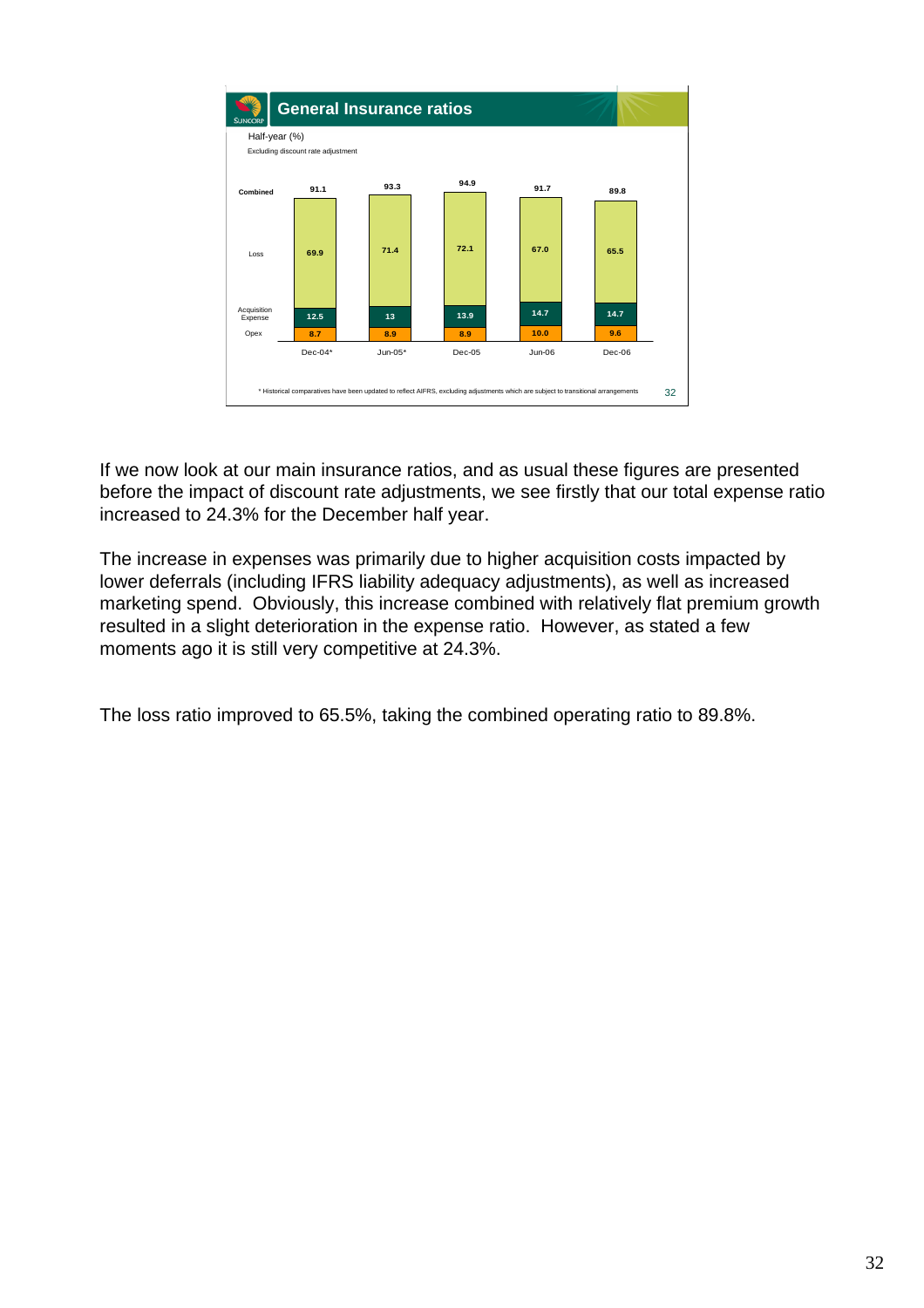## General Insurance ratios

Half-year (%)

Excluding discount rate adjustment

| | Dec-04* | Jun-05* | Dec-05 | Jun-06 | Dec-06 |
|---|---|---|---|---|---|
| **Combined** | 91.1 | 93.3 | 94.9 | 91.7 | 89.8 |
| Loss | 69.9 | 71.4 | 72.1 | 67.0 | 65.5 |
| Acquisition Expense | 12.5 | 13 | 13.9 | 14.7 | 14.7 |
| Opex | 8.7 | 8.9 | 8.9 | 10.0 | 9.6 |

\* Historical comparatives have been updated to reflect AIFRS, excluding adjustments which are subject to transitional arrangements

If we now look at our main insurance ratios, and as usual these figures are presented before the impact of discount rate adjustments, we see firstly that our total expense ratio increased to 24.3% for the December half year.

The increase in expenses was primarily due to higher acquisition costs impacted by lower deferrals (including IFRS liability adequacy adjustments), as well as increased marketing spend. Obviously, this increase combined with relatively flat premium growth resulted in a slight deterioration in the expense ratio. However, as stated a few moments ago it is still very competitive at 24.3%.

The loss ratio improved to 65.5%, taking the combined operating ratio to 89.8%.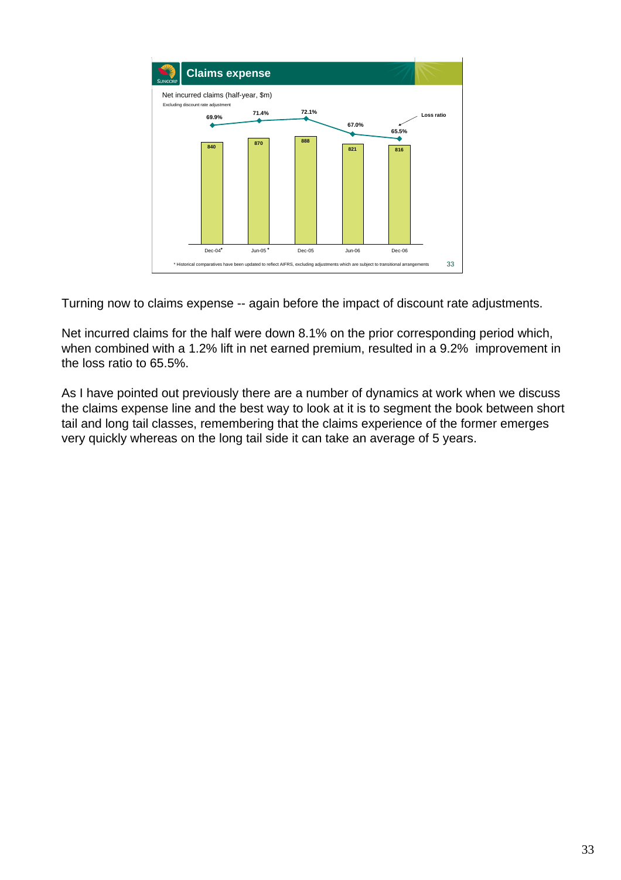## Claims expense

Net incurred claims (half-year, $m)

Excluding discount rate adjustment

| | Dec-04* | Jun-05* | Dec-05 | Jun-06 | Dec-06 |
|---|---|---|---|---|---|
| Net incurred claims ($m) | 840 | 870 | 888 | 821 | 816 |
| Loss ratio | 69.9% | 71.4% | 72.1% | 67.0% | 65.5% |

* Historical comparatives have been updated to reflect AIFRS, excluding adjustments which are subject to transitional arrangements

Turning now to claims expense -- again before the impact of discount rate adjustments.

Net incurred claims for the half were down 8.1% on the prior corresponding period which, when combined with a 1.2% lift in net earned premium, resulted in a 9.2% improvement in the loss ratio to 65.5%.

As I have pointed out previously there are a number of dynamics at work when we discuss the claims expense line and the best way to look at it is to segment the book between short tail and long tail classes, remembering that the claims experience of the former emerges very quickly whereas on the long tail side it can take an average of 5 years.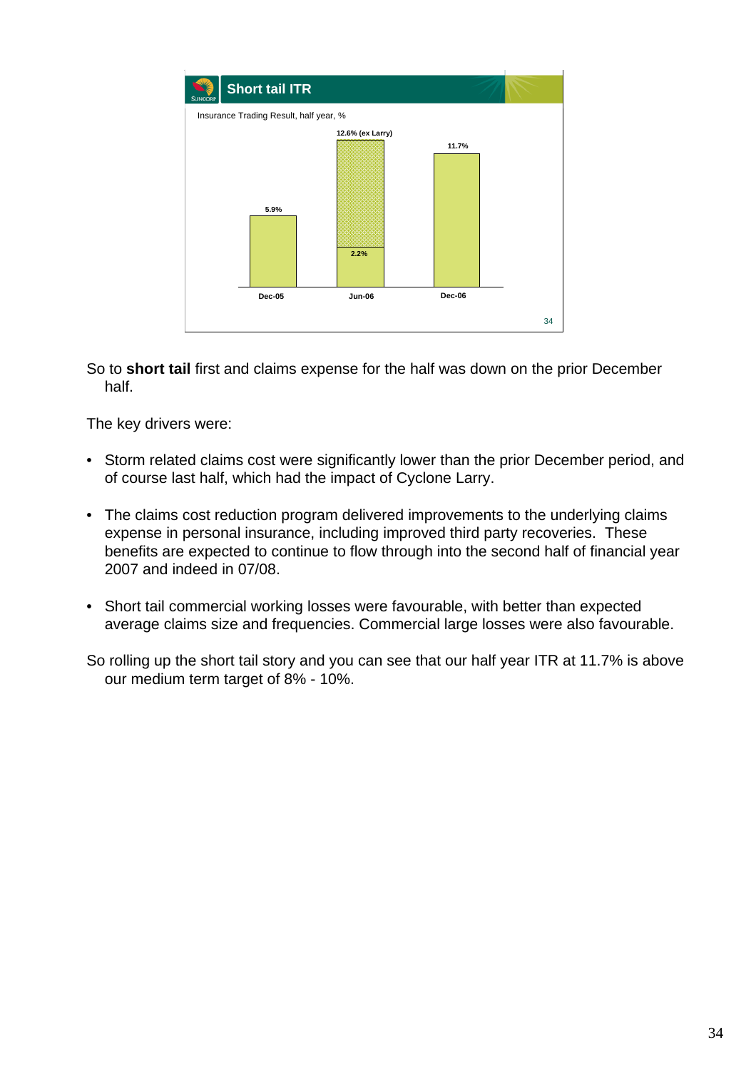## Short tail ITR

Insurance Trading Result, half year, %

| | Dec-05 | Jun-06 | Dec-06 |
|---|---|---|---|
| ITR | 5.9% | 2.2% (12.6% ex Larry) | 11.7% |

So to **short tail** first and claims expense for the half was down on the prior December half.

The key drivers were:

- Storm related claims cost were significantly lower than the prior December period, and of course last half, which had the impact of Cyclone Larry.
- The claims cost reduction program delivered improvements to the underlying claims expense in personal insurance, including improved third party recoveries. These benefits are expected to continue to flow through into the second half of financial year 2007 and indeed in 07/08.
- Short tail commercial working losses were favourable, with better than expected average claims size and frequencies. Commercial large losses were also favourable.

So rolling up the short tail story and you can see that our half year ITR at 11.7% is above our medium term target of 8% - 10%.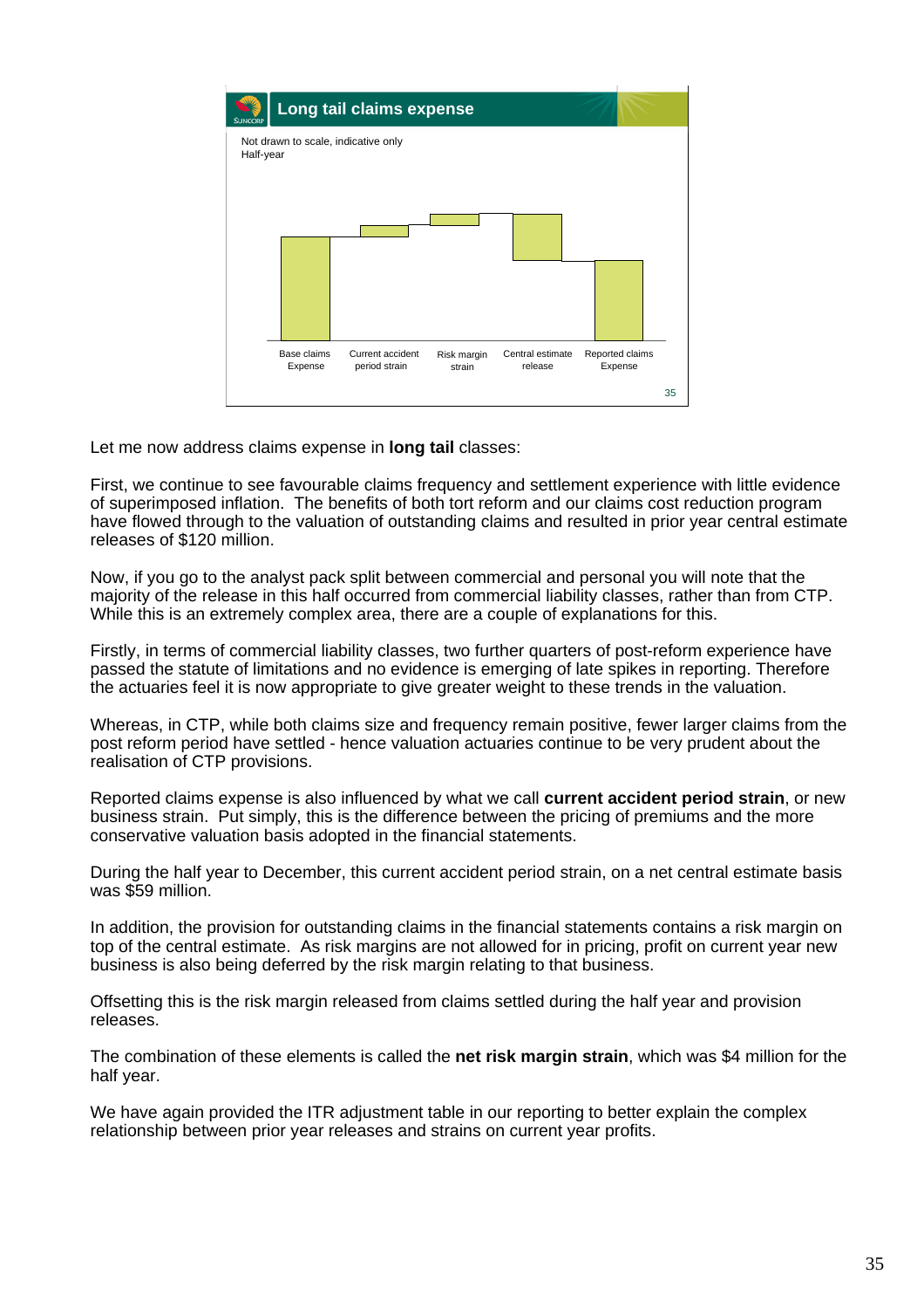## Long tail claims expense

Not drawn to scale, indicative only
Half-year

Base claims Expense | Current accident period strain | Risk margin strain | Central estimate release | Reported claims Expense

Let me now address claims expense in **long tail** classes:

First, we continue to see favourable claims frequency and settlement experience with little evidence of superimposed inflation. The benefits of both tort reform and our claims cost reduction program have flowed through to the valuation of outstanding claims and resulted in prior year central estimate releases of $120 million.

Now, if you go to the analyst pack split between commercial and personal you will note that the majority of the release in this half occurred from commercial liability classes, rather than from CTP. While this is an extremely complex area, there are a couple of explanations for this.

Firstly, in terms of commercial liability classes, two further quarters of post-reform experience have passed the statute of limitations and no evidence is emerging of late spikes in reporting. Therefore the actuaries feel it is now appropriate to give greater weight to these trends in the valuation.

Whereas, in CTP, while both claims size and frequency remain positive, fewer larger claims from the post reform period have settled - hence valuation actuaries continue to be very prudent about the realisation of CTP provisions.

Reported claims expense is also influenced by what we call **current accident period strain**, or new business strain. Put simply, this is the difference between the pricing of premiums and the more conservative valuation basis adopted in the financial statements.

During the half year to December, this current accident period strain, on a net central estimate basis was $59 million.

In addition, the provision for outstanding claims in the financial statements contains a risk margin on top of the central estimate. As risk margins are not allowed for in pricing, profit on current year new business is also being deferred by the risk margin relating to that business.

Offsetting this is the risk margin released from claims settled during the half year and provision releases.

The combination of these elements is called the **net risk margin strain**, which was $4 million for the half year.

We have again provided the ITR adjustment table in our reporting to better explain the complex relationship between prior year releases and strains on current year profits.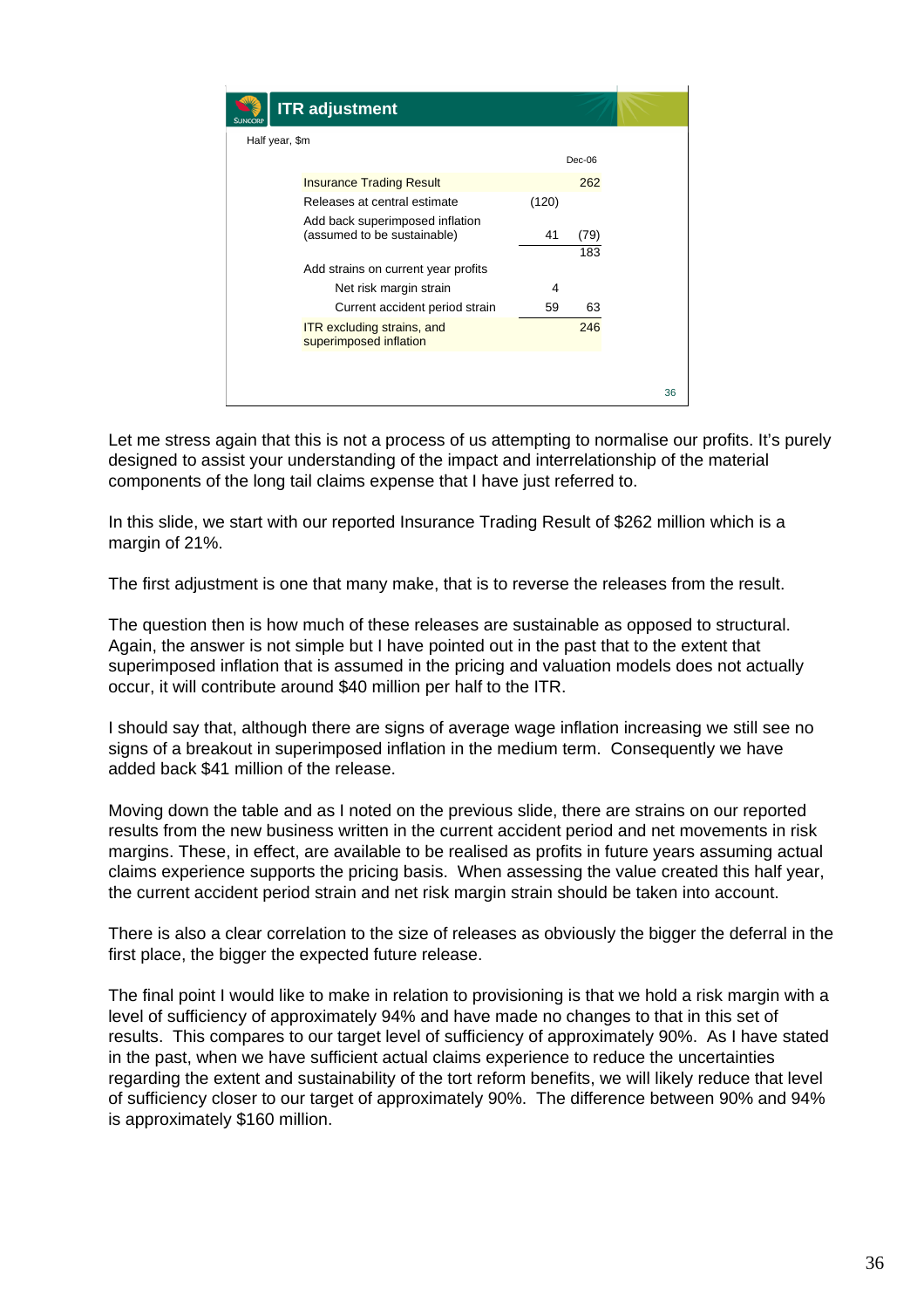## ITR adjustment

Half year, $m

| | | Dec-06 |
|---|---|---|
| Insurance Trading Result | | 262 |
| Releases at central estimate | (120) | |
| Add back superimposed inflation (assumed to be sustainable) | 41 | (79) |
| | | 183 |
| Add strains on current year profits | | |
| Net risk margin strain | 4 | |
| Current accident period strain | 59 | 63 |
| ITR excluding strains, and superimposed inflation | | 246 |

Let me stress again that this is not a process of us attempting to normalise our profits. It's purely designed to assist your understanding of the impact and interrelationship of the material components of the long tail claims expense that I have just referred to.

In this slide, we start with our reported Insurance Trading Result of $262 million which is a margin of 21%.

The first adjustment is one that many make, that is to reverse the releases from the result.

The question then is how much of these releases are sustainable as opposed to structural. Again, the answer is not simple but I have pointed out in the past that to the extent that superimposed inflation that is assumed in the pricing and valuation models does not actually occur, it will contribute around $40 million per half to the ITR.

I should say that, although there are signs of average wage inflation increasing we still see no signs of a breakout in superimposed inflation in the medium term. Consequently we have added back $41 million of the release.

Moving down the table and as I noted on the previous slide, there are strains on our reported results from the new business written in the current accident period and net movements in risk margins. These, in effect, are available to be realised as profits in future years assuming actual claims experience supports the pricing basis. When assessing the value created this half year, the current accident period strain and net risk margin strain should be taken into account.

There is also a clear correlation to the size of releases as obviously the bigger the deferral in the first place, the bigger the expected future release.

The final point I would like to make in relation to provisioning is that we hold a risk margin with a level of sufficiency of approximately 94% and have made no changes to that in this set of results. This compares to our target level of sufficiency of approximately 90%. As I have stated in the past, when we have sufficient actual claims experience to reduce the uncertainties regarding the extent and sustainability of the tort reform benefits, we will likely reduce that level of sufficiency closer to our target of approximately 90%. The difference between 90% and 94% is approximately $160 million.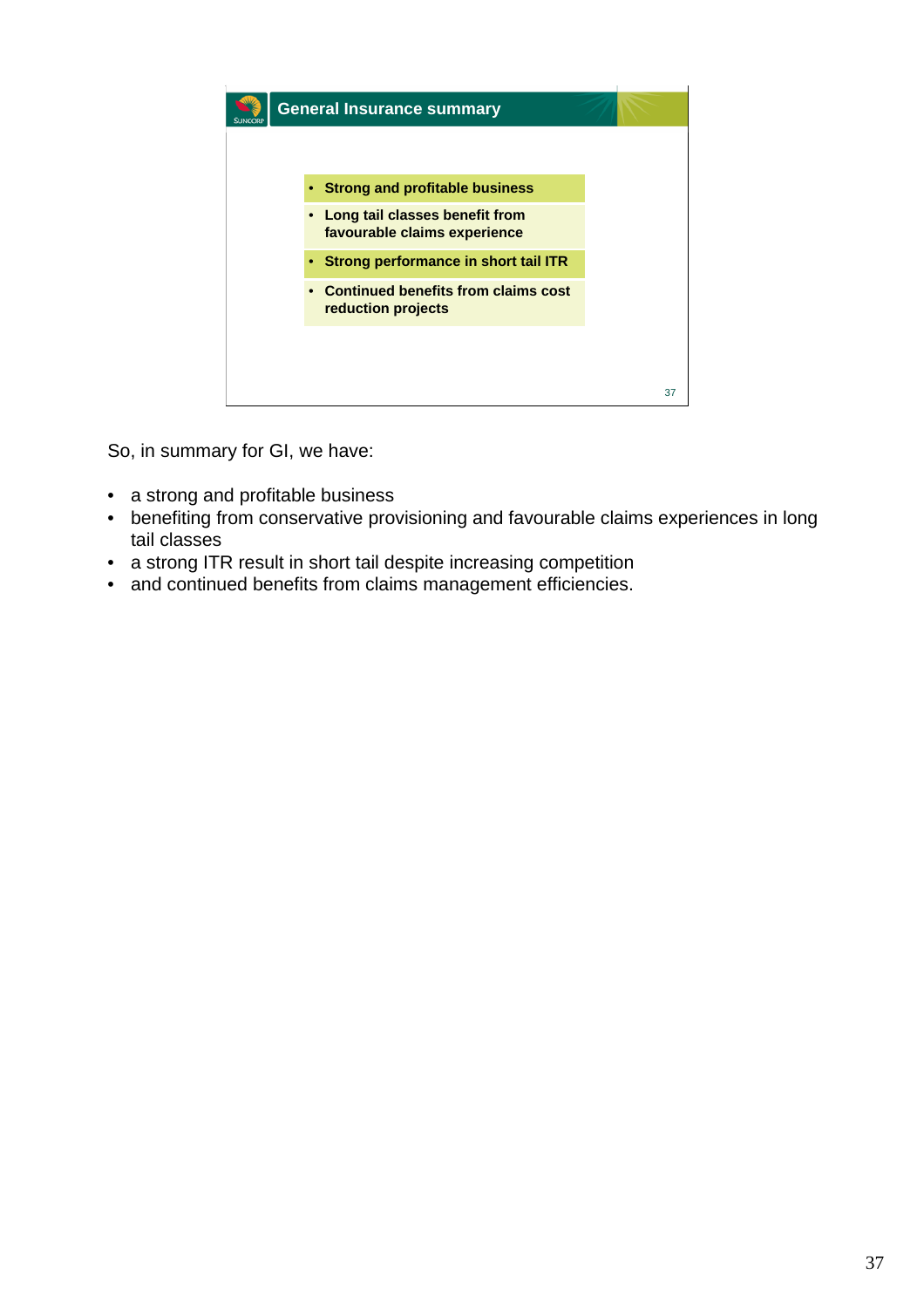## General Insurance summary

- **Strong and profitable business**
- **Long tail classes benefit from favourable claims experience**
- **Strong performance in short tail ITR**
- **Continued benefits from claims cost reduction projects**

So, in summary for GI, we have:

- a strong and profitable business
- benefiting from conservative provisioning and favourable claims experiences in long tail classes
- a strong ITR result in short tail despite increasing competition
- and continued benefits from claims management efficiencies.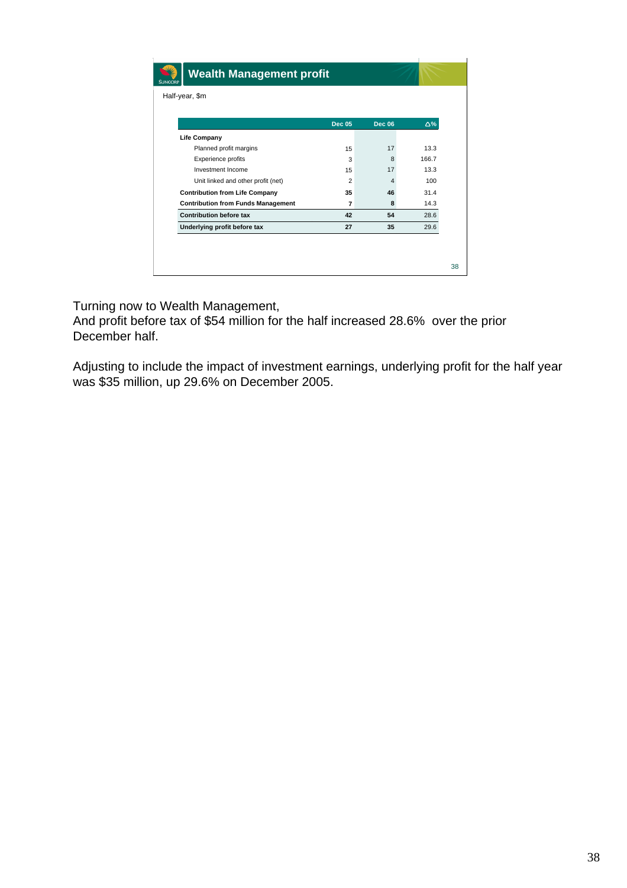## Wealth Management profit

Half-year, $m

| | Dec 05 | Dec 06 | Δ% |
|---|---|---|---|
| **Life Company** | | | |
| Planned profit margins | 15 | 17 | 13.3 |
| Experience profits | 3 | 8 | 166.7 |
| Investment Income | 15 | 17 | 13.3 |
| Unit linked and other profit (net) | 2 | 4 | 100 |
| **Contribution from Life Company** | **35** | **46** | 31.4 |
| **Contribution from Funds Management** | **7** | **8** | 14.3 |
| **Contribution before tax** | **42** | **54** | 28.6 |
| **Underlying profit before tax** | **27** | **35** | 29.6 |

Turning now to Wealth Management,
And profit before tax of $54 million for the half increased 28.6% over the prior December half.

Adjusting to include the impact of investment earnings, underlying profit for the half year was $35 million, up 29.6% on December 2005.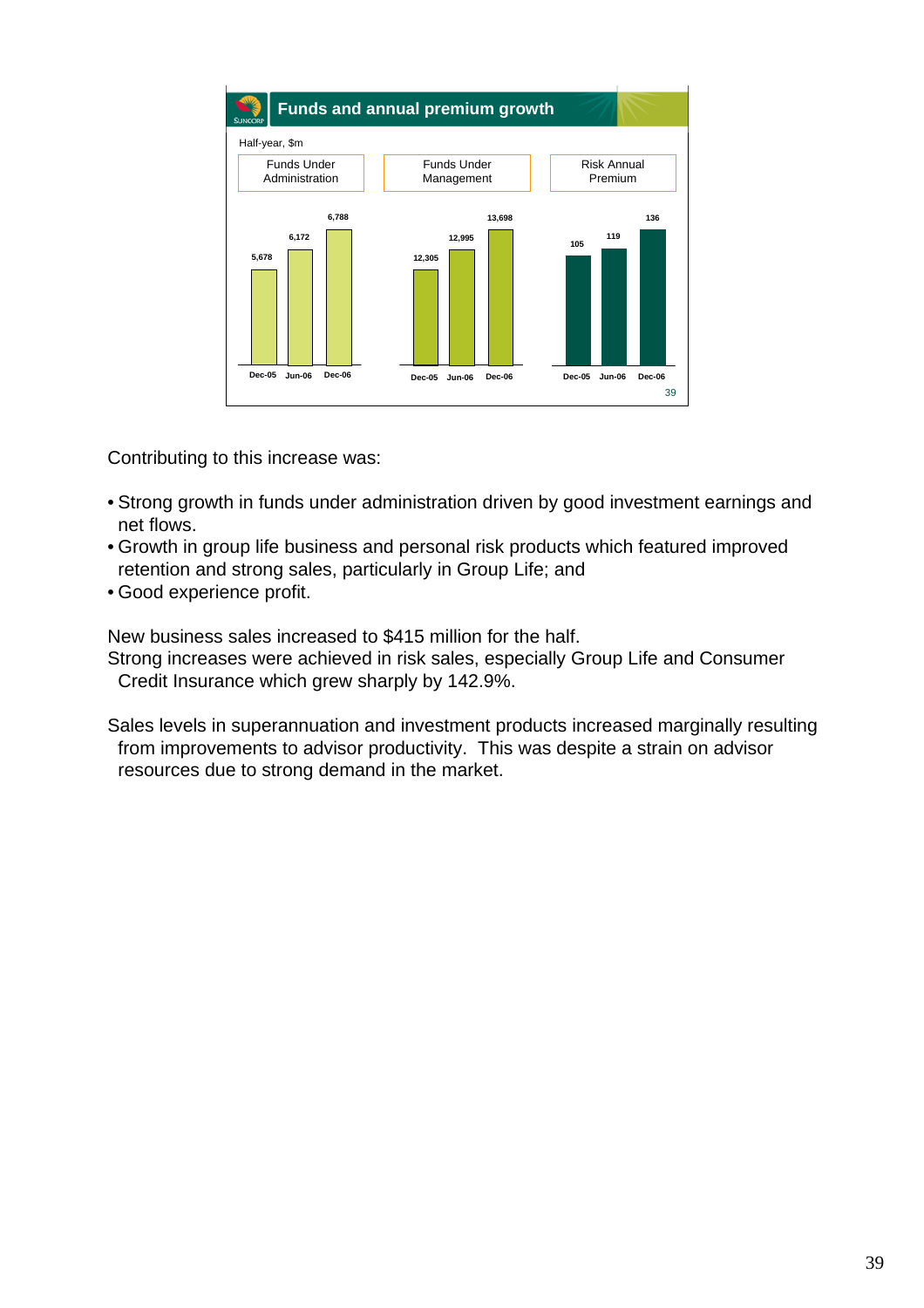## Funds and annual premium growth

Half-year, $m

| | Dec-05 | Jun-06 | Dec-06 |
|---|---|---|---|
| Funds Under Administration | 5,678 | 6,172 | 6,788 |
| Funds Under Management | 12,305 | 12,995 | 13,698 |
| Risk Annual Premium | 105 | 119 | 136 |

Contributing to this increase was:

- Strong growth in funds under administration driven by good investment earnings and net flows.
- Growth in group life business and personal risk products which featured improved retention and strong sales, particularly in Group Life; and
- Good experience profit.

New business sales increased to $415 million for the half.
Strong increases were achieved in risk sales, especially Group Life and Consumer Credit Insurance which grew sharply by 142.9%.

Sales levels in superannuation and investment products increased marginally resulting from improvements to advisor productivity. This was despite a strain on advisor resources due to strong demand in the market.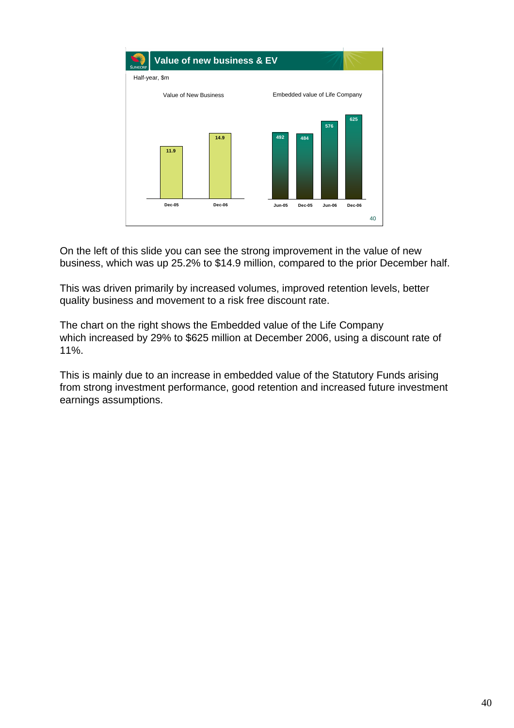## Value of new business & EV

Half-year, $m

| Value of New Business | |
|---|---|
| Dec-05 | 11.9 |
| Dec-06 | 14.9 |

| Embedded value of Life Company | |
|---|---|
| Jun-05 | 492 |
| Dec-05 | 484 |
| Jun-06 | 576 |
| Dec-06 | 625 |

On the left of this slide you can see the strong improvement in the value of new business, which was up 25.2% to $14.9 million, compared to the prior December half.

This was driven primarily by increased volumes, improved retention levels, better quality business and movement to a risk free discount rate.

The chart on the right shows the Embedded value of the Life Company which increased by 29% to $625 million at December 2006, using a discount rate of 11%.

This is mainly due to an increase in embedded value of the Statutory Funds arising from strong investment performance, good retention and increased future investment earnings assumptions.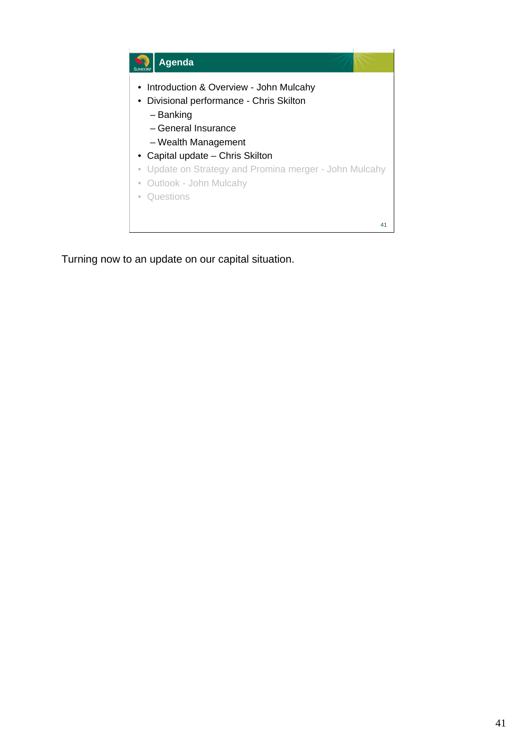## Agenda

- Introduction & Overview - John Mulcahy
- Divisional performance - Chris Skilton
  - Banking
  - General Insurance
  - Wealth Management
- Capital update – Chris Skilton
- Update on Strategy and Promina merger - John Mulcahy
- Outlook - John Mulcahy
- Questions

Turning now to an update on our capital situation.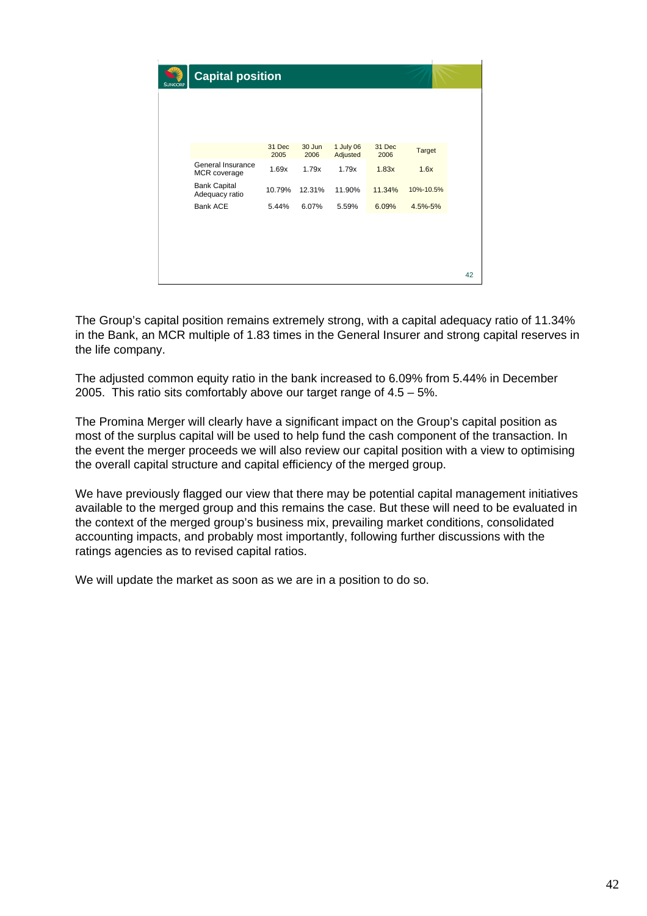## Capital position

| | 31 Dec 2005 | 30 Jun 2006 | 1 July 06 Adjusted | 31 Dec 2006 | Target |
|---|---|---|---|---|---|
| General Insurance MCR coverage | 1.69x | 1.79x | 1.79x | 1.83x | 1.6x |
| Bank Capital Adequacy ratio | 10.79% | 12.31% | 11.90% | 11.34% | 10%-10.5% |
| Bank ACE | 5.44% | 6.07% | 5.59% | 6.09% | 4.5%-5% |

The Group's capital position remains extremely strong, with a capital adequacy ratio of 11.34% in the Bank, an MCR multiple of 1.83 times in the General Insurer and strong capital reserves in the life company.

The adjusted common equity ratio in the bank increased to 6.09% from 5.44% in December 2005. This ratio sits comfortably above our target range of 4.5 – 5%.

The Promina Merger will clearly have a significant impact on the Group's capital position as most of the surplus capital will be used to help fund the cash component of the transaction. In the event the merger proceeds we will also review our capital position with a view to optimising the overall capital structure and capital efficiency of the merged group.

We have previously flagged our view that there may be potential capital management initiatives available to the merged group and this remains the case. But these will need to be evaluated in the context of the merged group's business mix, prevailing market conditions, consolidated accounting impacts, and probably most importantly, following further discussions with the ratings agencies as to revised capital ratios.

We will update the market as soon as we are in a position to do so.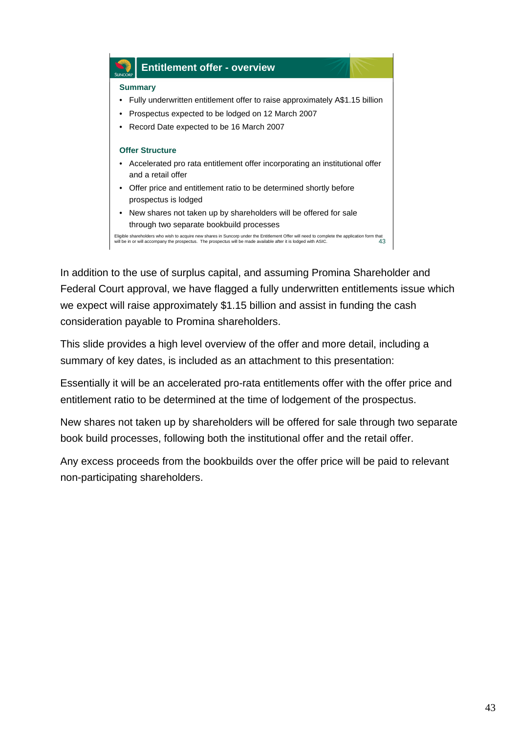## Entitlement offer - overview

**Summary**

- Fully underwritten entitlement offer to raise approximately A$1.15 billion
- Prospectus expected to be lodged on 12 March 2007
- Record Date expected to be 16 March 2007

**Offer Structure**

- Accelerated pro rata entitlement offer incorporating an institutional offer and a retail offer
- Offer price and entitlement ratio to be determined shortly before prospectus is lodged
- New shares not taken up by shareholders will be offered for sale through two separate bookbuild processes

Eligible shareholders who wish to acquire new shares in Suncorp under the Entitlement Offer will need to complete the application form that will be in or will accompany the prospectus. The prospectus will be made available after it is lodged with ASIC.

In addition to the use of surplus capital, and assuming Promina Shareholder and Federal Court approval, we have flagged a fully underwritten entitlements issue which we expect will raise approximately $1.15 billion and assist in funding the cash consideration payable to Promina shareholders.

This slide provides a high level overview of the offer and more detail, including a summary of key dates, is included as an attachment to this presentation:

Essentially it will be an accelerated pro-rata entitlements offer with the offer price and entitlement ratio to be determined at the time of lodgement of the prospectus.

New shares not taken up by shareholders will be offered for sale through two separate book build processes, following both the institutional offer and the retail offer.

Any excess proceeds from the bookbuilds over the offer price will be paid to relevant non-participating shareholders.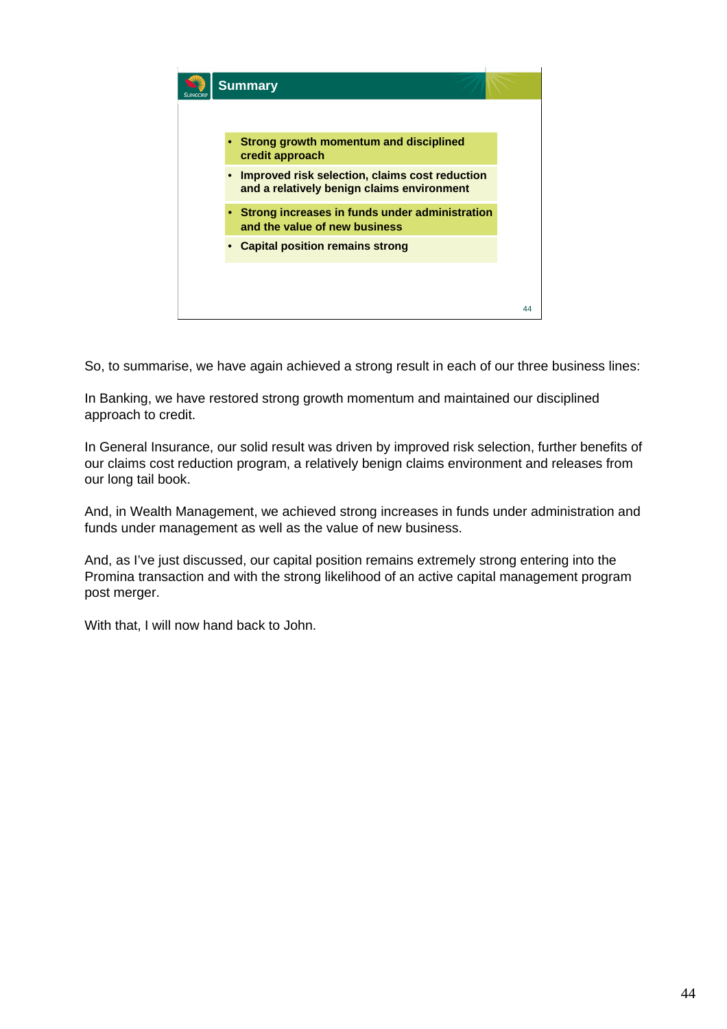## Summary

- **Strong growth momentum and disciplined credit approach**
- **Improved risk selection, claims cost reduction and a relatively benign claims environment**
- **Strong increases in funds under administration and the value of new business**
- **Capital position remains strong**

So, to summarise, we have again achieved a strong result in each of our three business lines:

In Banking, we have restored strong growth momentum and maintained our disciplined approach to credit.

In General Insurance, our solid result was driven by improved risk selection, further benefits of our claims cost reduction program, a relatively benign claims environment and releases from our long tail book.

And, in Wealth Management, we achieved strong increases in funds under administration and funds under management as well as the value of new business.

And, as I've just discussed, our capital position remains extremely strong entering into the Promina transaction and with the strong likelihood of an active capital management program post merger.

With that, I will now hand back to John.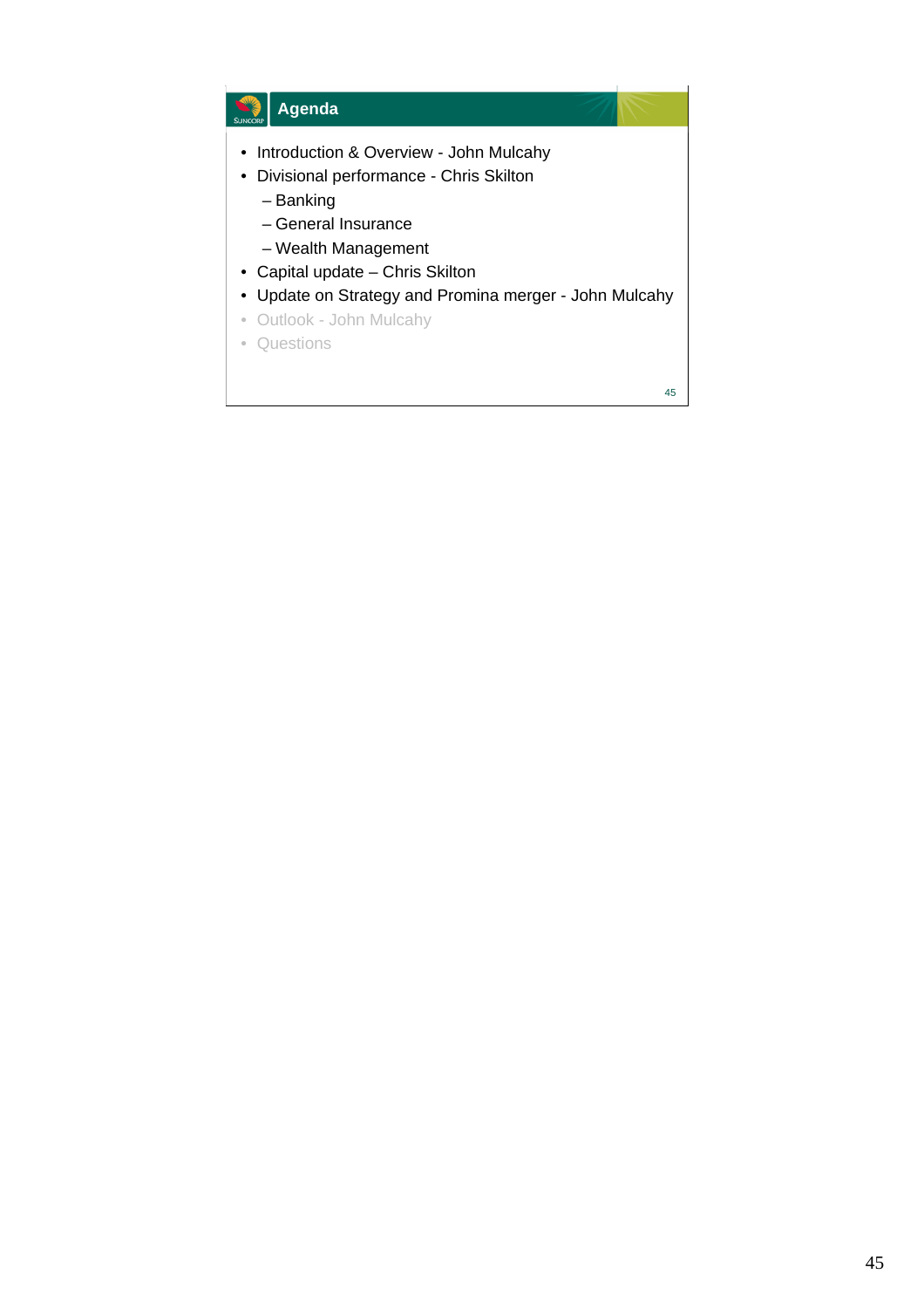## Agenda

- Introduction & Overview - John Mulcahy
- Divisional performance - Chris Skilton
  - Banking
  - General Insurance
  - Wealth Management
- Capital update – Chris Skilton
- Update on Strategy and Promina merger - John Mulcahy
- Outlook - John Mulcahy
- Questions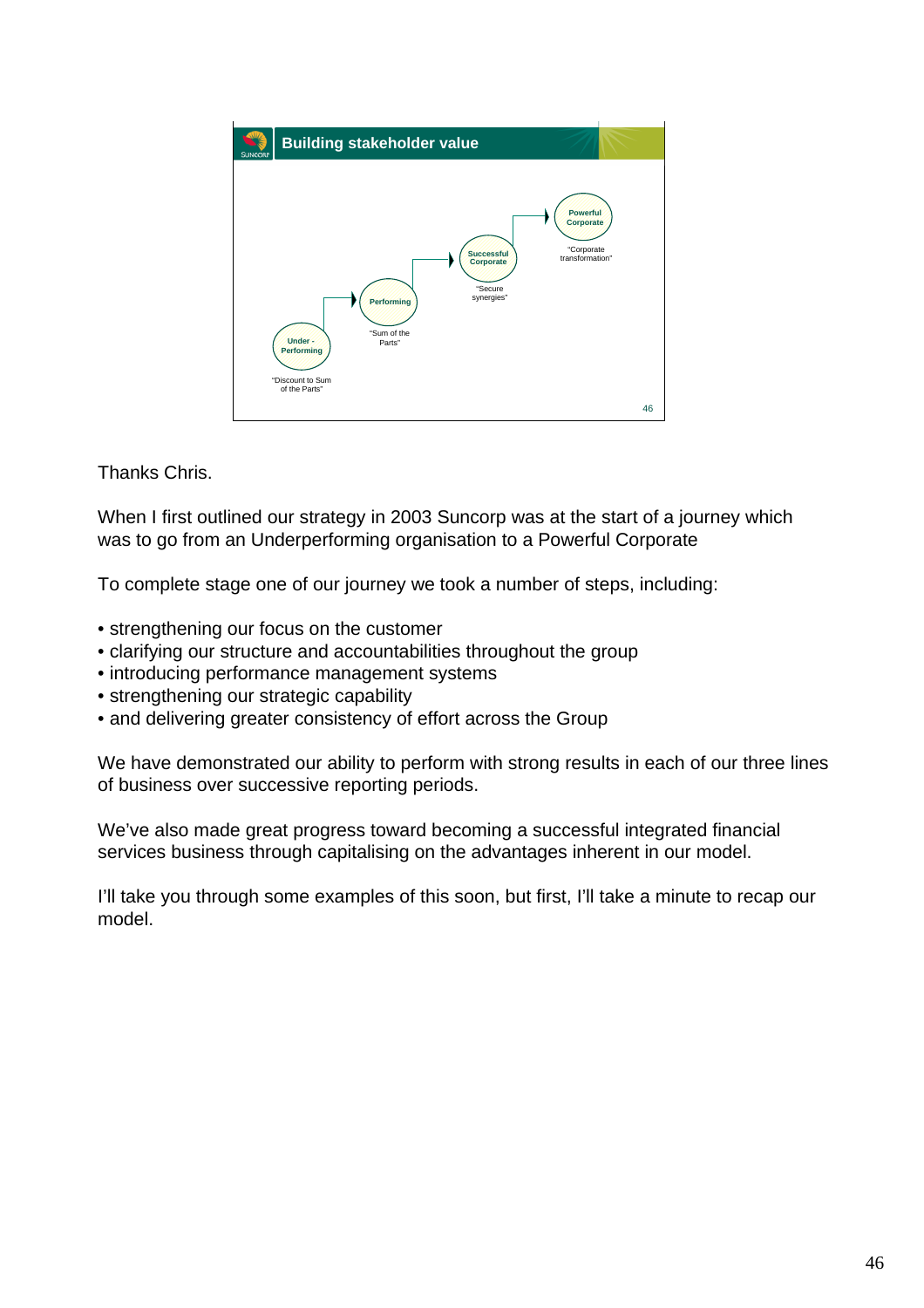## Building stakeholder value

- **Under - Performing** — "Discount to Sum of the Parts"
- **Performing** — "Sum of the Parts"
- **Successful Corporate** — "Secure synergies"
- **Powerful Corporate** — "Corporate transformation"

Thanks Chris.

When I first outlined our strategy in 2003 Suncorp was at the start of a journey which was to go from an Underperforming organisation to a Powerful Corporate

To complete stage one of our journey we took a number of steps, including:

- strengthening our focus on the customer
- clarifying our structure and accountabilities throughout the group
- introducing performance management systems
- strengthening our strategic capability
- and delivering greater consistency of effort across the Group

We have demonstrated our ability to perform with strong results in each of our three lines of business over successive reporting periods.

We've also made great progress toward becoming a successful integrated financial services business through capitalising on the advantages inherent in our model.

I'll take you through some examples of this soon, but first, I'll take a minute to recap our model.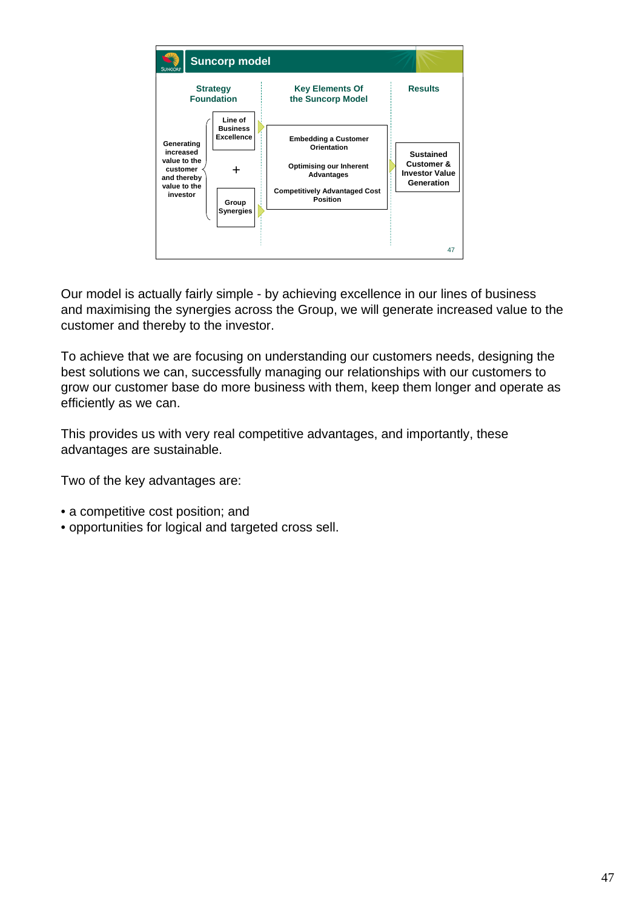## Suncorp model

**Strategy Foundation**

Generating increased value to the customer and thereby value to the investor

- Line of Business Excellence
- +
- Group Synergies

**Key Elements Of the Suncorp Model**

- Embedding a Customer Orientation
- Optimising our Inherent Advantages
- Competitively Advantaged Cost Position

**Results**

Sustained Customer & Investor Value Generation

Our model is actually fairly simple - by achieving excellence in our lines of business and maximising the synergies across the Group, we will generate increased value to the customer and thereby to the investor.

To achieve that we are focusing on understanding our customers needs, designing the best solutions we can, successfully managing our relationships with our customers to grow our customer base do more business with them, keep them longer and operate as efficiently as we can.

This provides us with very real competitive advantages, and importantly, these advantages are sustainable.

Two of the key advantages are:

- a competitive cost position; and
- opportunities for logical and targeted cross sell.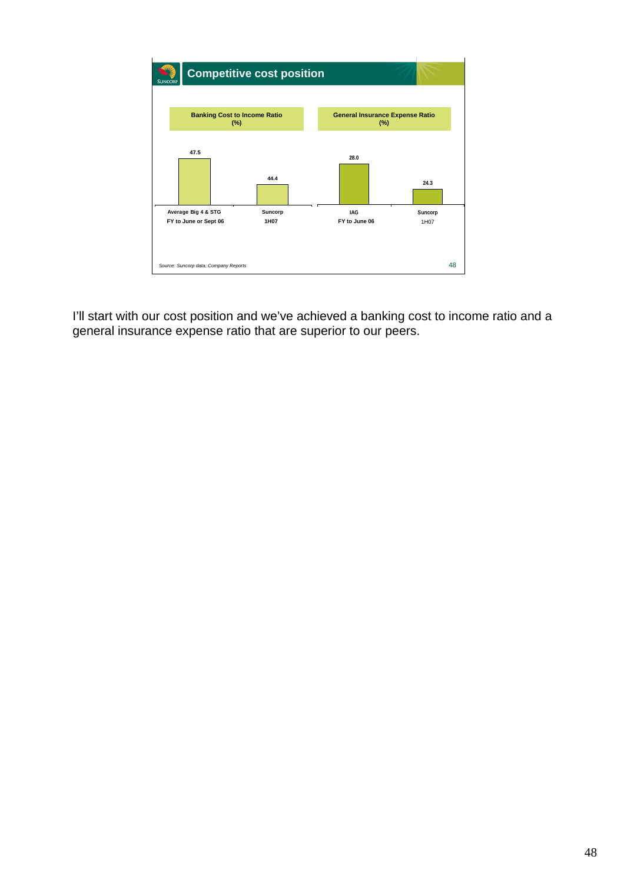## Competitive cost position

**Banking Cost to Income Ratio (%)**

| | Average Big 4 & STG FY to June or Sept 06 | Suncorp 1H07 |
|---|---|---|
| Banking Cost to Income Ratio (%) | 47.5 | 44.4 |

**General Insurance Expense Ratio (%)**

| | IAG FY to June 06 | Suncorp 1H07 |
|---|---|---|
| General Insurance Expense Ratio (%) | 28.0 | 24.3 |

*Source: Suncorp data; Company Reports*

I'll start with our cost position and we've achieved a banking cost to income ratio and a general insurance expense ratio that are superior to our peers.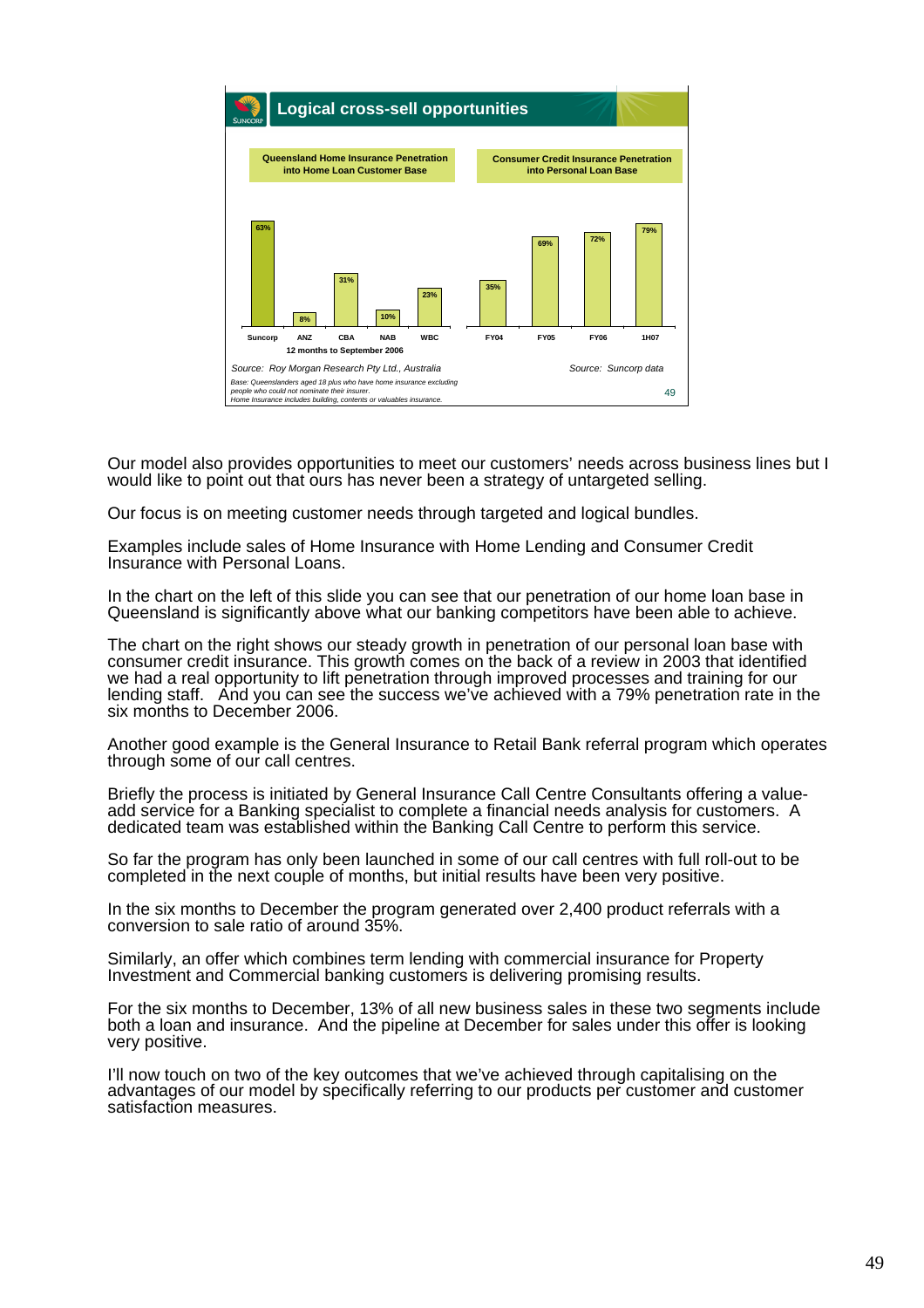## Logical cross-sell opportunities

**Queensland Home Insurance Penetration into Home Loan Customer Base**

| Suncorp | ANZ | CBA | NAB | WBC |
|---|---|---|---|---|
| 63% | 8% | 31% | 10% | 23% |

12 months to September 2006

*Source: Roy Morgan Research Pty Ltd., Australia*

*Base: Queenslanders aged 18 plus who have home insurance excluding people who could not nominate their insurer.*
*Home Insurance includes building, contents or valuables insurance.*

**Consumer Credit Insurance Penetration into Personal Loan Base**

| FY04 | FY05 | FY06 | 1H07 |
|---|---|---|---|
| 35% | 69% | 72% | 79% |

*Source: Suncorp data*

Our model also provides opportunities to meet our customers' needs across business lines but I would like to point out that ours has never been a strategy of untargeted selling.

Our focus is on meeting customer needs through targeted and logical bundles.

Examples include sales of Home Insurance with Home Lending and Consumer Credit Insurance with Personal Loans.

In the chart on the left of this slide you can see that our penetration of our home loan base in Queensland is significantly above what our banking competitors have been able to achieve.

The chart on the right shows our steady growth in penetration of our personal loan base with consumer credit insurance. This growth comes on the back of a review in 2003 that identified we had a real opportunity to lift penetration through improved processes and training for our lending staff.  And you can see the success we've achieved with a 79% penetration rate in the six months to December 2006.

Another good example is the General Insurance to Retail Bank referral program which operates through some of our call centres.

Briefly the process is initiated by General Insurance Call Centre Consultants offering a value-add service for a Banking specialist to complete a financial needs analysis for customers.  A dedicated team was established within the Banking Call Centre to perform this service.

So far the program has only been launched in some of our call centres with full roll-out to be completed in the next couple of months, but initial results have been very positive.

In the six months to December the program generated over 2,400 product referrals with a conversion to sale ratio of around 35%.

Similarly, an offer which combines term lending with commercial insurance for Property Investment and Commercial banking customers is delivering promising results.

For the six months to December, 13% of all new business sales in these two segments include both a loan and insurance.  And the pipeline at December for sales under this offer is looking very positive.

I'll now touch on two of the key outcomes that we've achieved through capitalising on the advantages of our model by specifically referring to our products per customer and customer satisfaction measures.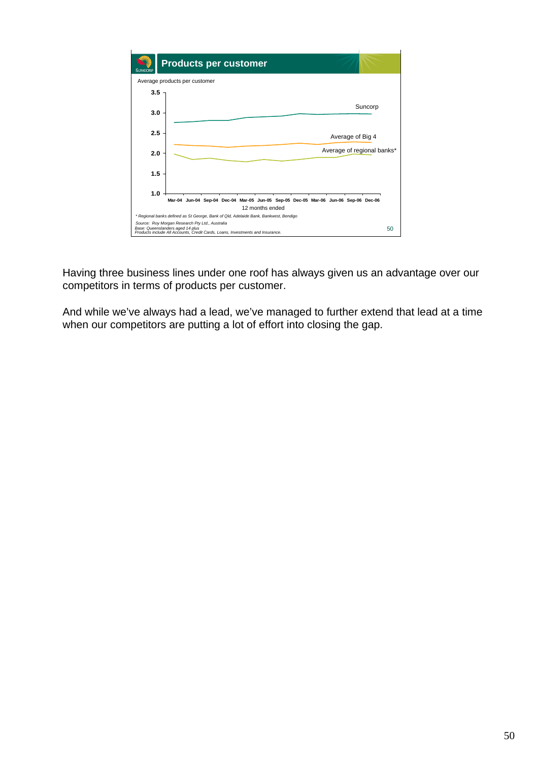## Products per customer

Average products per customer

| 12 months ended | Mar-04 | Jun-04 | Sep-04 | Dec-04 | Mar-05 | Jun-05 | Sep-05 | Dec-05 | Mar-06 | Jun-06 | Sep-06 | Dec-06 |
|---|---|---|---|---|---|---|---|---|---|---|---|---|
| Suncorp | | | | | | | | | | | | |
| Average of Big 4 | | | | | | | | | | | | |
| Average of regional banks* | | | | | | | | | | | | |

*Y-axis: 1.0 to 3.5*

* Regional banks defined as St George, Bank of Qld, Adelaide Bank, Bankwest, Bendigo

Source: Roy Morgan Research Pty Ltd., Australia
Base: Queenslanders aged 14 plus
Products include All Accounts, Credit Cards, Loans, Investments and Insurance.

Having three business lines under one roof has always given us an advantage over our competitors in terms of products per customer.

And while we've always had a lead, we've managed to further extend that lead at a time when our competitors are putting a lot of effort into closing the gap.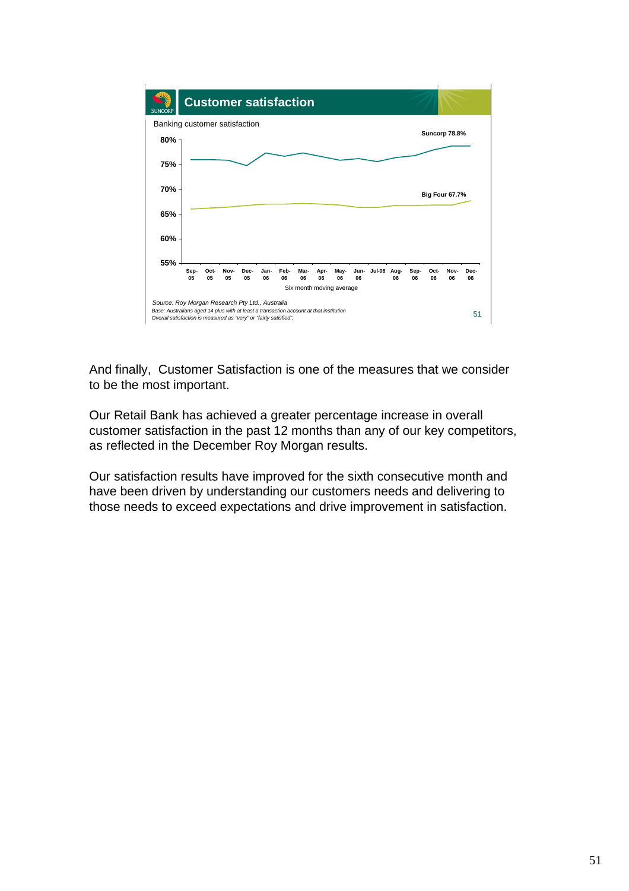## Customer satisfaction

Banking customer satisfaction

Suncorp 78.8%

Big Four 67.7%

Six month moving average

*Source: Roy Morgan Research Pty Ltd., Australia*
*Base: Australians aged 14 plus with at least a transaction account at that institution*
*Overall satisfaction is measured as "very" or "fairly satisfied".*

And finally, Customer Satisfaction is one of the measures that we consider to be the most important.

Our Retail Bank has achieved a greater percentage increase in overall customer satisfaction in the past 12 months than any of our key competitors, as reflected in the December Roy Morgan results.

Our satisfaction results have improved for the sixth consecutive month and have been driven by understanding our customers needs and delivering to those needs to exceed expectations and drive improvement in satisfaction.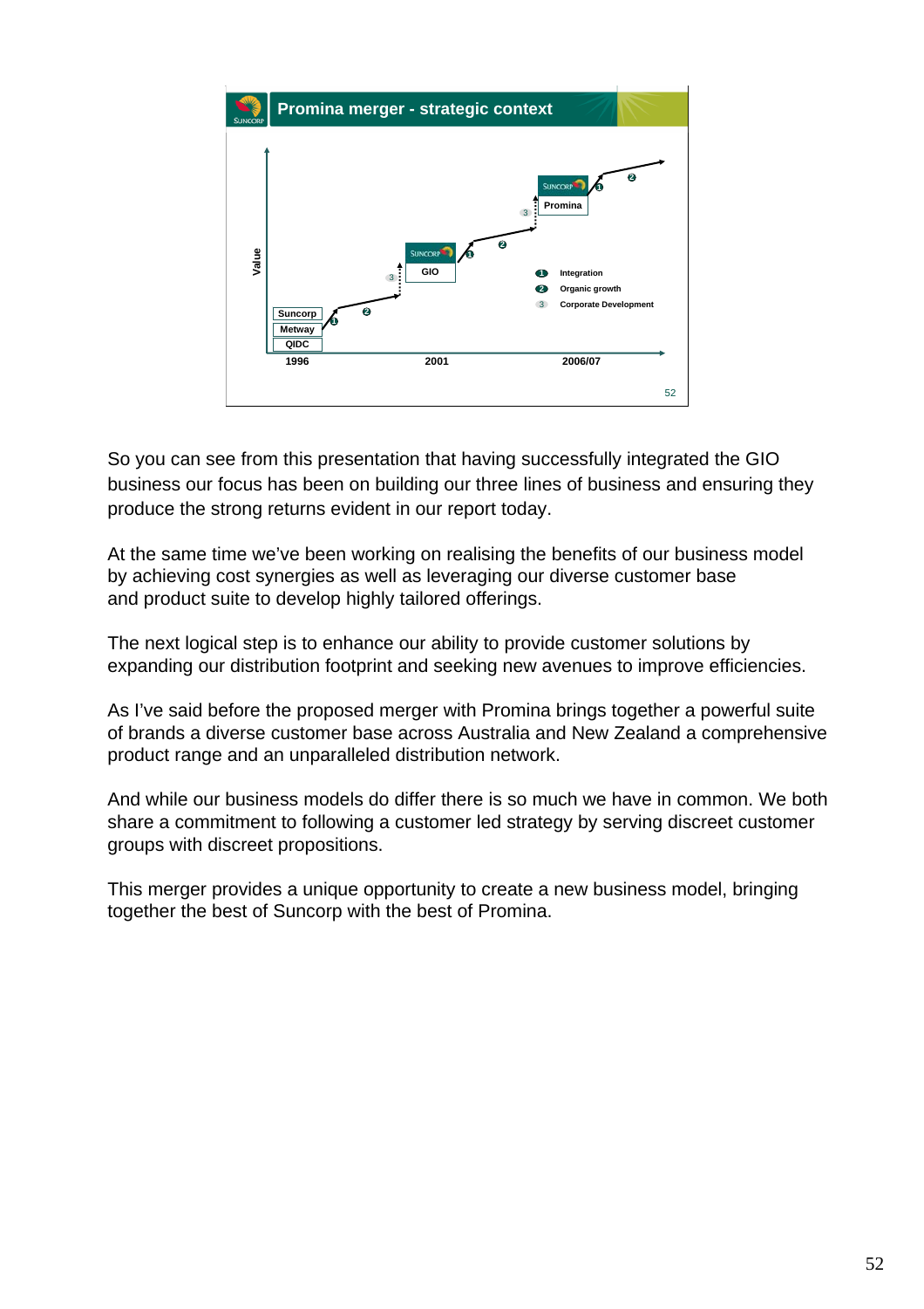## Promina merger - strategic context

Value

Suncorp
Metway
QIDC

1996 — 2001 — 2006/07

GIO

Promina

1 Integration
2 Organic growth
3 Corporate Development

So you can see from this presentation that having successfully integrated the GIO business our focus has been on building our three lines of business and ensuring they produce the strong returns evident in our report today.

At the same time we've been working on realising the benefits of our business model by achieving cost synergies as well as leveraging our diverse customer base and product suite to develop highly tailored offerings.

The next logical step is to enhance our ability to provide customer solutions by expanding our distribution footprint and seeking new avenues to improve efficiencies.

As I've said before the proposed merger with Promina brings together a powerful suite of brands a diverse customer base across Australia and New Zealand a comprehensive product range and an unparalleled distribution network.

And while our business models do differ there is so much we have in common. We both share a commitment to following a customer led strategy by serving discreet customer groups with discreet propositions.

This merger provides a unique opportunity to create a new business model, bringing together the best of Suncorp with the best of Promina.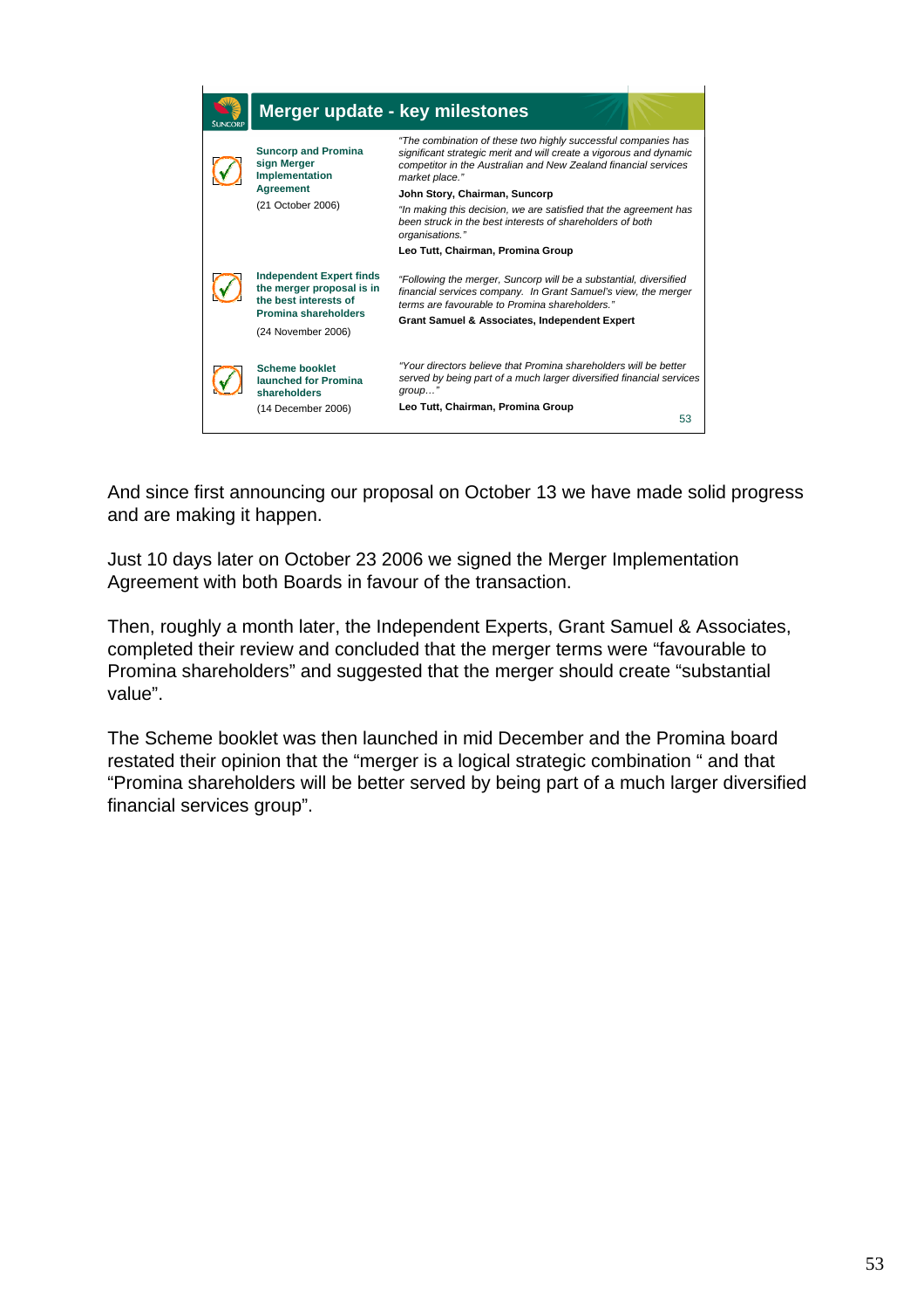## Merger update - key milestones

| | Milestone | Quote |
|---|---|---|
| ✓ | **Suncorp and Promina sign Merger Implementation Agreement** (21 October 2006) | *"The combination of these two highly successful companies has significant strategic merit and will create a vigorous and dynamic competitor in the Australian and New Zealand financial services market place."* **John Story, Chairman, Suncorp** *"In making this decision, we are satisfied that the agreement has been struck in the best interests of shareholders of both organisations."* **Leo Tutt, Chairman, Promina Group** |
| ✓ | **Independent Expert finds the merger proposal is in the best interests of Promina shareholders** (24 November 2006) | *"Following the merger, Suncorp will be a substantial, diversified financial services company. In Grant Samuel's view, the merger terms are favourable to Promina shareholders."* **Grant Samuel & Associates, Independent Expert** |
| ✓ | **Scheme booklet launched for Promina shareholders** (14 December 2006) | *"Your directors believe that Promina shareholders will be better served by being part of a much larger diversified financial services group…"* **Leo Tutt, Chairman, Promina Group** |

And since first announcing our proposal on October 13 we have made solid progress and are making it happen.

Just 10 days later on October 23 2006 we signed the Merger Implementation Agreement with both Boards in favour of the transaction.

Then, roughly a month later, the Independent Experts, Grant Samuel & Associates, completed their review and concluded that the merger terms were "favourable to Promina shareholders" and suggested that the merger should create "substantial value".

The Scheme booklet was then launched in mid December and the Promina board restated their opinion that the "merger is a logical strategic combination " and that "Promina shareholders will be better served by being part of a much larger diversified financial services group".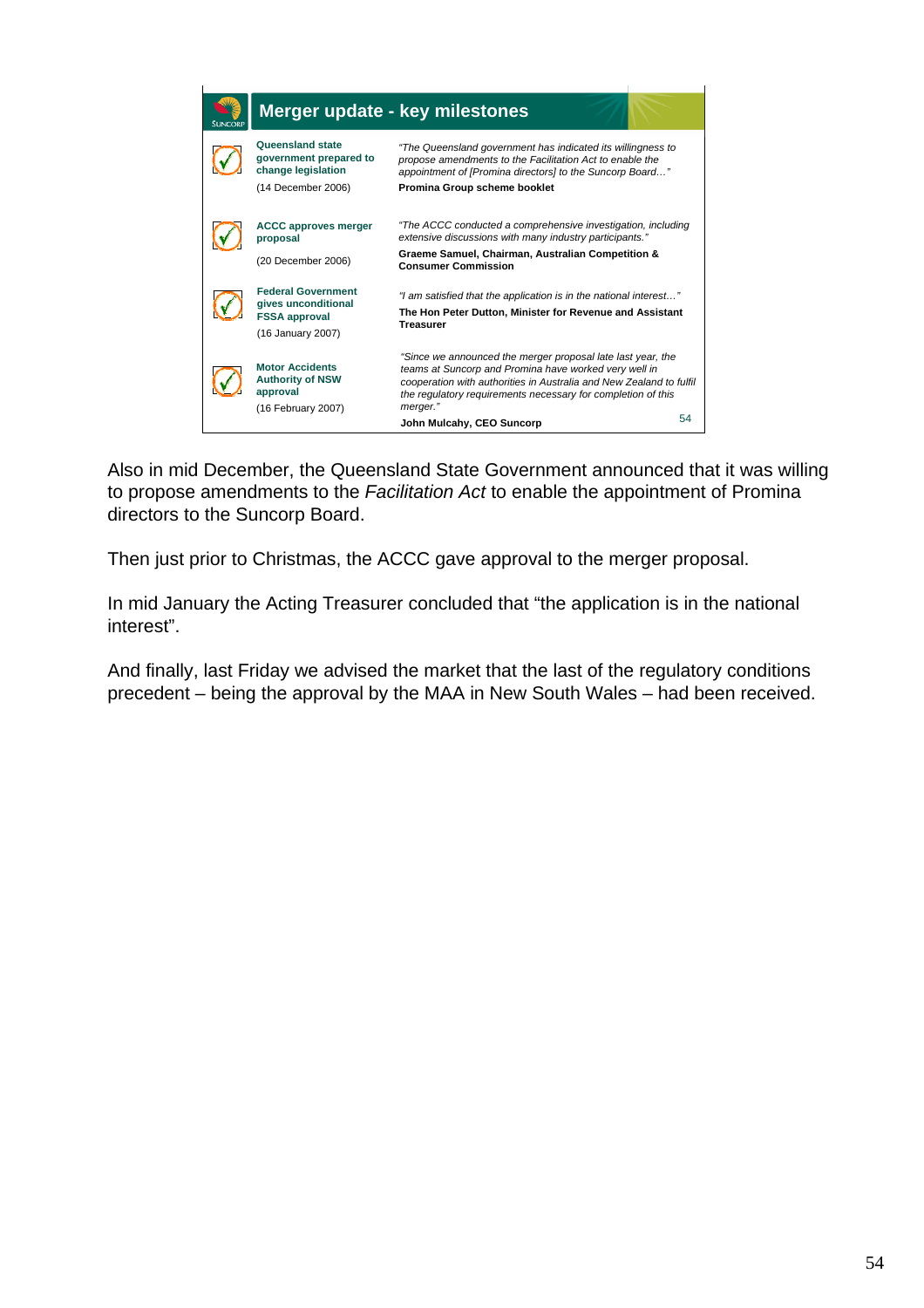## Merger update - key milestones

| Milestone | Quote |
| --- | --- |
| **Queensland state government prepared to change legislation** (14 December 2006) | *"The Queensland government has indicated its willingness to propose amendments to the Facilitation Act to enable the appointment of [Promina directors] to the Suncorp Board…"* **Promina Group scheme booklet** |
| **ACCC approves merger proposal** (20 December 2006) | *"The ACCC conducted a comprehensive investigation, including extensive discussions with many industry participants."* **Graeme Samuel, Chairman, Australian Competition & Consumer Commission** |
| **Federal Government gives unconditional FSSA approval** (16 January 2007) | *"I am satisfied that the application is in the national interest…"* **The Hon Peter Dutton, Minister for Revenue and Assistant Treasurer** |
| **Motor Accidents Authority of NSW approval** (16 February 2007) | *"Since we announced the merger proposal late last year, the teams at Suncorp and Promina have worked very well in cooperation with authorities in Australia and New Zealand to fulfil the regulatory requirements necessary for completion of this merger."* **John Mulcahy, CEO Suncorp** |

Also in mid December, the Queensland State Government announced that it was willing to propose amendments to the *Facilitation Act* to enable the appointment of Promina directors to the Suncorp Board.

Then just prior to Christmas, the ACCC gave approval to the merger proposal.

In mid January the Acting Treasurer concluded that "the application is in the national interest".

And finally, last Friday we advised the market that the last of the regulatory conditions precedent – being the approval by the MAA in New South Wales – had been received.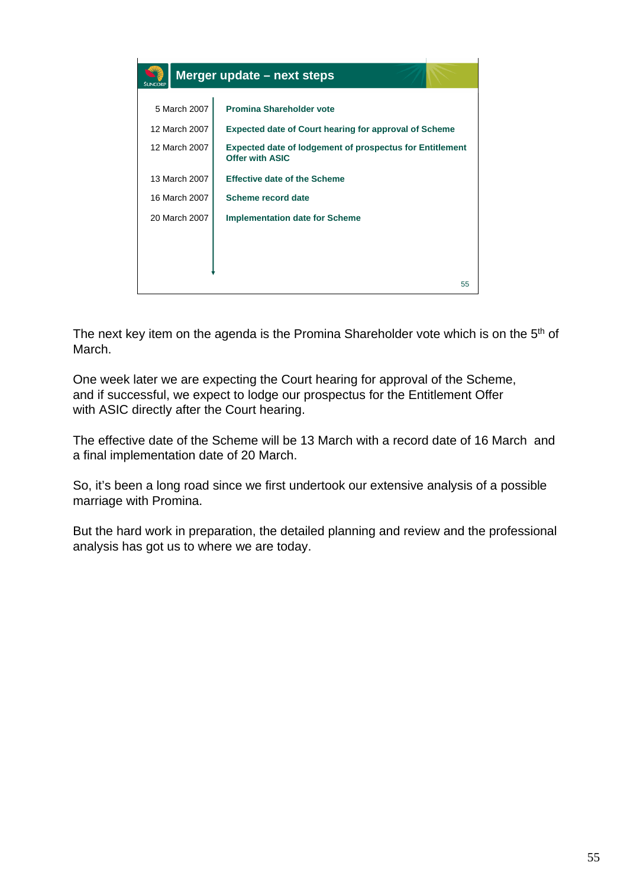## Merger update – next steps

| Date | Event |
| --- | --- |
| 5 March 2007 | **Promina Shareholder vote** |
| 12 March 2007 | **Expected date of Court hearing for approval of Scheme** |
| 12 March 2007 | **Expected date of lodgement of prospectus for Entitlement Offer with ASIC** |
| 13 March 2007 | **Effective date of the Scheme** |
| 16 March 2007 | **Scheme record date** |
| 20 March 2007 | **Implementation date for Scheme** |

The next key item on the agenda is the Promina Shareholder vote which is on the 5th of March.

One week later we are expecting the Court hearing for approval of the Scheme, and if successful, we expect to lodge our prospectus for the Entitlement Offer with ASIC directly after the Court hearing.

The effective date of the Scheme will be 13 March with a record date of 16 March and a final implementation date of 20 March.

So, it's been a long road since we first undertook our extensive analysis of a possible marriage with Promina.

But the hard work in preparation, the detailed planning and review and the professional analysis has got us to where we are today.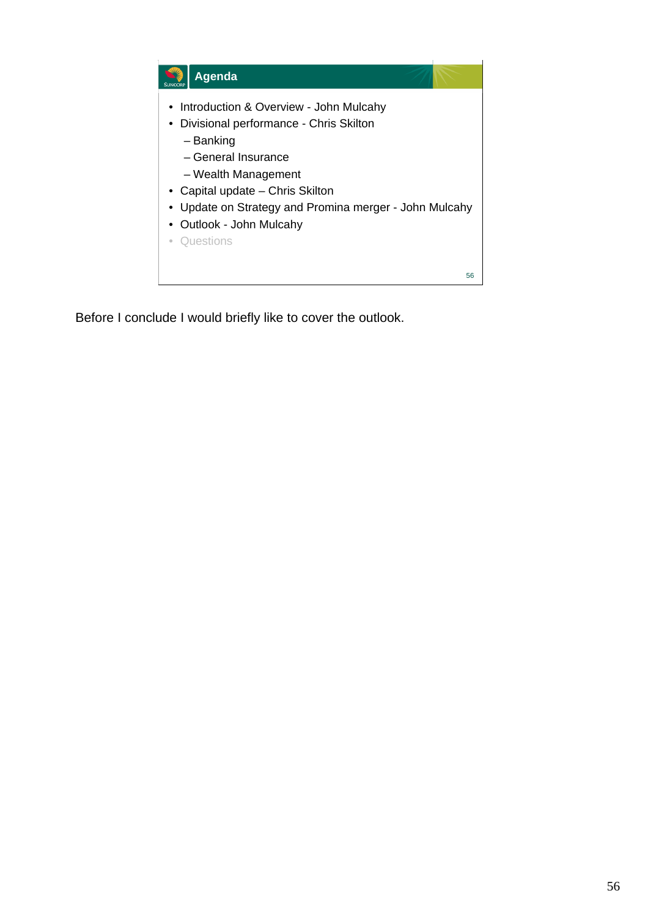## Agenda

- Introduction & Overview - John Mulcahy
- Divisional performance - Chris Skilton
  - Banking
  - General Insurance
  - Wealth Management
- Capital update – Chris Skilton
- Update on Strategy and Promina merger - John Mulcahy
- Outlook - John Mulcahy
- Questions

Before I conclude I would briefly like to cover the outlook.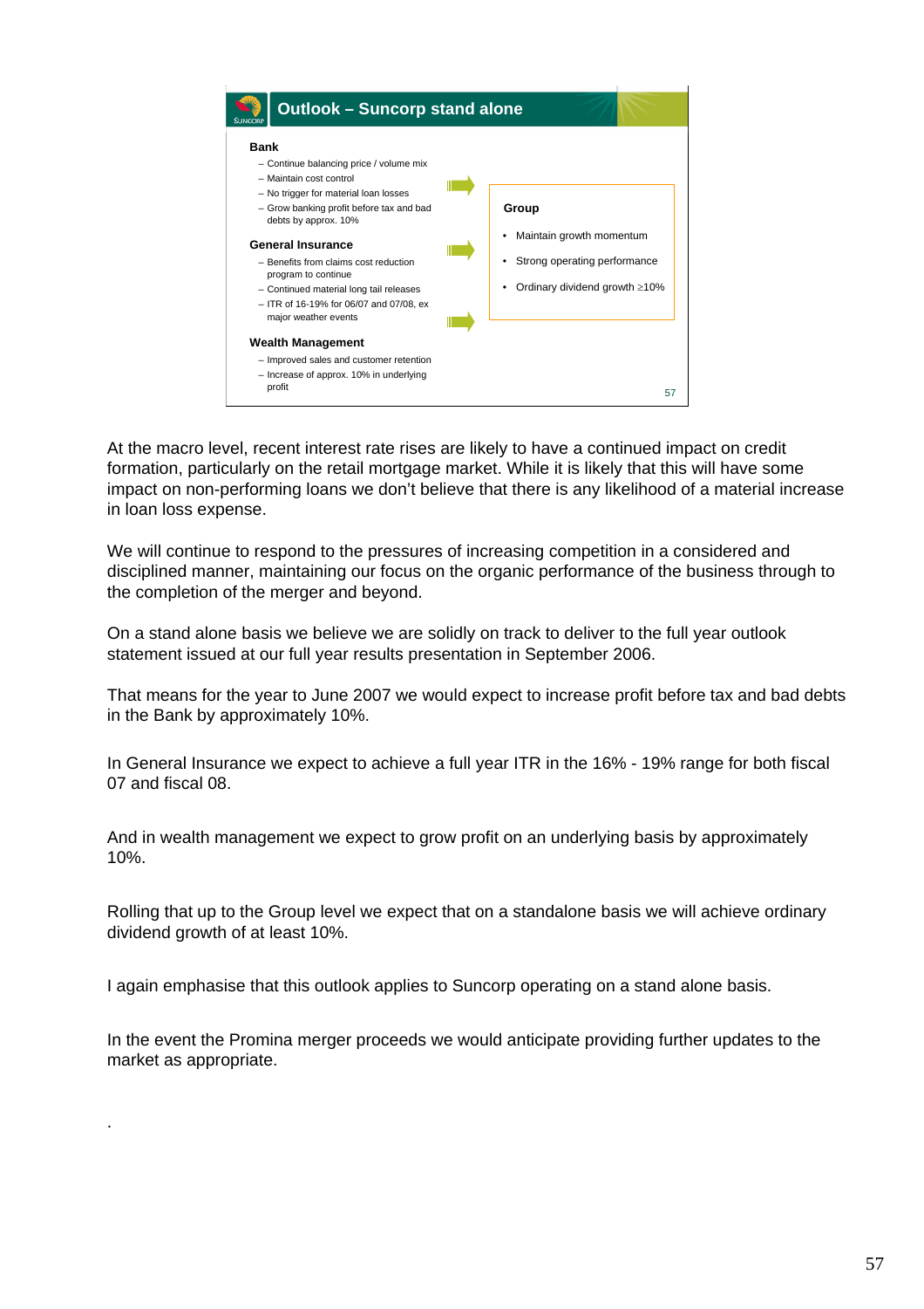## Outlook – Suncorp stand alone

**Bank**

- Continue balancing price / volume mix
- Maintain cost control
- No trigger for material loan losses
- Grow banking profit before tax and bad debts by approx. 10%

**General Insurance**

- Benefits from claims cost reduction program to continue
- Continued material long tail releases
- ITR of 16-19% for 06/07 and 07/08, ex major weather events

**Wealth Management**

- Improved sales and customer retention
- Increase of approx. 10% in underlying profit

**Group**

- Maintain growth momentum
- Strong operating performance
- Ordinary dividend growth ≥10%

At the macro level, recent interest rate rises are likely to have a continued impact on credit formation, particularly on the retail mortgage market. While it is likely that this will have some impact on non-performing loans we don't believe that there is any likelihood of a material increase in loan loss expense.

We will continue to respond to the pressures of increasing competition in a considered and disciplined manner, maintaining our focus on the organic performance of the business through to the completion of the merger and beyond.

On a stand alone basis we believe we are solidly on track to deliver to the full year outlook statement issued at our full year results presentation in September 2006.

That means for the year to June 2007 we would expect to increase profit before tax and bad debts in the Bank by approximately 10%.

In General Insurance we expect to achieve a full year ITR in the 16% - 19% range for both fiscal 07 and fiscal 08.

And in wealth management we expect to grow profit on an underlying basis by approximately 10%.

Rolling that up to the Group level we expect that on a standalone basis we will achieve ordinary dividend growth of at least 10%.

I again emphasise that this outlook applies to Suncorp operating on a stand alone basis.

In the event the Promina merger proceeds we would anticipate providing further updates to the market as appropriate.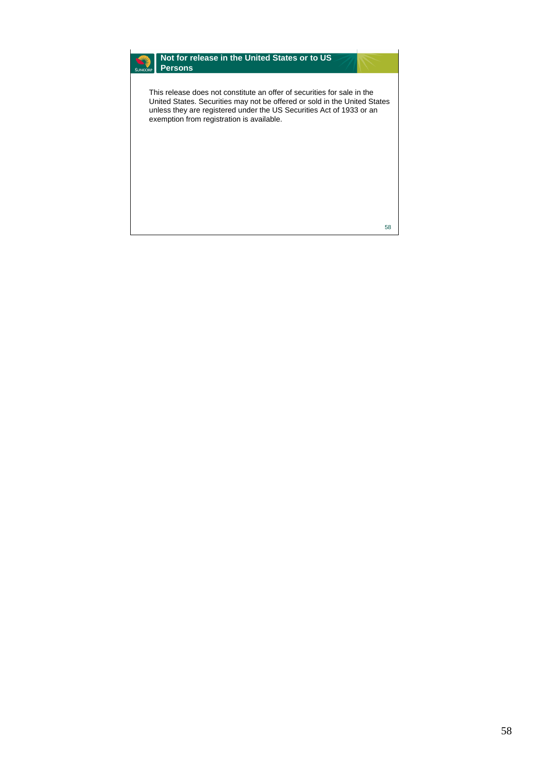## Not for release in the United States or to US Persons

This release does not constitute an offer of securities for sale in the United States. Securities may not be offered or sold in the United States unless they are registered under the US Securities Act of 1933 or an exemption from registration is available.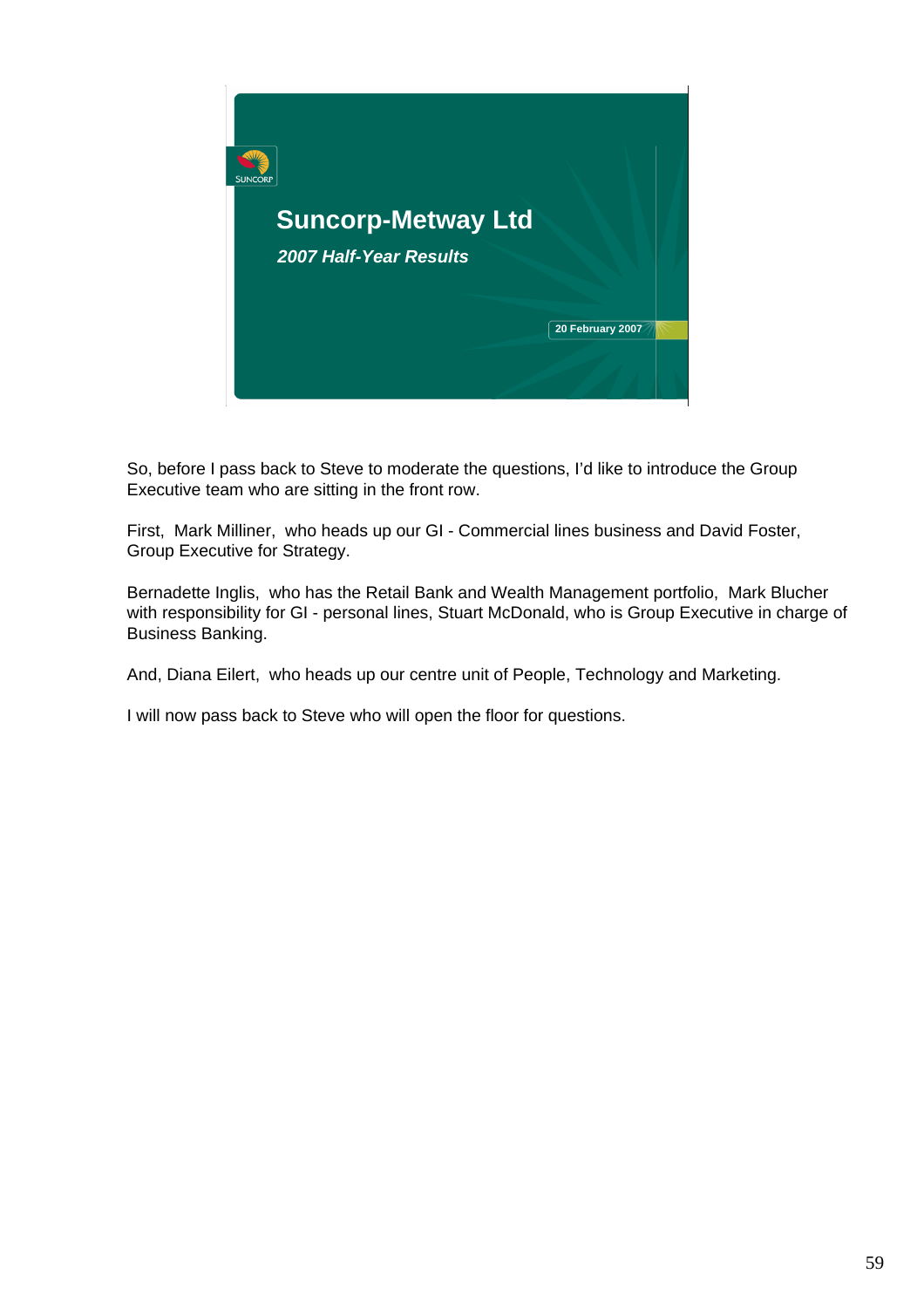## Suncorp-Metway Ltd

***2007 Half-Year Results***

**20 February 2007**

So, before I pass back to Steve to moderate the questions, I'd like to introduce the Group Executive team who are sitting in the front row.

First, Mark Milliner, who heads up our GI - Commercial lines business and David Foster, Group Executive for Strategy.

Bernadette Inglis, who has the Retail Bank and Wealth Management portfolio, Mark Blucher with responsibility for GI - personal lines, Stuart McDonald, who is Group Executive in charge of Business Banking.

And, Diana Eilert, who heads up our centre unit of People, Technology and Marketing.

I will now pass back to Steve who will open the floor for questions.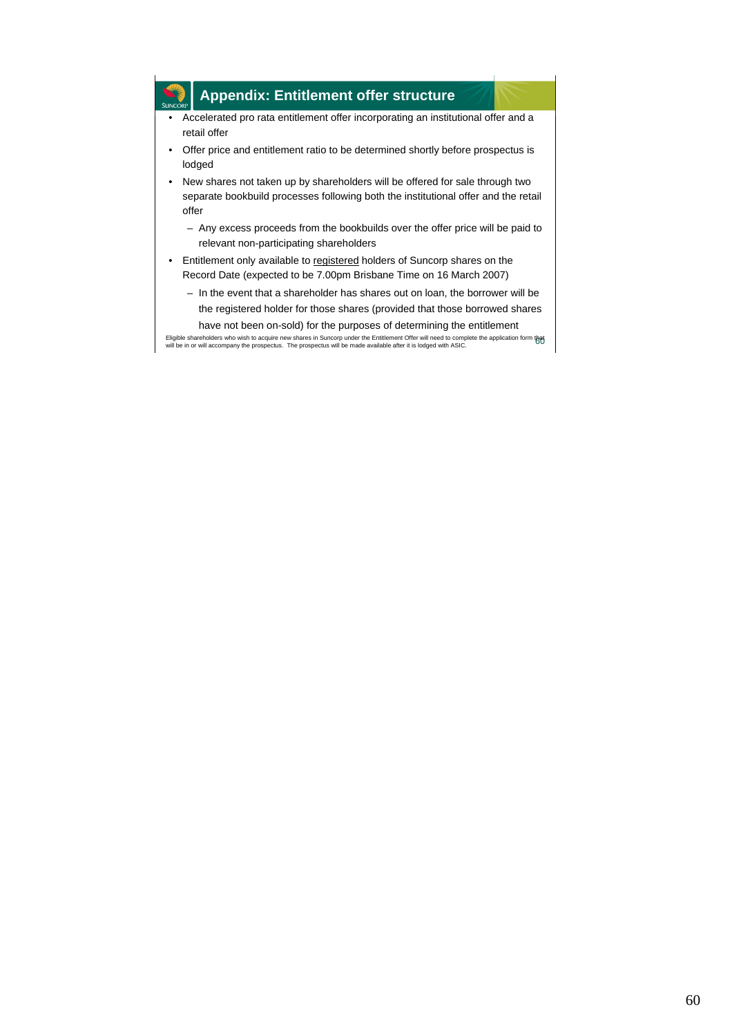## Appendix: Entitlement offer structure

- Accelerated pro rata entitlement offer incorporating an institutional offer and a retail offer
- Offer price and entitlement ratio to be determined shortly before prospectus is lodged
- New shares not taken up by shareholders will be offered for sale through two separate bookbuild processes following both the institutional offer and the retail offer
  - Any excess proceeds from the bookbuilds over the offer price will be paid to relevant non-participating shareholders
- Entitlement only available to registered holders of Suncorp shares on the Record Date (expected to be 7.00pm Brisbane Time on 16 March 2007)
  - In the event that a shareholder has shares out on loan, the borrower will be the registered holder for those shares (provided that those borrowed shares have not been on-sold) for the purposes of determining the entitlement

Eligible shareholders who wish to acquire new shares in Suncorp under the Entitlement Offer will need to complete the application form that will be in or will accompany the prospectus. The prospectus will be made available after it is lodged with ASIC.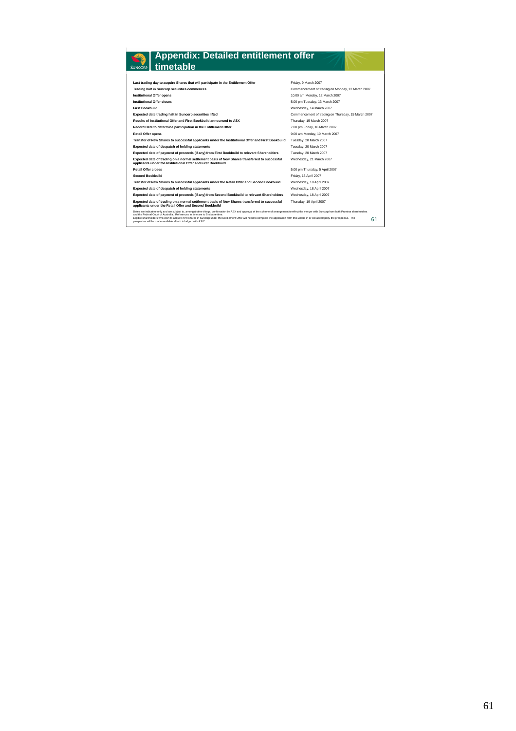# Appendix: Detailed entitlement offer timetable

| | |
|---|---|
| **Last trading day to acquire Shares that will participate in the Entitlement Offer** | Friday, 9 March 2007 |
| **Trading halt in Suncorp securities commences** | Commencement of trading on Monday, 12 March 2007 |
| **Institutional Offer opens** | 10.00 am Monday, 12 March 2007 |
| **Institutional Offer closes** | 5.00 pm Tuesday, 13 March 2007 |
| **First Bookbuild** | Wednesday, 14 March 2007 |
| **Expected date trading halt in Suncorp securities lifted** | Commencement of trading on Thursday, 15 March 2007 |
| **Results of Institutional Offer and First Bookbuild announced to ASX** | Thursday, 15 March 2007 |
| **Record Date to determine participation in the Entitlement Offer** | 7.00 pm Friday, 16 March 2007 |
| **Retail Offer opens** | 9.00 am Monday, 19 March 2007 |
| **Transfer of New Shares to successful applicants under the Institutional Offer and First Bookbuild** | Tuesday, 20 March 2007 |
| **Expected date of despatch of holding statements** | Tuesday, 20 March 2007 |
| **Expected date of payment of proceeds (if any) from First Bookbuild to relevant Shareholders** | Tuesday, 20 March 2007 |
| **Expected date of trading on a normal settlement basis of New Shares transferred to successful applicants under the Institutional Offer and First Bookbuild** | Wednesday, 21 March 2007 |
| **Retail Offer closes** | 5.00 pm Thursday, 5 April 2007 |
| **Second Bookbuild** | Friday, 13 April 2007 |
| **Transfer of New Shares to successful applicants under the Retail Offer and Second Bookbuild** | Wednesday, 18 April 2007 |
| **Expected date of despatch of holding statements** | Wednesday, 18 April 2007 |
| **Expected date of payment of proceeds (if any) from Second Bookbuild to relevant Shareholders** | Wednesday, 18 April 2007 |
| **Expected date of trading on a normal settlement basis of New Shares transferred to successful applicants under the Retail Offer and Second Bookbuild** | Thursday, 19 April 2007 |

Dates are indicative only and are subject to, amongst other things, confirmation by ASX and approval of the scheme of arrangement to effect the merger with Suncorp from both Promina shareholders and the Federal Court of Australia. References to time are to Brisbane time.
Eligible shareholders who wish to acquire new shares in Suncorp under the Entitlement Offer will need to complete the application form that will be in or will accompany the prospectus. The prospectus will be made available after it is lodged with ASIC.